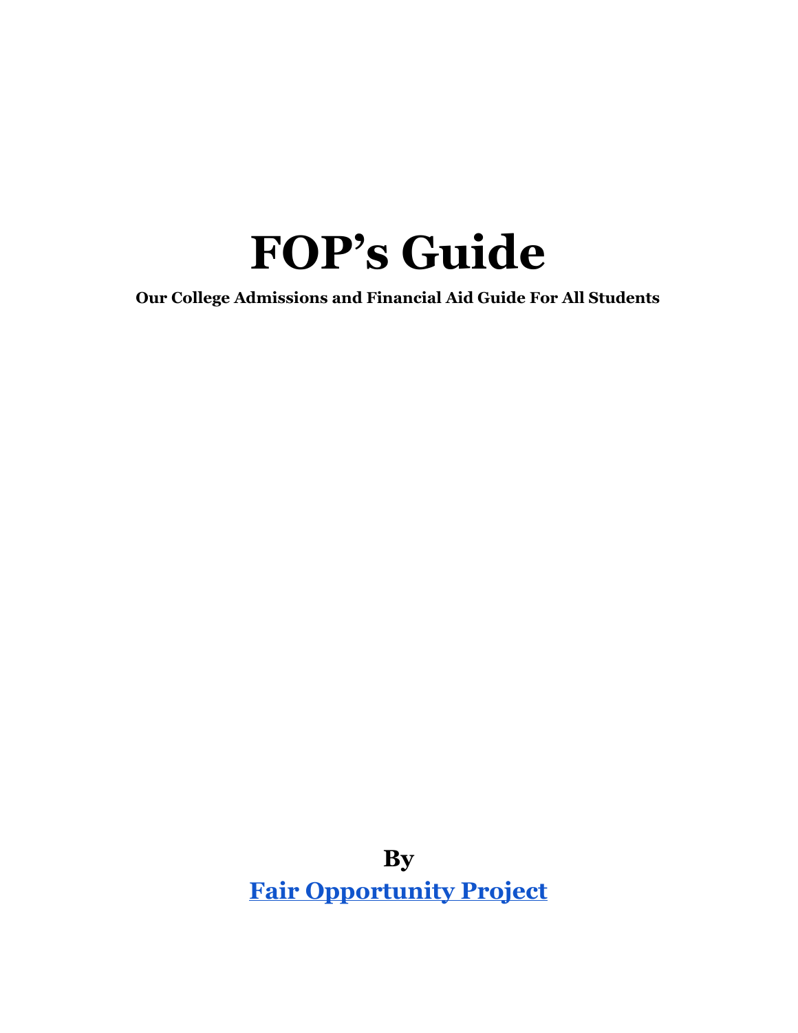# FOP's Guide

**Our College Admissions and Financial Aid Guide For All Students**

**By**

**Fair Opportunity Project**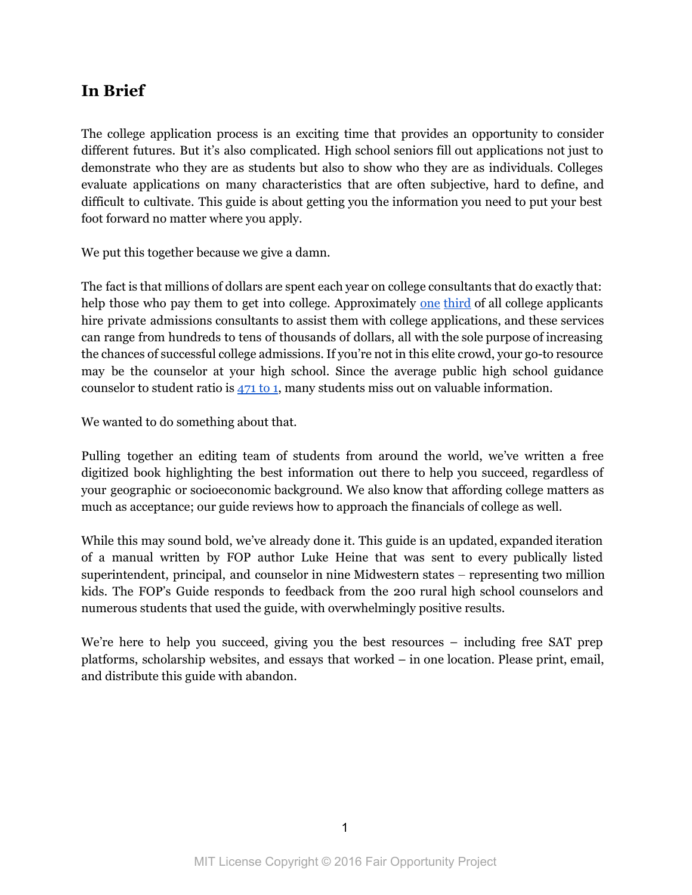## In Brief

The college application process is an exciting time that provides an opportunity to consider different futures. But it's also complicated. High school seniors fill out applications not just to demonstrate who they are as students but also to show who they are as individuals. Colleges evaluate applications on many characteristics that are often subjective, hard to define, and difficult to cultivate. This guide is about getting you the information you need to put your best foot forward no matter where you apply.

We put this together because we give a damn.

The fact is that millions of dollars are spent each year on college consultants that do exactly that: help those who pay them to get into college. Approximately one third of all college applicants hire private admissions consultants to assist them with college applications, and these services can range from hundreds to tens of thousands of dollars, all with the sole purpose of increasing the chances of successful college admissions. If you're not in this elite crowd, your go-to resource may be the counselor at your high school. Since the average public high school guidance counselor to student ratio is 471 to 1, many students miss out on valuable information.

We wanted to do something about that.

Pulling together an editing team of students from around the world, we've written a free digitized book highlighting the best information out there to help you succeed, regardless of your geographic or socioeconomic background. We also know that affording college matters as much as acceptance; our guide reviews how to approach the financials of college as well.

While this may sound bold, we've already done it. This guide is an updated, expanded iteration of a manual written by FOP author Luke Heine that was sent to every publically listed superintendent, principal, and counselor in nine Midwestern states – representing two million kids. The FOP's Guide responds to feedback from the 200 rural high school counselors and numerous students that used the guide, with overwhelmingly positive results.

We're here to help you succeed, giving you the best resources – including free SAT prep platforms, scholarship websites, and essays that worked – in one location. Please print, email, and distribute this guide with abandon.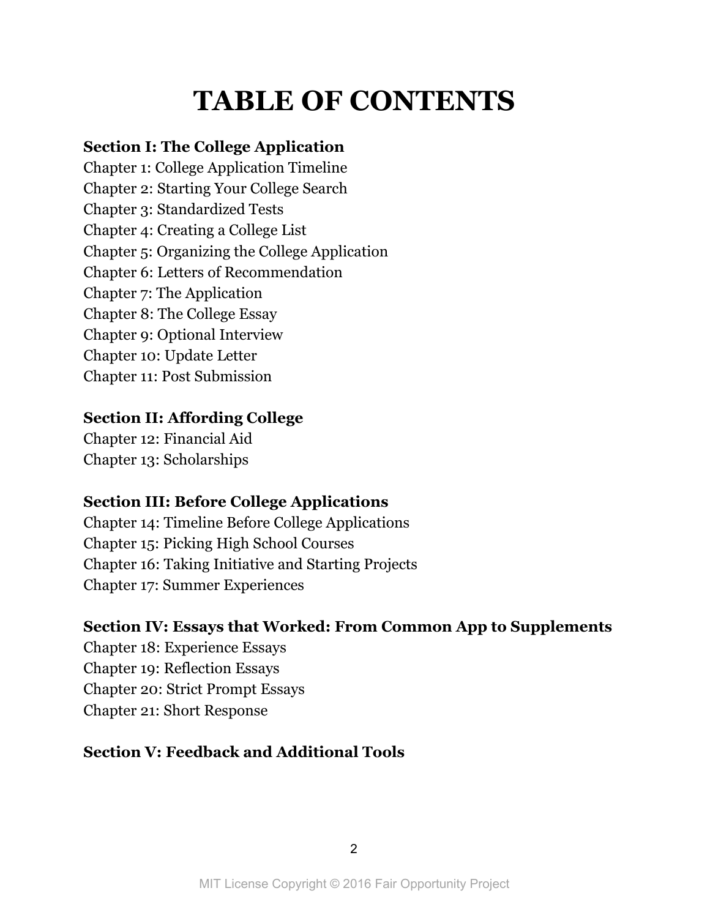# TABLE OF CONTENTS

**Section I: The College Application**

Chapter 1: College Application Timeline
Chapter 2: Starting Your College Search
Chapter 3: Standardized Tests
Chapter 4: Creating a College List
Chapter 5: Organizing the College Application
Chapter 6: Letters of Recommendation
Chapter 7: The Application
Chapter 8: The College Essay
Chapter 9: Optional Interview
Chapter 10: Update Letter
Chapter 11: Post Submission

**Section II: Affording College**

Chapter 12: Financial Aid
Chapter 13: Scholarships

**Section III: Before College Applications**

Chapter 14: Timeline Before College Applications
Chapter 15: Picking High School Courses
Chapter 16: Taking Initiative and Starting Projects
Chapter 17: Summer Experiences

**Section IV: Essays that Worked: From Common App to Supplements**

Chapter 18: Experience Essays
Chapter 19: Reflection Essays
Chapter 20: Strict Prompt Essays
Chapter 21: Short Response

**Section V: Feedback and Additional Tools**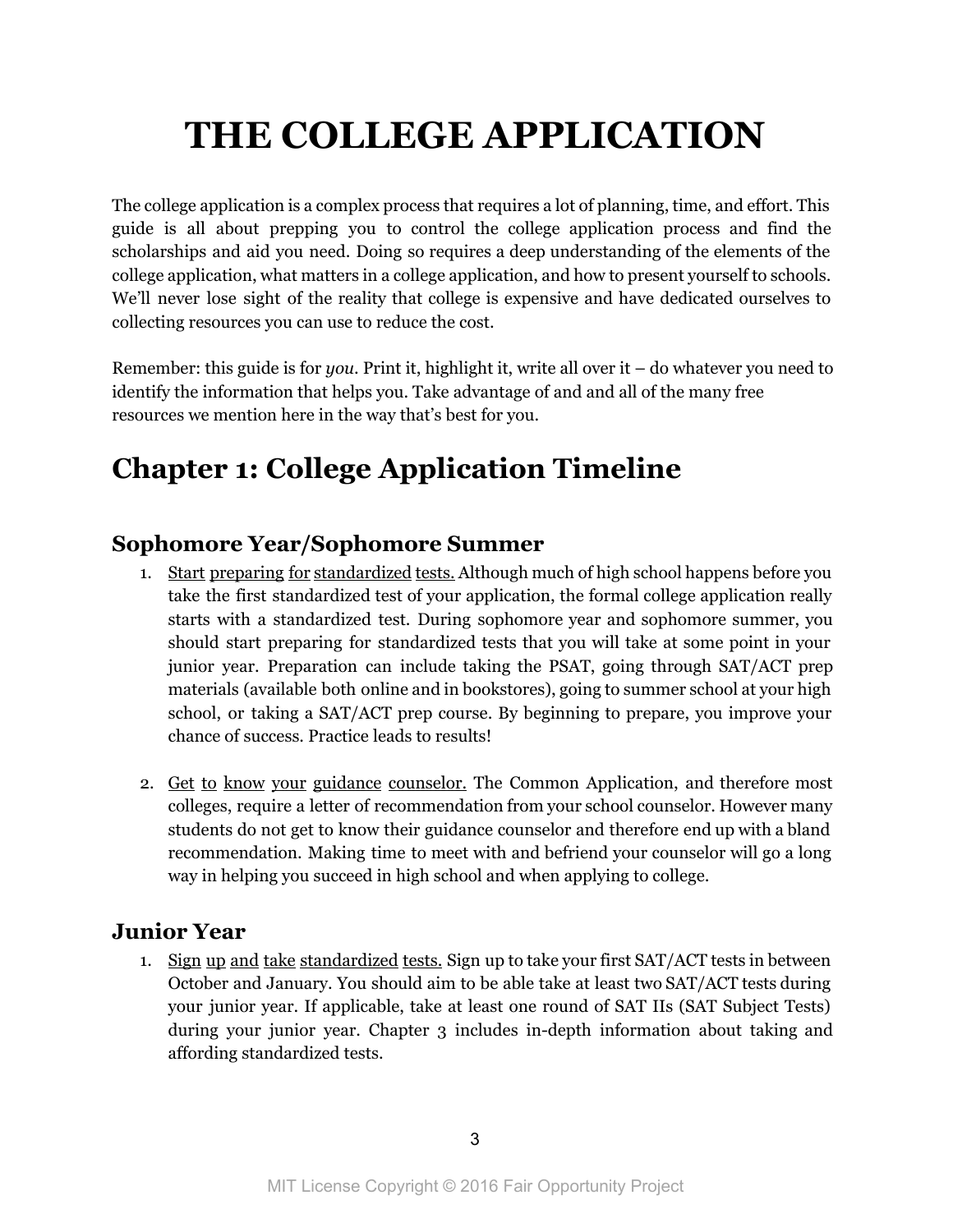# THE COLLEGE APPLICATION

The college application is a complex process that requires a lot of planning, time, and effort. This guide is all about prepping you to control the college application process and find the scholarships and aid you need. Doing so requires a deep understanding of the elements of the college application, what matters in a college application, and how to present yourself to schools. We'll never lose sight of the reality that college is expensive and have dedicated ourselves to collecting resources you can use to reduce the cost.

Remember: this guide is for *you*. Print it, highlight it, write all over it – do whatever you need to identify the information that helps you. Take advantage of and and all of the many free resources we mention here in the way that's best for you.

## Chapter 1: College Application Timeline

### Sophomore Year/Sophomore Summer

1. Start preparing for standardized tests. Although much of high school happens before you take the first standardized test of your application, the formal college application really starts with a standardized test. During sophomore year and sophomore summer, you should start preparing for standardized tests that you will take at some point in your junior year. Preparation can include taking the PSAT, going through SAT/ACT prep materials (available both online and in bookstores), going to summer school at your high school, or taking a SAT/ACT prep course. By beginning to prepare, you improve your chance of success. Practice leads to results!

2. Get to know your guidance counselor. The Common Application, and therefore most colleges, require a letter of recommendation from your school counselor. However many students do not get to know their guidance counselor and therefore end up with a bland recommendation. Making time to meet with and befriend your counselor will go a long way in helping you succeed in high school and when applying to college.

### Junior Year

1. Sign up and take standardized tests. Sign up to take your first SAT/ACT tests in between October and January. You should aim to be able take at least two SAT/ACT tests during your junior year. If applicable, take at least one round of SAT IIs (SAT Subject Tests) during your junior year. Chapter 3 includes in-depth information about taking and affording standardized tests.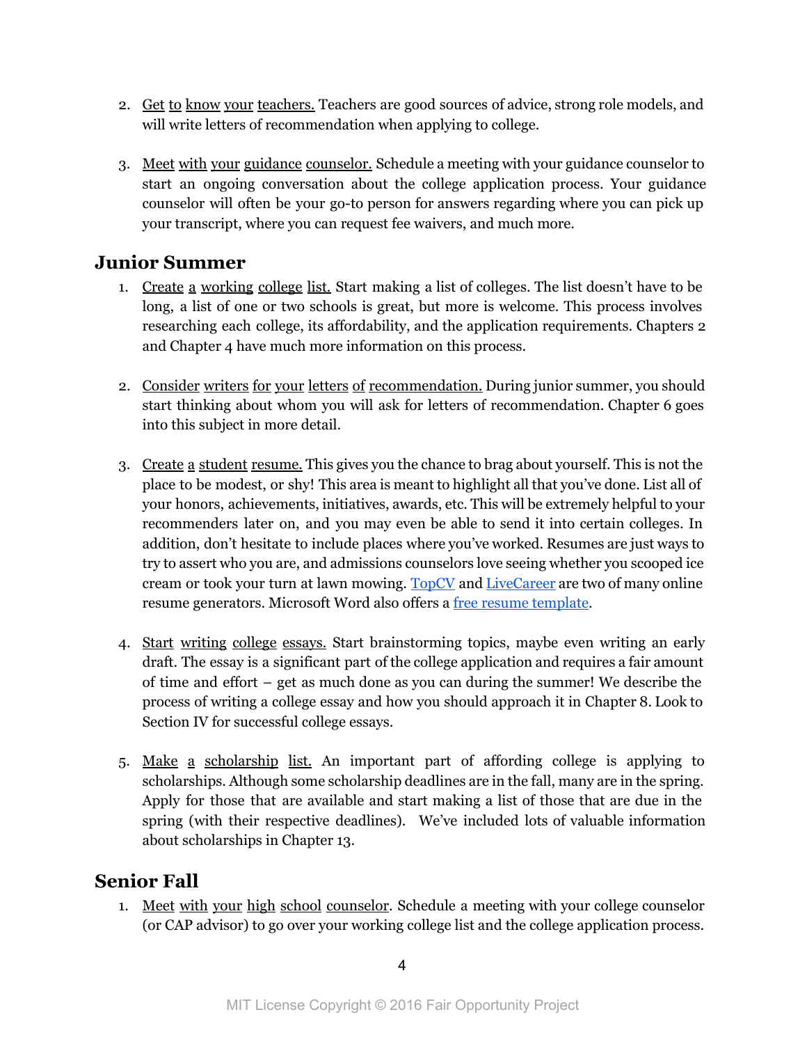2. Get to know your teachers. Teachers are good sources of advice, strong role models, and will write letters of recommendation when applying to college.

3. Meet with your guidance counselor. Schedule a meeting with your guidance counselor to start an ongoing conversation about the college application process. Your guidance counselor will often be your go-to person for answers regarding where you can pick up your transcript, where you can request fee waivers, and much more.

## Junior Summer

1. Create a working college list. Start making a list of colleges. The list doesn't have to be long, a list of one or two schools is great, but more is welcome. This process involves researching each college, its affordability, and the application requirements. Chapters 2 and Chapter 4 have much more information on this process.

2. Consider writers for your letters of recommendation. During junior summer, you should start thinking about whom you will ask for letters of recommendation. Chapter 6 goes into this subject in more detail.

3. Create a student resume. This gives you the chance to brag about yourself. This is not the place to be modest, or shy! This area is meant to highlight all that you've done. List all of your honors, achievements, initiatives, awards, etc. This will be extremely helpful to your recommenders later on, and you may even be able to send it into certain colleges. In addition, don't hesitate to include places where you've worked. Resumes are just ways to try to assert who you are, and admissions counselors love seeing whether you scooped ice cream or took your turn at lawn mowing. TopCV and LiveCareer are two of many online resume generators. Microsoft Word also offers a free resume template.

4. Start writing college essays. Start brainstorming topics, maybe even writing an early draft. The essay is a significant part of the college application and requires a fair amount of time and effort – get as much done as you can during the summer! We describe the process of writing a college essay and how you should approach it in Chapter 8. Look to Section IV for successful college essays.

5. Make a scholarship list. An important part of affording college is applying to scholarships. Although some scholarship deadlines are in the fall, many are in the spring. Apply for those that are available and start making a list of those that are due in the spring (with their respective deadlines). We've included lots of valuable information about scholarships in Chapter 13.

## Senior Fall

1. Meet with your high school counselor. Schedule a meeting with your college counselor (or CAP advisor) to go over your working college list and the college application process.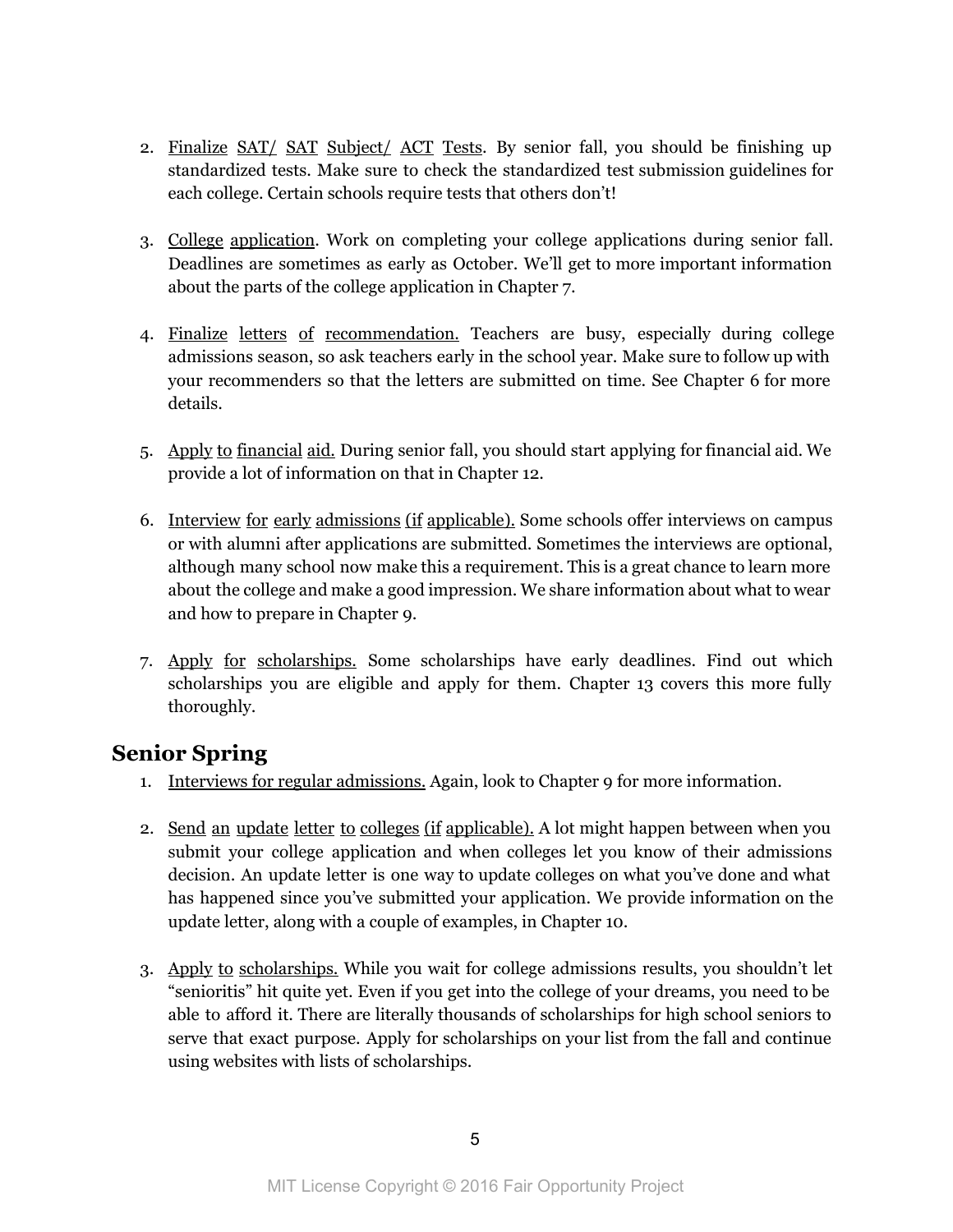2. <u>Finalize SAT/ SAT Subject/ ACT Tests</u>. By senior fall, you should be finishing up standardized tests. Make sure to check the standardized test submission guidelines for each college. Certain schools require tests that others don't!

3. <u>College application</u>. Work on completing your college applications during senior fall. Deadlines are sometimes as early as October. We'll get to more important information about the parts of the college application in Chapter 7.

4. <u>Finalize letters of recommendation.</u> Teachers are busy, especially during college admissions season, so ask teachers early in the school year. Make sure to follow up with your recommenders so that the letters are submitted on time. See Chapter 6 for more details.

5. <u>Apply to financial aid.</u> During senior fall, you should start applying for financial aid. We provide a lot of information on that in Chapter 12.

6. <u>Interview for early admissions (if applicable).</u> Some schools offer interviews on campus or with alumni after applications are submitted. Sometimes the interviews are optional, although many school now make this a requirement. This is a great chance to learn more about the college and make a good impression. We share information about what to wear and how to prepare in Chapter 9.

7. <u>Apply for scholarships.</u> Some scholarships have early deadlines. Find out which scholarships you are eligible and apply for them. Chapter 13 covers this more fully thoroughly.

## Senior Spring

1. <u>Interviews for regular admissions.</u> Again, look to Chapter 9 for more information.

2. <u>Send an update letter to colleges (if applicable).</u> A lot might happen between when you submit your college application and when colleges let you know of their admissions decision. An update letter is one way to update colleges on what you've done and what has happened since you've submitted your application. We provide information on the update letter, along with a couple of examples, in Chapter 10.

3. <u>Apply to scholarships.</u> While you wait for college admissions results, you shouldn't let "senioritis" hit quite yet. Even if you get into the college of your dreams, you need to be able to afford it. There are literally thousands of scholarships for high school seniors to serve that exact purpose. Apply for scholarships on your list from the fall and continue using websites with lists of scholarships.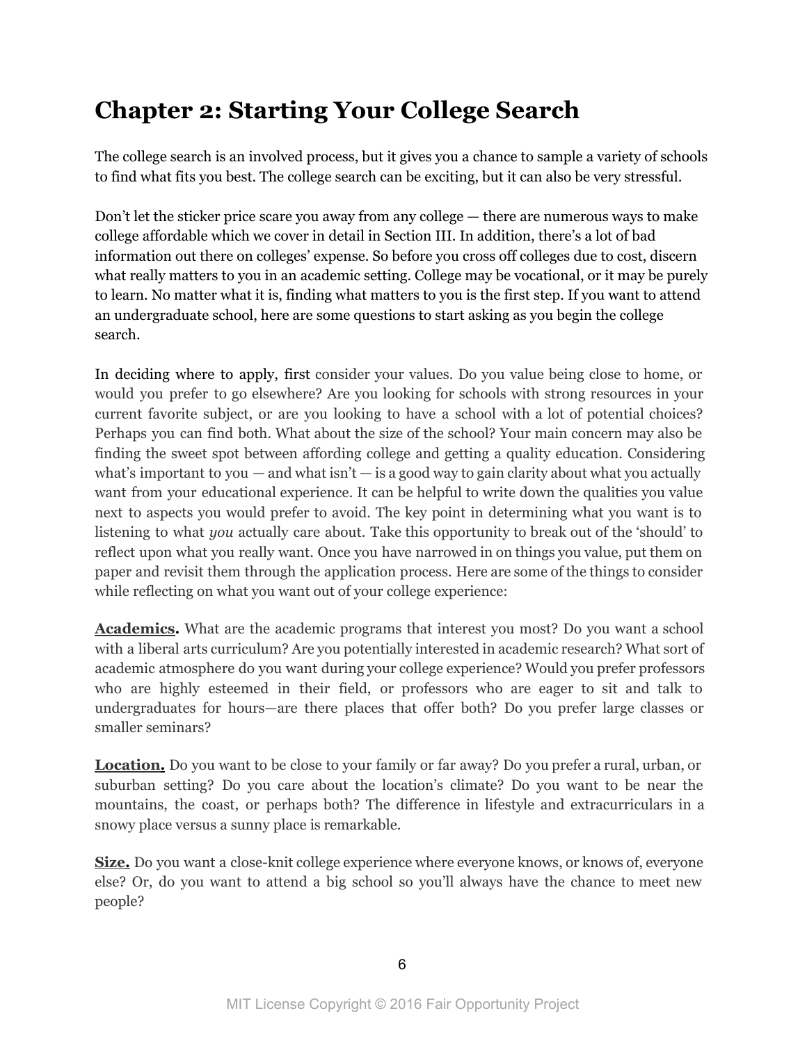# Chapter 2: Starting Your College Search

The college search is an involved process, but it gives you a chance to sample a variety of schools to find what fits you best. The college search can be exciting, but it can also be very stressful.

Don't let the sticker price scare you away from any college — there are numerous ways to make college affordable which we cover in detail in Section III. In addition, there's a lot of bad information out there on colleges' expense. So before you cross off colleges due to cost, discern what really matters to you in an academic setting. College may be vocational, or it may be purely to learn. No matter what it is, finding what matters to you is the first step. If you want to attend an undergraduate school, here are some questions to start asking as you begin the college search.

In deciding where to apply, first consider your values. Do you value being close to home, or would you prefer to go elsewhere? Are you looking for schools with strong resources in your current favorite subject, or are you looking to have a school with a lot of potential choices? Perhaps you can find both. What about the size of the school? Your main concern may also be finding the sweet spot between affording college and getting a quality education. Considering what's important to you — and what isn't — is a good way to gain clarity about what you actually want from your educational experience. It can be helpful to write down the qualities you value next to aspects you would prefer to avoid. The key point in determining what you want is to listening to what *you* actually care about. Take this opportunity to break out of the 'should' to reflect upon what you really want. Once you have narrowed in on things you value, put them on paper and revisit them through the application process. Here are some of the things to consider while reflecting on what you want out of your college experience:

**Academics.** What are the academic programs that interest you most? Do you want a school with a liberal arts curriculum? Are you potentially interested in academic research? What sort of academic atmosphere do you want during your college experience? Would you prefer professors who are highly esteemed in their field, or professors who are eager to sit and talk to undergraduates for hours—are there places that offer both? Do you prefer large classes or smaller seminars?

**Location.** Do you want to be close to your family or far away? Do you prefer a rural, urban, or suburban setting? Do you care about the location's climate? Do you want to be near the mountains, the coast, or perhaps both? The difference in lifestyle and extracurriculars in a snowy place versus a sunny place is remarkable.

**Size.** Do you want a close-knit college experience where everyone knows, or knows of, everyone else? Or, do you want to attend a big school so you'll always have the chance to meet new people?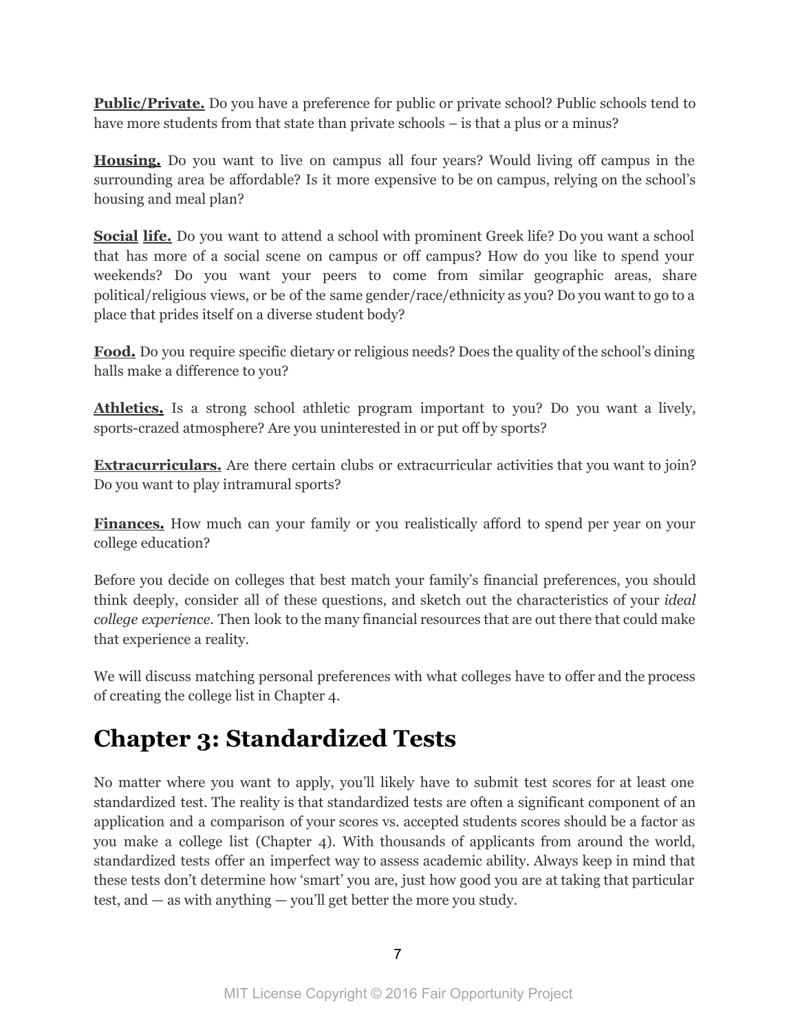**Public/Private.** Do you have a preference for public or private school? Public schools tend to have more students from that state than private schools – is that a plus or a minus?

**Housing.** Do you want to live on campus all four years? Would living off campus in the surrounding area be affordable? Is it more expensive to be on campus, relying on the school's housing and meal plan?

**Social life.** Do you want to attend a school with prominent Greek life? Do you want a school that has more of a social scene on campus or off campus? How do you like to spend your weekends? Do you want your peers to come from similar geographic areas, share political/religious views, or be of the same gender/race/ethnicity as you? Do you want to go to a place that prides itself on a diverse student body?

**Food.** Do you require specific dietary or religious needs? Does the quality of the school's dining halls make a difference to you?

**Athletics.** Is a strong school athletic program important to you? Do you want a lively, sports-crazed atmosphere? Are you uninterested in or put off by sports?

**Extracurriculars.** Are there certain clubs or extracurricular activities that you want to join? Do you want to play intramural sports?

**Finances.** How much can your family or you realistically afford to spend per year on your college education?

Before you decide on colleges that best match your family's financial preferences, you should think deeply, consider all of these questions, and sketch out the characteristics of your *ideal college experience.* Then look to the many financial resources that are out there that could make that experience a reality.

We will discuss matching personal preferences with what colleges have to offer and the process of creating the college list in Chapter 4.

# Chapter 3: Standardized Tests

No matter where you want to apply, you'll likely have to submit test scores for at least one standardized test. The reality is that standardized tests are often a significant component of an application and a comparison of your scores vs. accepted students scores should be a factor as you make a college list (Chapter 4). With thousands of applicants from around the world, standardized tests offer an imperfect way to assess academic ability. Always keep in mind that these tests don't determine how 'smart' you are, just how good you are at taking that particular test, and — as with anything — you'll get better the more you study.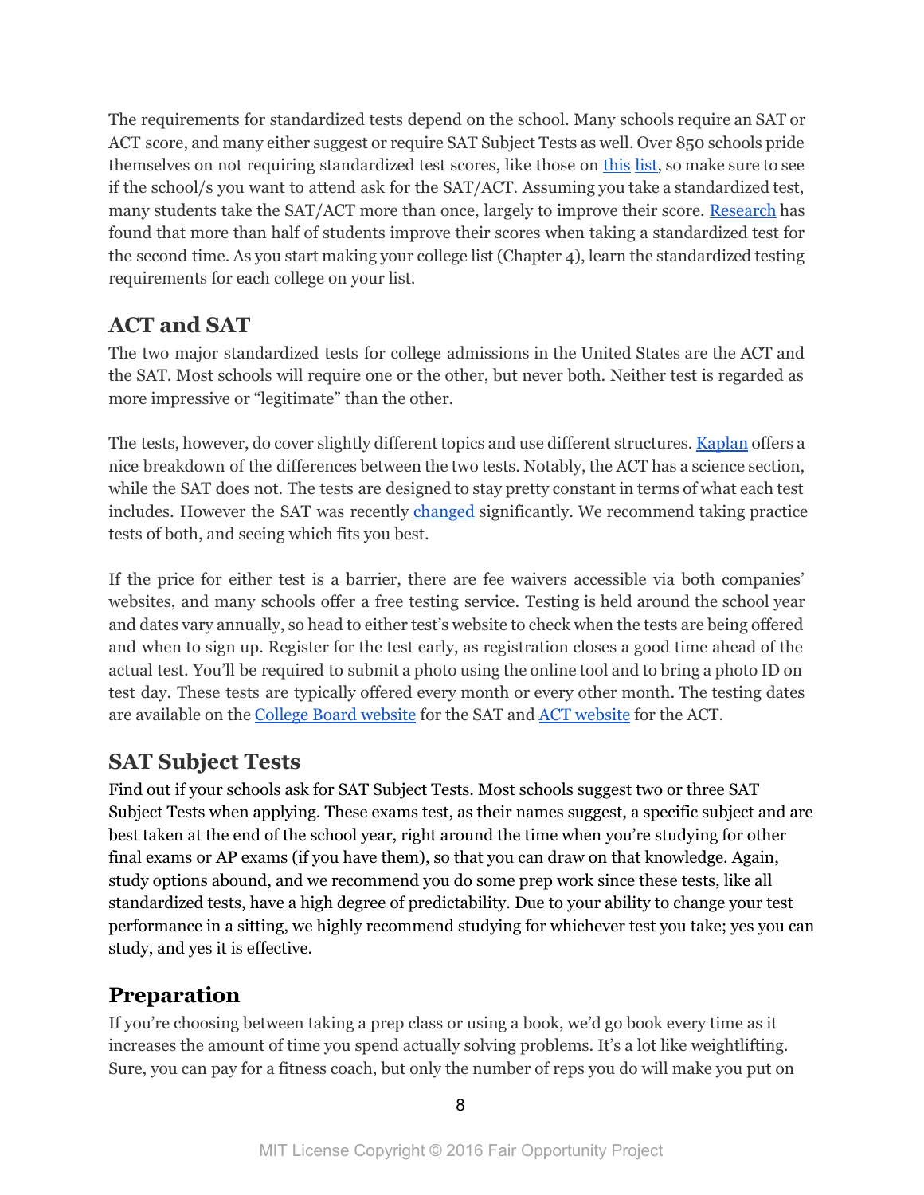The requirements for standardized tests depend on the school. Many schools require an SAT or ACT score, and many either suggest or require SAT Subject Tests as well. Over 850 schools pride themselves on not requiring standardized test scores, like those on this list, so make sure to see if the school/s you want to attend ask for the SAT/ACT. Assuming you take a standardized test, many students take the SAT/ACT more than once, largely to improve their score. Research has found that more than half of students improve their scores when taking a standardized test for the second time. As you start making your college list (Chapter 4), learn the standardized testing requirements for each college on your list.

## ACT and SAT

The two major standardized tests for college admissions in the United States are the ACT and the SAT. Most schools will require one or the other, but never both. Neither test is regarded as more impressive or "legitimate" than the other.

The tests, however, do cover slightly different topics and use different structures. Kaplan offers a nice breakdown of the differences between the two tests. Notably, the ACT has a science section, while the SAT does not. The tests are designed to stay pretty constant in terms of what each test includes. However the SAT was recently changed significantly. We recommend taking practice tests of both, and seeing which fits you best.

If the price for either test is a barrier, there are fee waivers accessible via both companies' websites, and many schools offer a free testing service. Testing is held around the school year and dates vary annually, so head to either test's website to check when the tests are being offered and when to sign up. Register for the test early, as registration closes a good time ahead of the actual test. You'll be required to submit a photo using the online tool and to bring a photo ID on test day. These tests are typically offered every month or every other month. The testing dates are available on the College Board website for the SAT and ACT website for the ACT.

## SAT Subject Tests

Find out if your schools ask for SAT Subject Tests. Most schools suggest two or three SAT Subject Tests when applying. These exams test, as their names suggest, a specific subject and are best taken at the end of the school year, right around the time when you're studying for other final exams or AP exams (if you have them), so that you can draw on that knowledge. Again, study options abound, and we recommend you do some prep work since these tests, like all standardized tests, have a high degree of predictability. Due to your ability to change your test performance in a sitting, we highly recommend studying for whichever test you take; yes you can study, and yes it is effective.

## Preparation

If you're choosing between taking a prep class or using a book, we'd go book every time as it increases the amount of time you spend actually solving problems. It's a lot like weightlifting. Sure, you can pay for a fitness coach, but only the number of reps you do will make you put on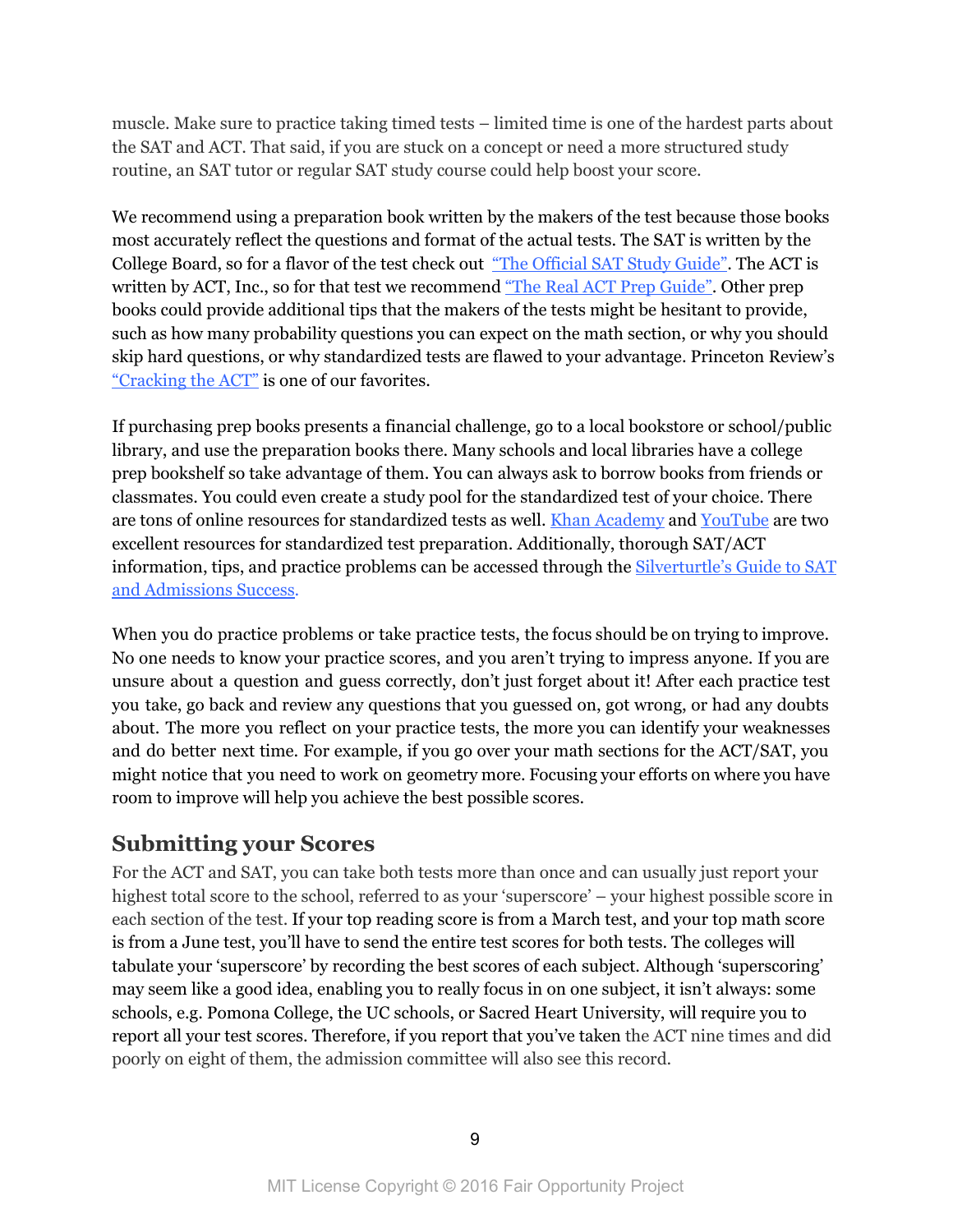muscle. Make sure to practice taking timed tests – limited time is one of the hardest parts about the SAT and ACT. That said, if you are stuck on a concept or need a more structured study routine, an SAT tutor or regular SAT study course could help boost your score.

We recommend using a preparation book written by the makers of the test because those books most accurately reflect the questions and format of the actual tests. The SAT is written by the College Board, so for a flavor of the test check out "The Official SAT Study Guide". The ACT is written by ACT, Inc., so for that test we recommend "The Real ACT Prep Guide". Other prep books could provide additional tips that the makers of the tests might be hesitant to provide, such as how many probability questions you can expect on the math section, or why you should skip hard questions, or why standardized tests are flawed to your advantage. Princeton Review's "Cracking the ACT" is one of our favorites.

If purchasing prep books presents a financial challenge, go to a local bookstore or school/public library, and use the preparation books there. Many schools and local libraries have a college prep bookshelf so take advantage of them. You can always ask to borrow books from friends or classmates. You could even create a study pool for the standardized test of your choice. There are tons of online resources for standardized tests as well. Khan Academy and YouTube are two excellent resources for standardized test preparation. Additionally, thorough SAT/ACT information, tips, and practice problems can be accessed through the Silverturtle's Guide to SAT and Admissions Success.

When you do practice problems or take practice tests, the focus should be on trying to improve. No one needs to know your practice scores, and you aren't trying to impress anyone. If you are unsure about a question and guess correctly, don't just forget about it! After each practice test you take, go back and review any questions that you guessed on, got wrong, or had any doubts about. The more you reflect on your practice tests, the more you can identify your weaknesses and do better next time. For example, if you go over your math sections for the ACT/SAT, you might notice that you need to work on geometry more. Focusing your efforts on where you have room to improve will help you achieve the best possible scores.

## Submitting your Scores

For the ACT and SAT, you can take both tests more than once and can usually just report your highest total score to the school, referred to as your 'superscore' – your highest possible score in each section of the test. If your top reading score is from a March test, and your top math score is from a June test, you'll have to send the entire test scores for both tests. The colleges will tabulate your 'superscore' by recording the best scores of each subject. Although 'superscoring' may seem like a good idea, enabling you to really focus in on one subject, it isn't always: some schools, e.g. Pomona College, the UC schools, or Sacred Heart University, will require you to report all your test scores. Therefore, if you report that you've taken the ACT nine times and did poorly on eight of them, the admission committee will also see this record.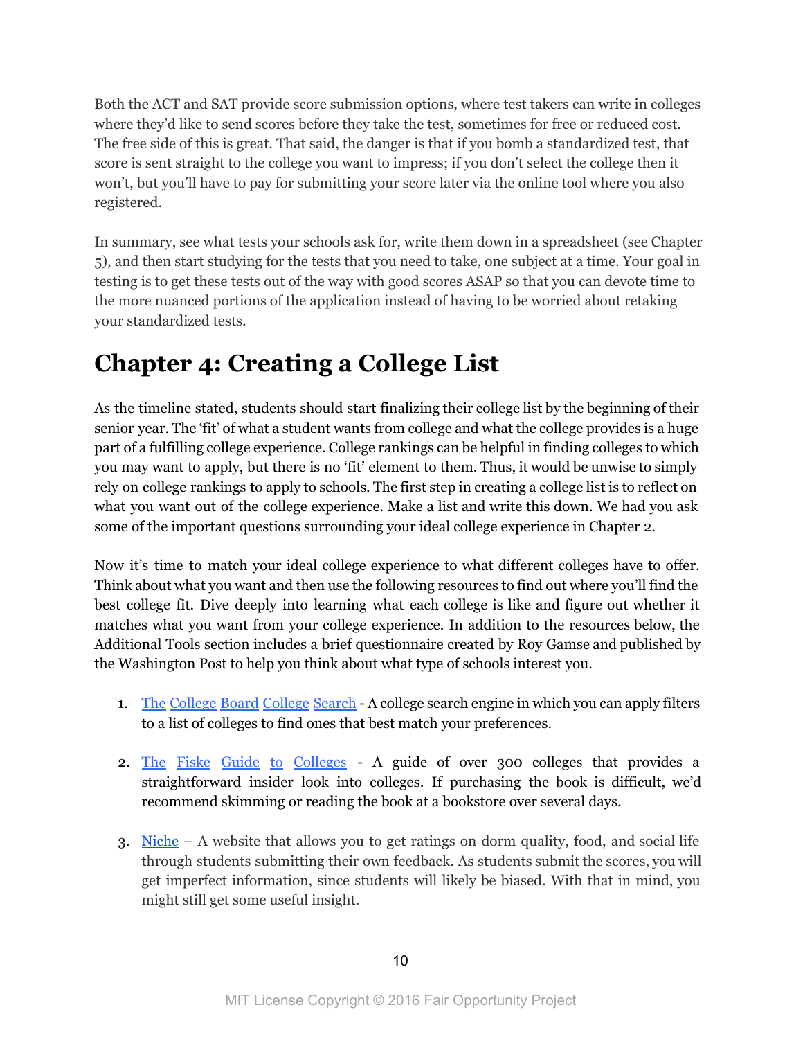Both the ACT and SAT provide score submission options, where test takers can write in colleges where they'd like to send scores before they take the test, sometimes for free or reduced cost. The free side of this is great. That said, the danger is that if you bomb a standardized test, that score is sent straight to the college you want to impress; if you don't select the college then it won't, but you'll have to pay for submitting your score later via the online tool where you also registered.

In summary, see what tests your schools ask for, write them down in a spreadsheet (see Chapter 5), and then start studying for the tests that you need to take, one subject at a time. Your goal in testing is to get these tests out of the way with good scores ASAP so that you can devote time to the more nuanced portions of the application instead of having to be worried about retaking your standardized tests.

# Chapter 4: Creating a College List

As the timeline stated, students should start finalizing their college list by the beginning of their senior year. The 'fit' of what a student wants from college and what the college provides is a huge part of a fulfilling college experience. College rankings can be helpful in finding colleges to which you may want to apply, but there is no 'fit' element to them. Thus, it would be unwise to simply rely on college rankings to apply to schools. The first step in creating a college list is to reflect on what you want out of the college experience. Make a list and write this down. We had you ask some of the important questions surrounding your ideal college experience in Chapter 2.

Now it's time to match your ideal college experience to what different colleges have to offer. Think about what you want and then use the following resources to find out where you'll find the best college fit. Dive deeply into learning what each college is like and figure out whether it matches what you want from your college experience. In addition to the resources below, the Additional Tools section includes a brief questionnaire created by Roy Gamse and published by the Washington Post to help you think about what type of schools interest you.

1. The College Board College Search - A college search engine in which you can apply filters to a list of colleges to find ones that best match your preferences.

2. The Fiske Guide to Colleges - A guide of over 300 colleges that provides a straightforward insider look into colleges. If purchasing the book is difficult, we'd recommend skimming or reading the book at a bookstore over several days.

3. Niche – A website that allows you to get ratings on dorm quality, food, and social life through students submitting their own feedback. As students submit the scores, you will get imperfect information, since students will likely be biased. With that in mind, you might still get some useful insight.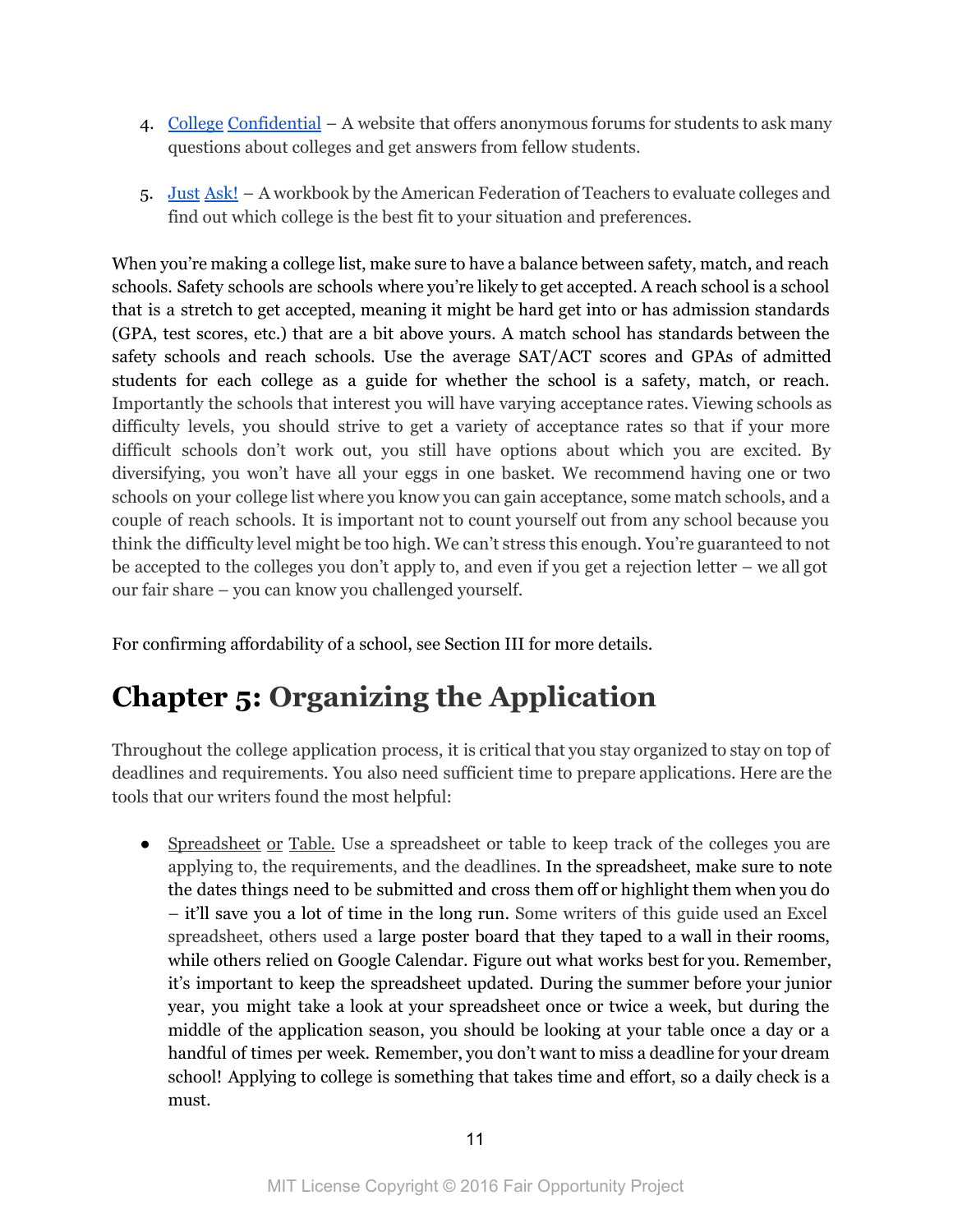4. College Confidential – A website that offers anonymous forums for students to ask many questions about colleges and get answers from fellow students.

5. Just Ask! – A workbook by the American Federation of Teachers to evaluate colleges and find out which college is the best fit to your situation and preferences.

When you're making a college list, make sure to have a balance between safety, match, and reach schools. Safety schools are schools where you're likely to get accepted. A reach school is a school that is a stretch to get accepted, meaning it might be hard get into or has admission standards (GPA, test scores, etc.) that are a bit above yours. A match school has standards between the safety schools and reach schools. Use the average SAT/ACT scores and GPAs of admitted students for each college as a guide for whether the school is a safety, match, or reach. Importantly the schools that interest you will have varying acceptance rates. Viewing schools as difficulty levels, you should strive to get a variety of acceptance rates so that if your more difficult schools don't work out, you still have options about which you are excited. By diversifying, you won't have all your eggs in one basket. We recommend having one or two schools on your college list where you know you can gain acceptance, some match schools, and a couple of reach schools. It is important not to count yourself out from any school because you think the difficulty level might be too high. We can't stress this enough. You're guaranteed to not be accepted to the colleges you don't apply to, and even if you get a rejection letter – we all got our fair share – you can know you challenged yourself.

For confirming affordability of a school, see Section III for more details.

# Chapter 5: Organizing the Application

Throughout the college application process, it is critical that you stay organized to stay on top of deadlines and requirements. You also need sufficient time to prepare applications. Here are the tools that our writers found the most helpful:

- Spreadsheet or Table. Use a spreadsheet or table to keep track of the colleges you are applying to, the requirements, and the deadlines. In the spreadsheet, make sure to note the dates things need to be submitted and cross them off or highlight them when you do – it'll save you a lot of time in the long run. Some writers of this guide used an Excel spreadsheet, others used a large poster board that they taped to a wall in their rooms, while others relied on Google Calendar. Figure out what works best for you. Remember, it's important to keep the spreadsheet updated. During the summer before your junior year, you might take a look at your spreadsheet once or twice a week, but during the middle of the application season, you should be looking at your table once a day or a handful of times per week. Remember, you don't want to miss a deadline for your dream school! Applying to college is something that takes time and effort, so a daily check is a must.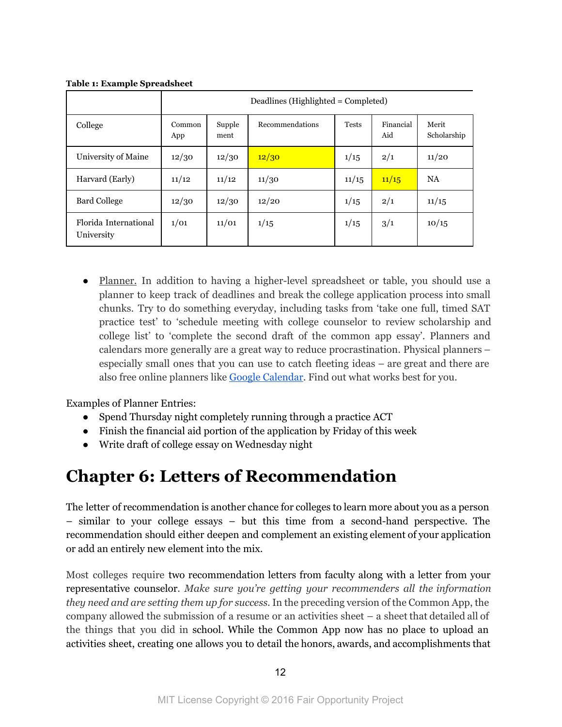**Table 1: Example Spreadsheet**

| | Deadlines (Highlighted = Completed) | | | | | |
|---|---|---|---|---|---|---|
| College | Common App | Supplement | Recommendations | Tests | Financial Aid | Merit Scholarship |
| University of Maine | 12/30 | 12/30 | 12/30 | 1/15 | 2/1 | 11/20 |
| Harvard (Early) | 11/12 | 11/12 | 11/30 | 11/15 | 11/15 | NA |
| Bard College | 12/30 | 12/30 | 12/20 | 1/15 | 2/1 | 11/15 |
| Florida International University | 1/01 | 11/01 | 1/15 | 1/15 | 3/1 | 10/15 |

- Planner. In addition to having a higher-level spreadsheet or table, you should use a planner to keep track of deadlines and break the college application process into small chunks. Try to do something everyday, including tasks from 'take one full, timed SAT practice test' to 'schedule meeting with college counselor to review scholarship and college list' to 'complete the second draft of the common app essay'. Planners and calendars more generally are a great way to reduce procrastination. Physical planners – especially small ones that you can use to catch fleeting ideas – are great and there are also free online planners like [Google Calendar](). Find out what works best for you.

Examples of Planner Entries:
- Spend Thursday night completely running through a practice ACT
- Finish the financial aid portion of the application by Friday of this week
- Write draft of college essay on Wednesday night

# Chapter 6: Letters of Recommendation

The letter of recommendation is another chance for colleges to learn more about you as a person – similar to your college essays – but this time from a second-hand perspective. The recommendation should either deepen and complement an existing element of your application or add an entirely new element into the mix.

Most colleges require two recommendation letters from faculty along with a letter from your representative counselor. *Make sure you're getting your recommenders all the information they need and are setting them up for success.* In the preceding version of the Common App, the company allowed the submission of a resume or an activities sheet – a sheet that detailed all of the things that you did in school. While the Common App now has no place to upload an activities sheet, creating one allows you to detail the honors, awards, and accomplishments that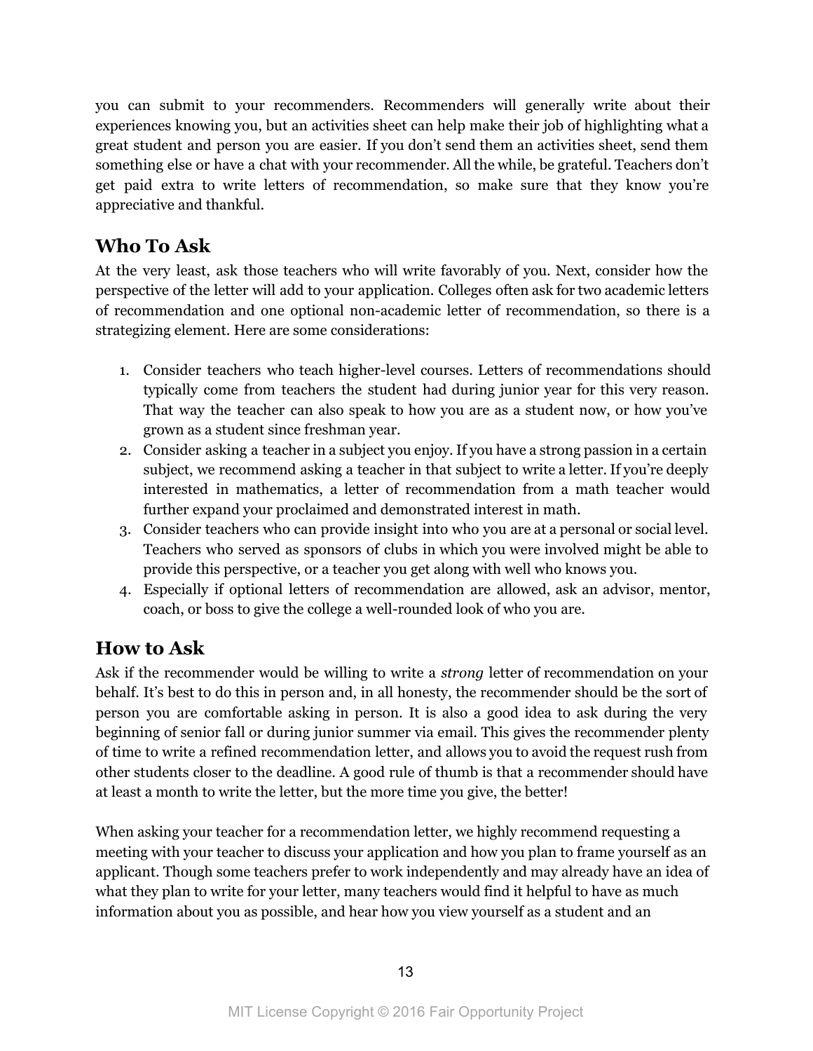you can submit to your recommenders. Recommenders will generally write about their experiences knowing you, but an activities sheet can help make their job of highlighting what a great student and person you are easier. If you don't send them an activities sheet, send them something else or have a chat with your recommender. All the while, be grateful. Teachers don't get paid extra to write letters of recommendation, so make sure that they know you're appreciative and thankful.

## Who To Ask

At the very least, ask those teachers who will write favorably of you. Next, consider how the perspective of the letter will add to your application. Colleges often ask for two academic letters of recommendation and one optional non-academic letter of recommendation, so there is a strategizing element. Here are some considerations:

1. Consider teachers who teach higher-level courses. Letters of recommendations should typically come from teachers the student had during junior year for this very reason. That way the teacher can also speak to how you are as a student now, or how you've grown as a student since freshman year.
2. Consider asking a teacher in a subject you enjoy. If you have a strong passion in a certain subject, we recommend asking a teacher in that subject to write a letter. If you're deeply interested in mathematics, a letter of recommendation from a math teacher would further expand your proclaimed and demonstrated interest in math.
3. Consider teachers who can provide insight into who you are at a personal or social level. Teachers who served as sponsors of clubs in which you were involved might be able to provide this perspective, or a teacher you get along with well who knows you.
4. Especially if optional letters of recommendation are allowed, ask an advisor, mentor, coach, or boss to give the college a well-rounded look of who you are.

## How to Ask

Ask if the recommender would be willing to write a *strong* letter of recommendation on your behalf. It's best to do this in person and, in all honesty, the recommender should be the sort of person you are comfortable asking in person. It is also a good idea to ask during the very beginning of senior fall or during junior summer via email. This gives the recommender plenty of time to write a refined recommendation letter, and allows you to avoid the request rush from other students closer to the deadline. A good rule of thumb is that a recommender should have at least a month to write the letter, but the more time you give, the better!

When asking your teacher for a recommendation letter, we highly recommend requesting a meeting with your teacher to discuss your application and how you plan to frame yourself as an applicant. Though some teachers prefer to work independently and may already have an idea of what they plan to write for your letter, many teachers would find it helpful to have as much information about you as possible, and hear how you view yourself as a student and an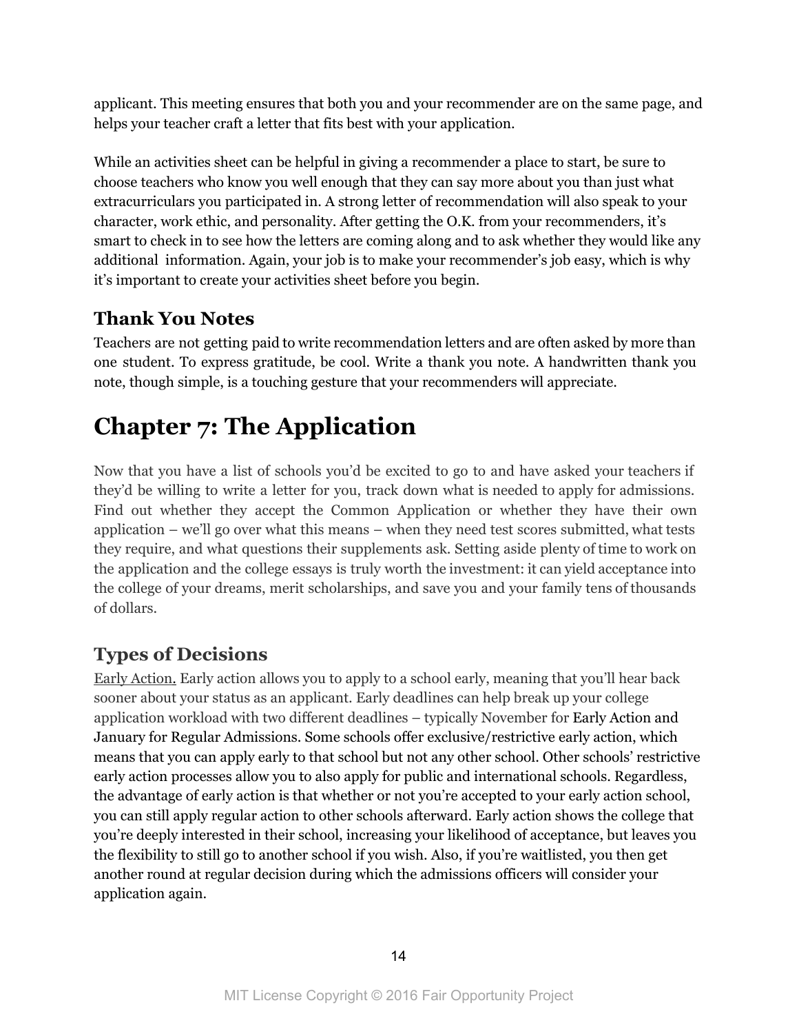applicant. This meeting ensures that both you and your recommender are on the same page, and helps your teacher craft a letter that fits best with your application.

While an activities sheet can be helpful in giving a recommender a place to start, be sure to choose teachers who know you well enough that they can say more about you than just what extracurriculars you participated in. A strong letter of recommendation will also speak to your character, work ethic, and personality. After getting the O.K. from your recommenders, it's smart to check in to see how the letters are coming along and to ask whether they would like any additional information. Again, your job is to make your recommender's job easy, which is why it's important to create your activities sheet before you begin.

### Thank You Notes

Teachers are not getting paid to write recommendation letters and are often asked by more than one student. To express gratitude, be cool. Write a thank you note. A handwritten thank you note, though simple, is a touching gesture that your recommenders will appreciate.

# Chapter 7: The Application

Now that you have a list of schools you'd be excited to go to and have asked your teachers if they'd be willing to write a letter for you, track down what is needed to apply for admissions. Find out whether they accept the Common Application or whether they have their own application – we'll go over what this means – when they need test scores submitted, what tests they require, and what questions their supplements ask. Setting aside plenty of time to work on the application and the college essays is truly worth the investment: it can yield acceptance into the college of your dreams, merit scholarships, and save you and your family tens of thousands of dollars.

## Types of Decisions

Early Action. Early action allows you to apply to a school early, meaning that you'll hear back sooner about your status as an applicant. Early deadlines can help break up your college application workload with two different deadlines – typically November for Early Action and January for Regular Admissions. Some schools offer exclusive/restrictive early action, which means that you can apply early to that school but not any other school. Other schools' restrictive early action processes allow you to also apply for public and international schools. Regardless, the advantage of early action is that whether or not you're accepted to your early action school, you can still apply regular action to other schools afterward. Early action shows the college that you're deeply interested in their school, increasing your likelihood of acceptance, but leaves you the flexibility to still go to another school if you wish. Also, if you're waitlisted, you then get another round at regular decision during which the admissions officers will consider your application again.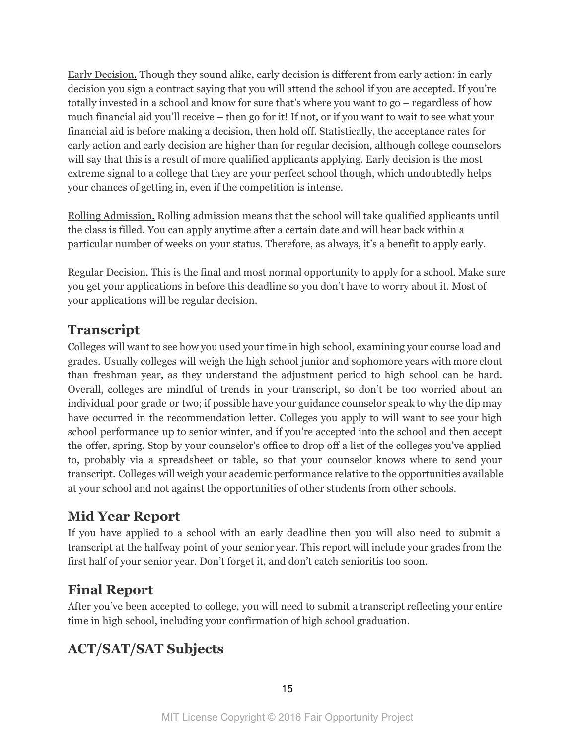Early Decision. Though they sound alike, early decision is different from early action: in early decision you sign a contract saying that you will attend the school if you are accepted. If you're totally invested in a school and know for sure that's where you want to go – regardless of how much financial aid you'll receive – then go for it! If not, or if you want to wait to see what your financial aid is before making a decision, then hold off. Statistically, the acceptance rates for early action and early decision are higher than for regular decision, although college counselors will say that this is a result of more qualified applicants applying. Early decision is the most extreme signal to a college that they are your perfect school though, which undoubtedly helps your chances of getting in, even if the competition is intense.

Rolling Admission. Rolling admission means that the school will take qualified applicants until the class is filled. You can apply anytime after a certain date and will hear back within a particular number of weeks on your status. Therefore, as always, it's a benefit to apply early.

Regular Decision. This is the final and most normal opportunity to apply for a school. Make sure you get your applications in before this deadline so you don't have to worry about it. Most of your applications will be regular decision.

## Transcript

Colleges will want to see how you used your time in high school, examining your course load and grades. Usually colleges will weigh the high school junior and sophomore years with more clout than freshman year, as they understand the adjustment period to high school can be hard. Overall, colleges are mindful of trends in your transcript, so don't be too worried about an individual poor grade or two; if possible have your guidance counselor speak to why the dip may have occurred in the recommendation letter. Colleges you apply to will want to see your high school performance up to senior winter, and if you're accepted into the school and then accept the offer, spring. Stop by your counselor's office to drop off a list of the colleges you've applied to, probably via a spreadsheet or table, so that your counselor knows where to send your transcript. Colleges will weigh your academic performance relative to the opportunities available at your school and not against the opportunities of other students from other schools.

## Mid Year Report

If you have applied to a school with an early deadline then you will also need to submit a transcript at the halfway point of your senior year. This report will include your grades from the first half of your senior year. Don't forget it, and don't catch senioritis too soon.

## Final Report

After you've been accepted to college, you will need to submit a transcript reflecting your entire time in high school, including your confirmation of high school graduation.

## ACT/SAT/SAT Subjects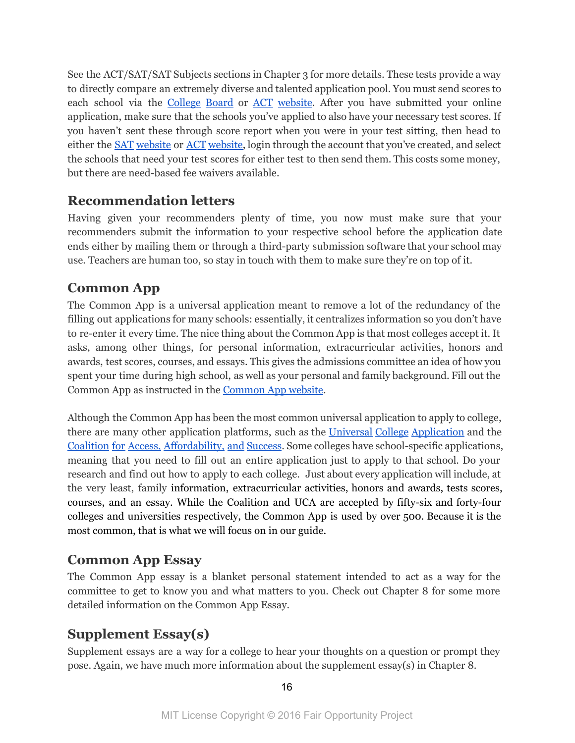See the ACT/SAT/SAT Subjects sections in Chapter 3 for more details. These tests provide a way to directly compare an extremely diverse and talented application pool. You must send scores to each school via the College Board or ACT website. After you have submitted your online application, make sure that the schools you've applied to also have your necessary test scores. If you haven't sent these through score report when you were in your test sitting, then head to either the SAT website or ACT website, login through the account that you've created, and select the schools that need your test scores for either test to then send them. This costs some money, but there are need-based fee waivers available.

## Recommendation letters

Having given your recommenders plenty of time, you now must make sure that your recommenders submit the information to your respective school before the application date ends either by mailing them or through a third-party submission software that your school may use. Teachers are human too, so stay in touch with them to make sure they're on top of it.

## Common App

The Common App is a universal application meant to remove a lot of the redundancy of the filling out applications for many schools: essentially, it centralizes information so you don't have to re-enter it every time. The nice thing about the Common App is that most colleges accept it. It asks, among other things, for personal information, extracurricular activities, honors and awards, test scores, courses, and essays. This gives the admissions committee an idea of how you spent your time during high school, as well as your personal and family background. Fill out the Common App as instructed in the Common App website.

Although the Common App has been the most common universal application to apply to college, there are many other application platforms, such as the Universal College Application and the Coalition for Access, Affordability, and Success. Some colleges have school-specific applications, meaning that you need to fill out an entire application just to apply to that school. Do your research and find out how to apply to each college. Just about every application will include, at the very least, family information, extracurricular activities, honors and awards, tests scores, courses, and an essay. While the Coalition and UCA are accepted by fifty-six and forty-four colleges and universities respectively, the Common App is used by over 500. Because it is the most common, that is what we will focus on in our guide.

## Common App Essay

The Common App essay is a blanket personal statement intended to act as a way for the committee to get to know you and what matters to you. Check out Chapter 8 for some more detailed information on the Common App Essay.

## Supplement Essay(s)

Supplement essays are a way for a college to hear your thoughts on a question or prompt they pose. Again, we have much more information about the supplement essay(s) in Chapter 8.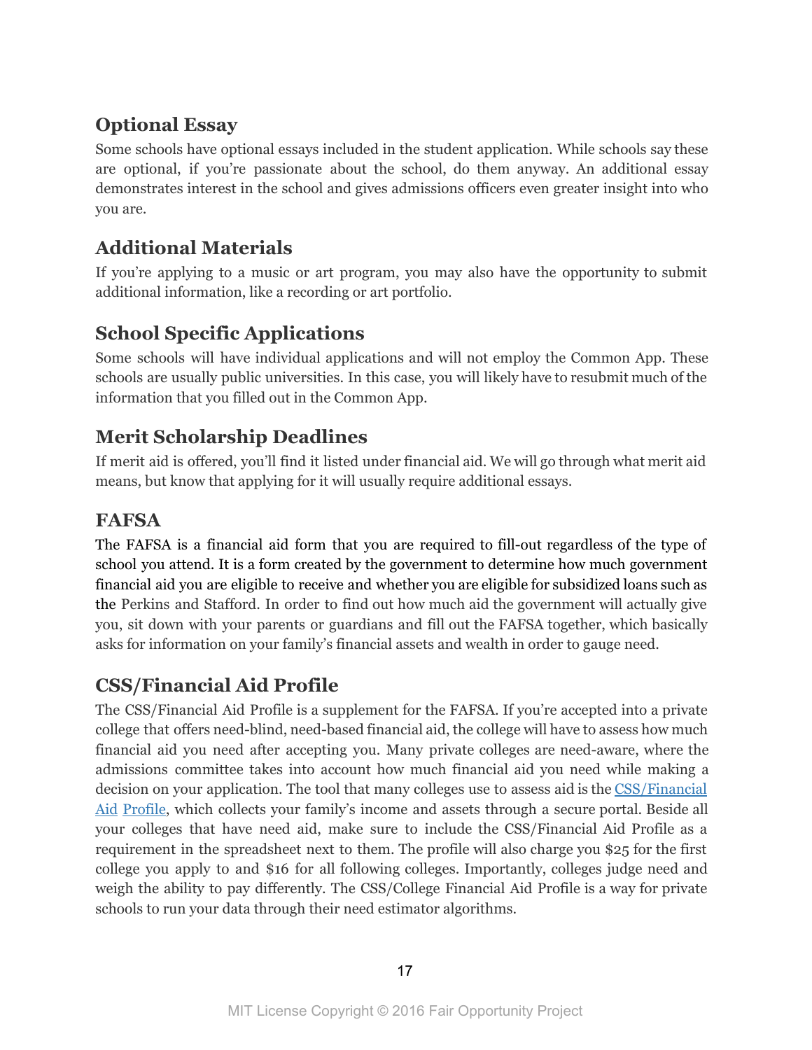## Optional Essay

Some schools have optional essays included in the student application. While schools say these are optional, if you're passionate about the school, do them anyway. An additional essay demonstrates interest in the school and gives admissions officers even greater insight into who you are.

## Additional Materials

If you're applying to a music or art program, you may also have the opportunity to submit additional information, like a recording or art portfolio.

## School Specific Applications

Some schools will have individual applications and will not employ the Common App. These schools are usually public universities. In this case, you will likely have to resubmit much of the information that you filled out in the Common App.

## Merit Scholarship Deadlines

If merit aid is offered, you'll find it listed under financial aid. We will go through what merit aid means, but know that applying for it will usually require additional essays.

## FAFSA

The FAFSA is a financial aid form that you are required to fill-out regardless of the type of school you attend. It is a form created by the government to determine how much government financial aid you are eligible to receive and whether you are eligible for subsidized loans such as the Perkins and Stafford. In order to find out how much aid the government will actually give you, sit down with your parents or guardians and fill out the FAFSA together, which basically asks for information on your family's financial assets and wealth in order to gauge need.

## CSS/Financial Aid Profile

The CSS/Financial Aid Profile is a supplement for the FAFSA. If you're accepted into a private college that offers need-blind, need-based financial aid, the college will have to assess how much financial aid you need after accepting you. Many private colleges are need-aware, where the admissions committee takes into account how much financial aid you need while making a decision on your application. The tool that many colleges use to assess aid is the [CSS/Financial Aid Profile](), which collects your family's income and assets through a secure portal. Beside all your colleges that have need aid, make sure to include the CSS/Financial Aid Profile as a requirement in the spreadsheet next to them. The profile will also charge you $25 for the first college you apply to and $16 for all following colleges. Importantly, colleges judge need and weigh the ability to pay differently. The CSS/College Financial Aid Profile is a way for private schools to run your data through their need estimator algorithms.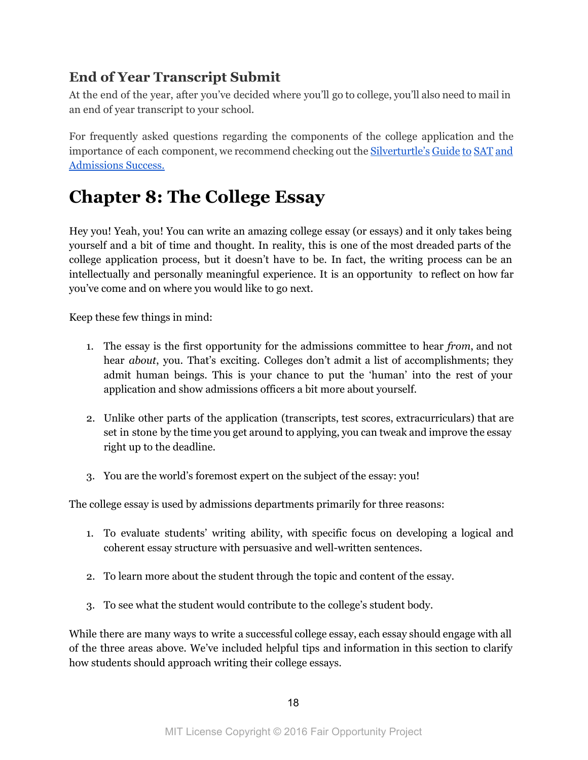### End of Year Transcript Submit

At the end of the year, after you've decided where you'll go to college, you'll also need to mail in an end of year transcript to your school.

For frequently asked questions regarding the components of the college application and the importance of each component, we recommend checking out the Silverturtle's Guide to SAT and Admissions Success.

# Chapter 8: The College Essay

Hey you! Yeah, you! You can write an amazing college essay (or essays) and it only takes being yourself and a bit of time and thought. In reality, this is one of the most dreaded parts of the college application process, but it doesn't have to be. In fact, the writing process can be an intellectually and personally meaningful experience. It is an opportunity to reflect on how far you've come and on where you would like to go next.

Keep these few things in mind:

1. The essay is the first opportunity for the admissions committee to hear *from*, and not hear *about*, you. That's exciting. Colleges don't admit a list of accomplishments; they admit human beings. This is your chance to put the 'human' into the rest of your application and show admissions officers a bit more about yourself.

2. Unlike other parts of the application (transcripts, test scores, extracurriculars) that are set in stone by the time you get around to applying, you can tweak and improve the essay right up to the deadline.

3. You are the world's foremost expert on the subject of the essay: you!

The college essay is used by admissions departments primarily for three reasons:

1. To evaluate students' writing ability, with specific focus on developing a logical and coherent essay structure with persuasive and well-written sentences.

2. To learn more about the student through the topic and content of the essay.

3. To see what the student would contribute to the college's student body.

While there are many ways to write a successful college essay, each essay should engage with all of the three areas above. We've included helpful tips and information in this section to clarify how students should approach writing their college essays.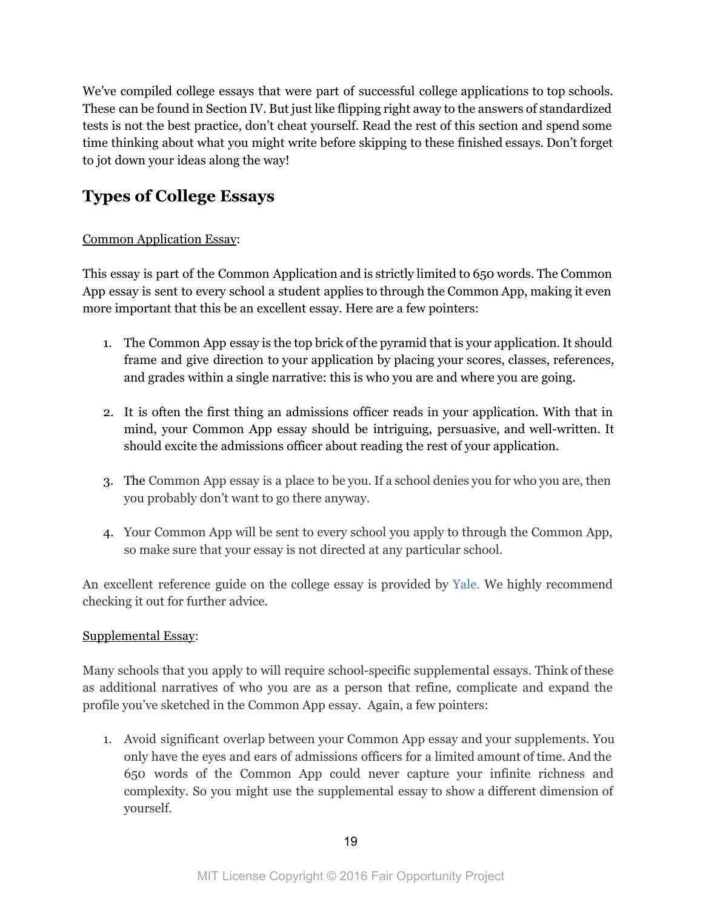We've compiled college essays that were part of successful college applications to top schools. These can be found in Section IV. But just like flipping right away to the answers of standardized tests is not the best practice, don't cheat yourself. Read the rest of this section and spend some time thinking about what you might write before skipping to these finished essays. Don't forget to jot down your ideas along the way!

## Types of College Essays

Common Application Essay:

This essay is part of the Common Application and is strictly limited to 650 words. The Common App essay is sent to every school a student applies to through the Common App, making it even more important that this be an excellent essay. Here are a few pointers:

1. The Common App essay is the top brick of the pyramid that is your application. It should frame and give direction to your application by placing your scores, classes, references, and grades within a single narrative: this is who you are and where you are going.

2. It is often the first thing an admissions officer reads in your application. With that in mind, your Common App essay should be intriguing, persuasive, and well-written. It should excite the admissions officer about reading the rest of your application.

3. The Common App essay is a place to be you. If a school denies you for who you are, then you probably don't want to go there anyway.

4. Your Common App will be sent to every school you apply to through the Common App, so make sure that your essay is not directed at any particular school.

An excellent reference guide on the college essay is provided by Yale. We highly recommend checking it out for further advice.

Supplemental Essay:

Many schools that you apply to will require school-specific supplemental essays. Think of these as additional narratives of who you are as a person that refine, complicate and expand the profile you've sketched in the Common App essay. Again, a few pointers:

1. Avoid significant overlap between your Common App essay and your supplements. You only have the eyes and ears of admissions officers for a limited amount of time. And the 650 words of the Common App could never capture your infinite richness and complexity. So you might use the supplemental essay to show a different dimension of yourself.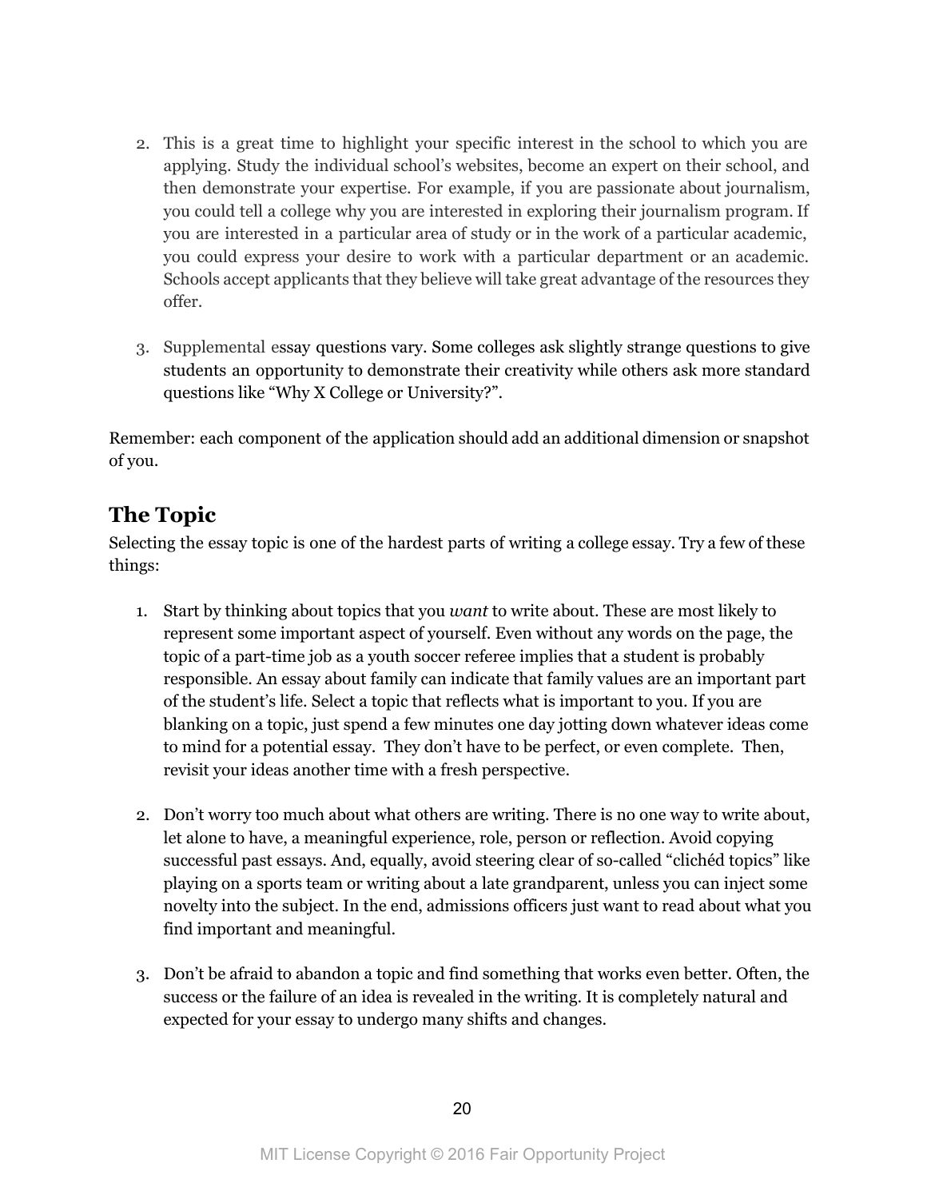2. This is a great time to highlight your specific interest in the school to which you are applying. Study the individual school's websites, become an expert on their school, and then demonstrate your expertise. For example, if you are passionate about journalism, you could tell a college why you are interested in exploring their journalism program. If you are interested in a particular area of study or in the work of a particular academic, you could express your desire to work with a particular department or an academic. Schools accept applicants that they believe will take great advantage of the resources they offer.

3. Supplemental essay questions vary. Some colleges ask slightly strange questions to give students an opportunity to demonstrate their creativity while others ask more standard questions like "Why X College or University?".

Remember: each component of the application should add an additional dimension or snapshot of you.

## The Topic

Selecting the essay topic is one of the hardest parts of writing a college essay. Try a few of these things:

1. Start by thinking about topics that you *want* to write about. These are most likely to represent some important aspect of yourself. Even without any words on the page, the topic of a part-time job as a youth soccer referee implies that a student is probably responsible. An essay about family can indicate that family values are an important part of the student's life. Select a topic that reflects what is important to you. If you are blanking on a topic, just spend a few minutes one day jotting down whatever ideas come to mind for a potential essay. They don't have to be perfect, or even complete. Then, revisit your ideas another time with a fresh perspective.

2. Don't worry too much about what others are writing. There is no one way to write about, let alone to have, a meaningful experience, role, person or reflection. Avoid copying successful past essays. And, equally, avoid steering clear of so-called "clichéd topics" like playing on a sports team or writing about a late grandparent, unless you can inject some novelty into the subject. In the end, admissions officers just want to read about what you find important and meaningful.

3. Don't be afraid to abandon a topic and find something that works even better. Often, the success or the failure of an idea is revealed in the writing. It is completely natural and expected for your essay to undergo many shifts and changes.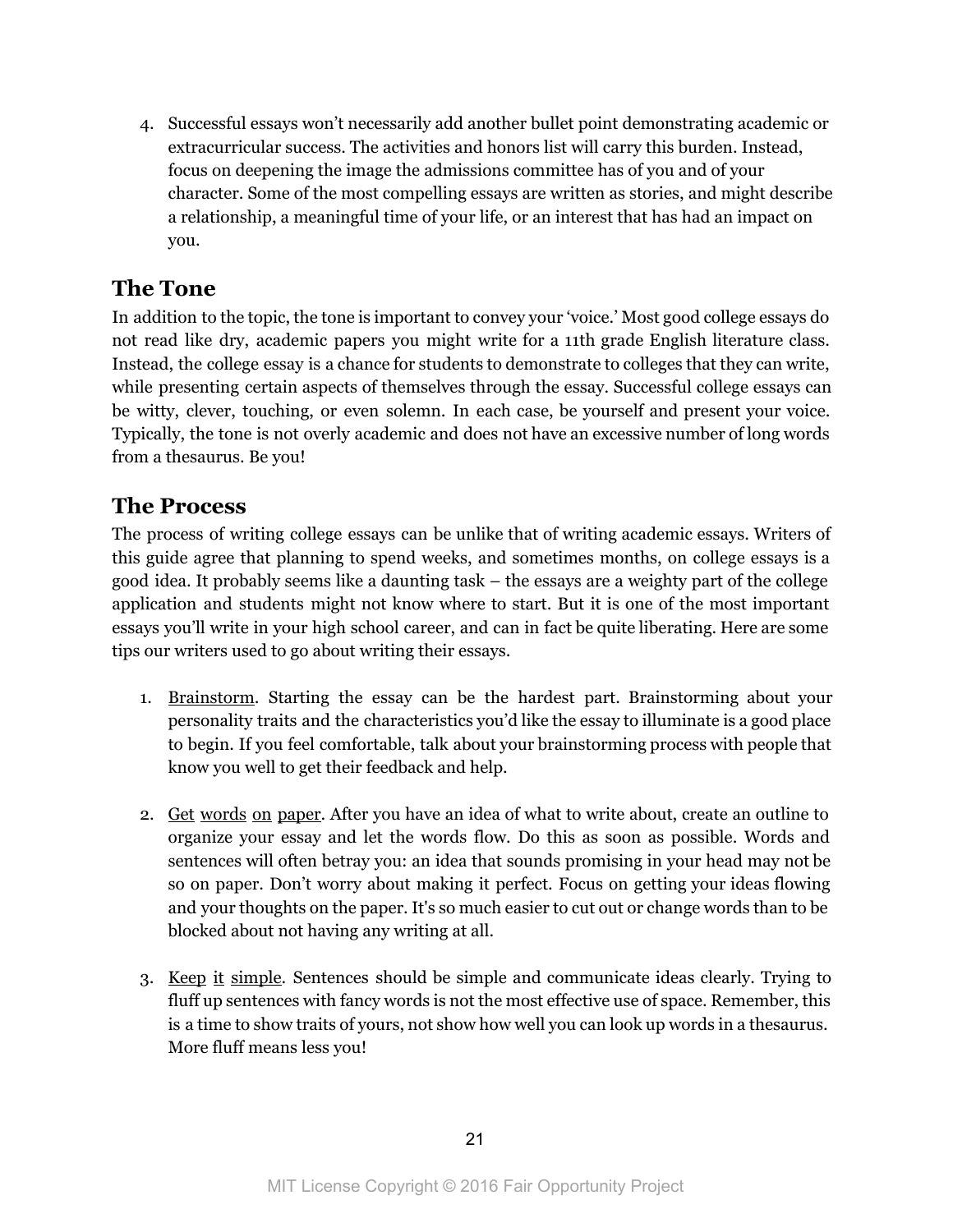4. Successful essays won't necessarily add another bullet point demonstrating academic or extracurricular success. The activities and honors list will carry this burden. Instead, focus on deepening the image the admissions committee has of you and of your character. Some of the most compelling essays are written as stories, and might describe a relationship, a meaningful time of your life, or an interest that has had an impact on you.

## The Tone

In addition to the topic, the tone is important to convey your 'voice.' Most good college essays do not read like dry, academic papers you might write for a 11th grade English literature class. Instead, the college essay is a chance for students to demonstrate to colleges that they can write, while presenting certain aspects of themselves through the essay. Successful college essays can be witty, clever, touching, or even solemn. In each case, be yourself and present your voice. Typically, the tone is not overly academic and does not have an excessive number of long words from a thesaurus. Be you!

## The Process

The process of writing college essays can be unlike that of writing academic essays. Writers of this guide agree that planning to spend weeks, and sometimes months, on college essays is a good idea. It probably seems like a daunting task – the essays are a weighty part of the college application and students might not know where to start. But it is one of the most important essays you'll write in your high school career, and can in fact be quite liberating. Here are some tips our writers used to go about writing their essays.

1. <u>Brainstorm</u>. Starting the essay can be the hardest part. Brainstorming about your personality traits and the characteristics you'd like the essay to illuminate is a good place to begin. If you feel comfortable, talk about your brainstorming process with people that know you well to get their feedback and help.

2. <u>Get words on paper</u>. After you have an idea of what to write about, create an outline to organize your essay and let the words flow. Do this as soon as possible. Words and sentences will often betray you: an idea that sounds promising in your head may not be so on paper. Don't worry about making it perfect. Focus on getting your ideas flowing and your thoughts on the paper. It's so much easier to cut out or change words than to be blocked about not having any writing at all.

3. <u>Keep it simple</u>. Sentences should be simple and communicate ideas clearly. Trying to fluff up sentences with fancy words is not the most effective use of space. Remember, this is a time to show traits of yours, not show how well you can look up words in a thesaurus. More fluff means less you!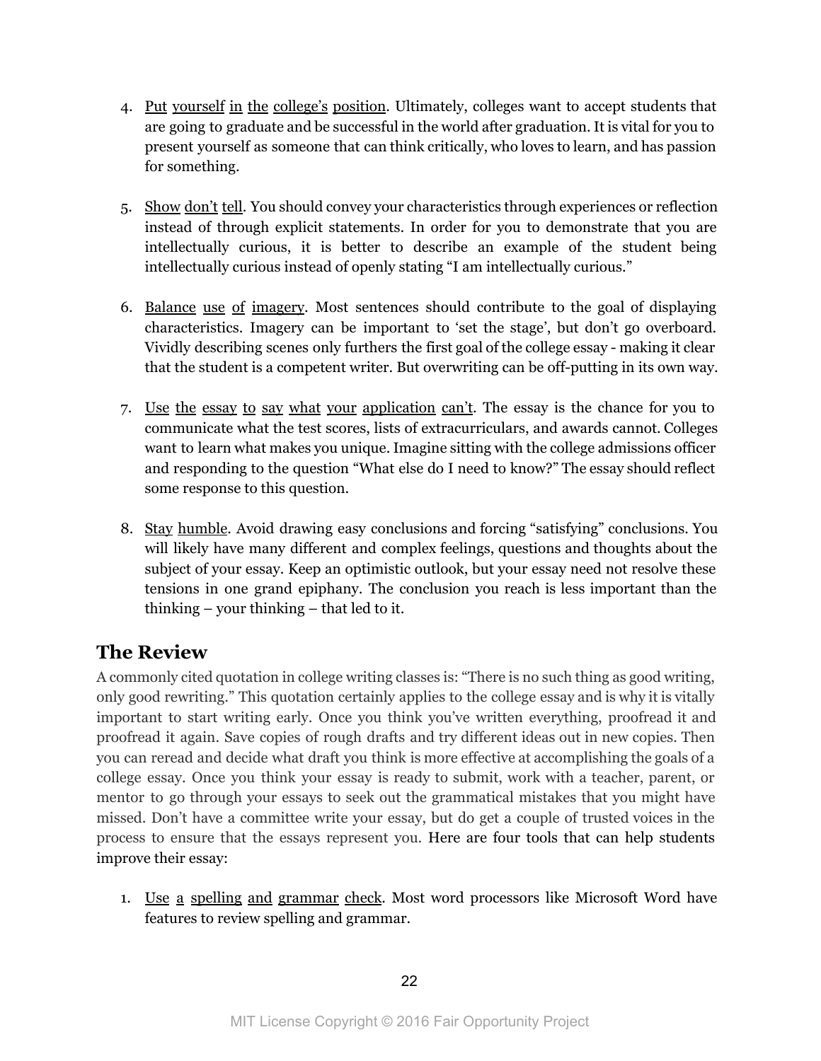4. Put yourself in the college's position. Ultimately, colleges want to accept students that are going to graduate and be successful in the world after graduation. It is vital for you to present yourself as someone that can think critically, who loves to learn, and has passion for something.

5. Show don't tell. You should convey your characteristics through experiences or reflection instead of through explicit statements. In order for you to demonstrate that you are intellectually curious, it is better to describe an example of the student being intellectually curious instead of openly stating "I am intellectually curious."

6. Balance use of imagery. Most sentences should contribute to the goal of displaying characteristics. Imagery can be important to 'set the stage', but don't go overboard. Vividly describing scenes only furthers the first goal of the college essay - making it clear that the student is a competent writer. But overwriting can be off-putting in its own way.

7. Use the essay to say what your application can't. The essay is the chance for you to communicate what the test scores, lists of extracurriculars, and awards cannot. Colleges want to learn what makes you unique. Imagine sitting with the college admissions officer and responding to the question "What else do I need to know?" The essay should reflect some response to this question.

8. Stay humble. Avoid drawing easy conclusions and forcing "satisfying" conclusions. You will likely have many different and complex feelings, questions and thoughts about the subject of your essay. Keep an optimistic outlook, but your essay need not resolve these tensions in one grand epiphany. The conclusion you reach is less important than the thinking – your thinking – that led to it.

## The Review

A commonly cited quotation in college writing classes is: "There is no such thing as good writing, only good rewriting." This quotation certainly applies to the college essay and is why it is vitally important to start writing early. Once you think you've written everything, proofread it and proofread it again. Save copies of rough drafts and try different ideas out in new copies. Then you can reread and decide what draft you think is more effective at accomplishing the goals of a college essay. Once you think your essay is ready to submit, work with a teacher, parent, or mentor to go through your essays to seek out the grammatical mistakes that you might have missed. Don't have a committee write your essay, but do get a couple of trusted voices in the process to ensure that the essays represent you. Here are four tools that can help students improve their essay:

1. Use a spelling and grammar check. Most word processors like Microsoft Word have features to review spelling and grammar.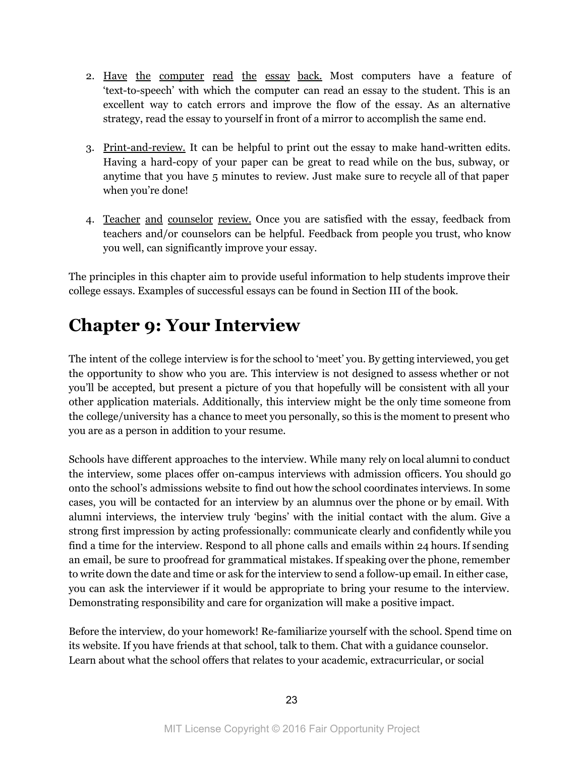2. Have the computer read the essay back. Most computers have a feature of 'text-to-speech' with which the computer can read an essay to the student. This is an excellent way to catch errors and improve the flow of the essay. As an alternative strategy, read the essay to yourself in front of a mirror to accomplish the same end.

3. Print-and-review. It can be helpful to print out the essay to make hand-written edits. Having a hard-copy of your paper can be great to read while on the bus, subway, or anytime that you have 5 minutes to review. Just make sure to recycle all of that paper when you're done!

4. Teacher and counselor review. Once you are satisfied with the essay, feedback from teachers and/or counselors can be helpful. Feedback from people you trust, who know you well, can significantly improve your essay.

The principles in this chapter aim to provide useful information to help students improve their college essays. Examples of successful essays can be found in Section III of the book.

# Chapter 9: Your Interview

The intent of the college interview is for the school to 'meet' you. By getting interviewed, you get the opportunity to show who you are. This interview is not designed to assess whether or not you'll be accepted, but present a picture of you that hopefully will be consistent with all your other application materials. Additionally, this interview might be the only time someone from the college/university has a chance to meet you personally, so this is the moment to present who you are as a person in addition to your resume.

Schools have different approaches to the interview. While many rely on local alumni to conduct the interview, some places offer on-campus interviews with admission officers. You should go onto the school's admissions website to find out how the school coordinates interviews. In some cases, you will be contacted for an interview by an alumnus over the phone or by email. With alumni interviews, the interview truly 'begins' with the initial contact with the alum. Give a strong first impression by acting professionally: communicate clearly and confidently while you find a time for the interview. Respond to all phone calls and emails within 24 hours. If sending an email, be sure to proofread for grammatical mistakes. If speaking over the phone, remember to write down the date and time or ask for the interview to send a follow-up email. In either case, you can ask the interviewer if it would be appropriate to bring your resume to the interview. Demonstrating responsibility and care for organization will make a positive impact.

Before the interview, do your homework! Re-familiarize yourself with the school. Spend time on its website. If you have friends at that school, talk to them. Chat with a guidance counselor. Learn about what the school offers that relates to your academic, extracurricular, or social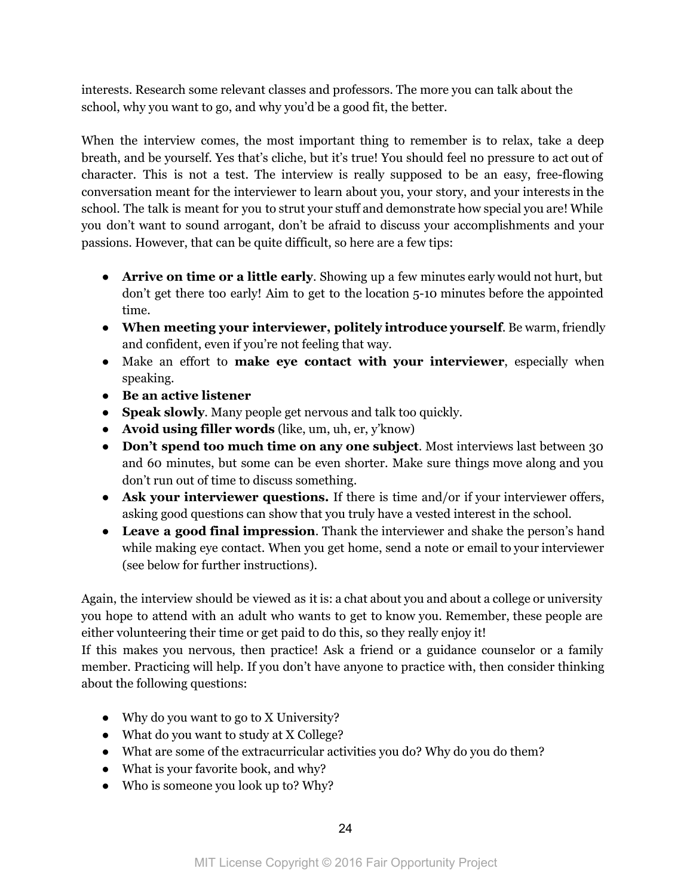interests. Research some relevant classes and professors. The more you can talk about the school, why you want to go, and why you'd be a good fit, the better.

When the interview comes, the most important thing to remember is to relax, take a deep breath, and be yourself. Yes that's cliche, but it's true! You should feel no pressure to act out of character. This is not a test. The interview is really supposed to be an easy, free-flowing conversation meant for the interviewer to learn about you, your story, and your interests in the school. The talk is meant for you to strut your stuff and demonstrate how special you are! While you don't want to sound arrogant, don't be afraid to discuss your accomplishments and your passions. However, that can be quite difficult, so here are a few tips:

- **Arrive on time or a little early**. Showing up a few minutes early would not hurt, but don't get there too early! Aim to get to the location 5-10 minutes before the appointed time.
- **When meeting your interviewer, politely introduce yourself**. Be warm, friendly and confident, even if you're not feeling that way.
- Make an effort to **make eye contact with your interviewer**, especially when speaking.
- **Be an active listener**
- **Speak slowly**. Many people get nervous and talk too quickly.
- **Avoid using filler words** (like, um, uh, er, y'know)
- **Don't spend too much time on any one subject**. Most interviews last between 30 and 60 minutes, but some can be even shorter. Make sure things move along and you don't run out of time to discuss something.
- **Ask your interviewer questions.** If there is time and/or if your interviewer offers, asking good questions can show that you truly have a vested interest in the school.
- **Leave a good final impression**. Thank the interviewer and shake the person's hand while making eye contact. When you get home, send a note or email to your interviewer (see below for further instructions).

Again, the interview should be viewed as it is: a chat about you and about a college or university you hope to attend with an adult who wants to get to know you. Remember, these people are either volunteering their time or get paid to do this, so they really enjoy it!

If this makes you nervous, then practice! Ask a friend or a guidance counselor or a family member. Practicing will help. If you don't have anyone to practice with, then consider thinking about the following questions:

- Why do you want to go to X University?
- What do you want to study at X College?
- What are some of the extracurricular activities you do? Why do you do them?
- What is your favorite book, and why?
- Who is someone you look up to? Why?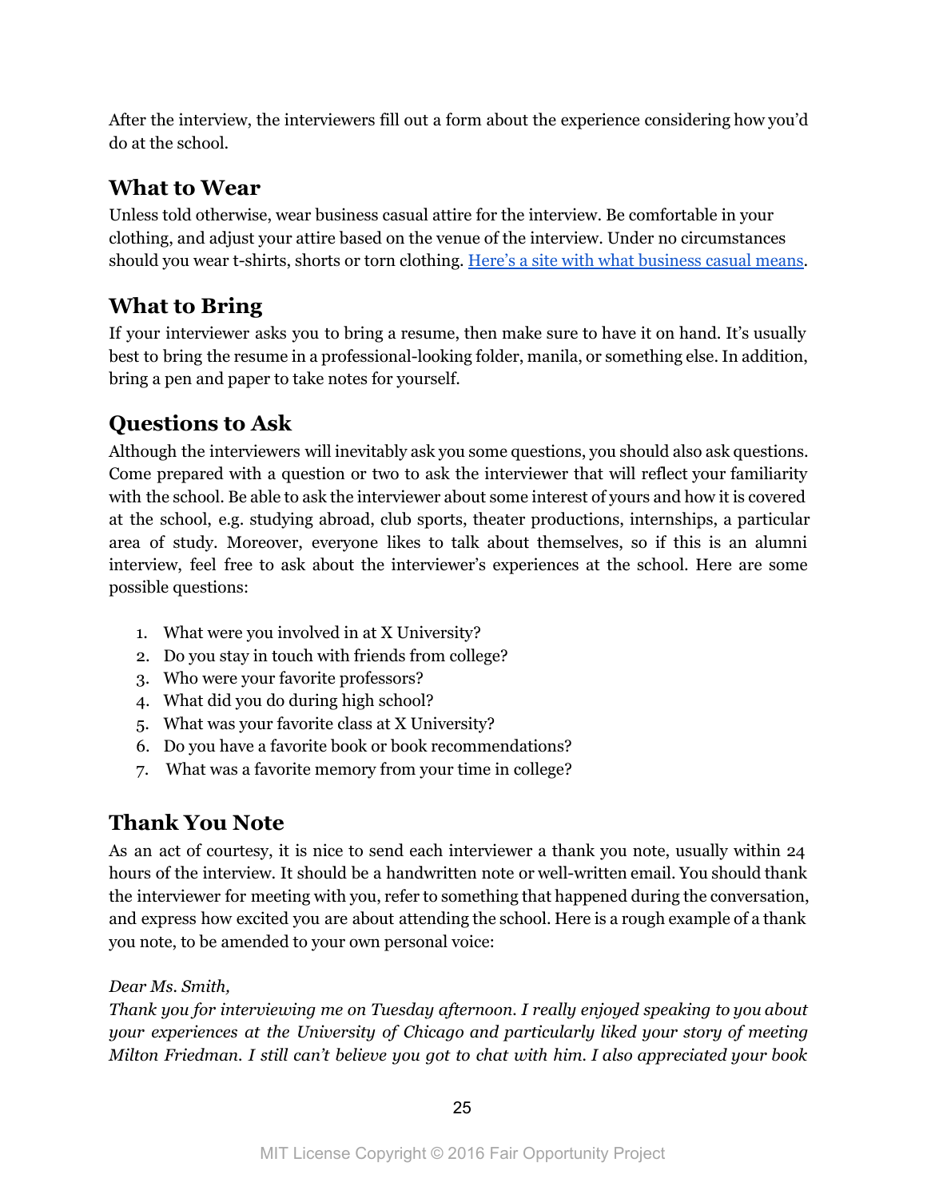After the interview, the interviewers fill out a form about the experience considering how you'd do at the school.

## What to Wear

Unless told otherwise, wear business casual attire for the interview. Be comfortable in your clothing, and adjust your attire based on the venue of the interview. Under no circumstances should you wear t-shirts, shorts or torn clothing. [Here's a site with what business casual means](#).

## What to Bring

If your interviewer asks you to bring a resume, then make sure to have it on hand. It's usually best to bring the resume in a professional-looking folder, manila, or something else. In addition, bring a pen and paper to take notes for yourself.

## Questions to Ask

Although the interviewers will inevitably ask you some questions, you should also ask questions. Come prepared with a question or two to ask the interviewer that will reflect your familiarity with the school. Be able to ask the interviewer about some interest of yours and how it is covered at the school, e.g. studying abroad, club sports, theater productions, internships, a particular area of study. Moreover, everyone likes to talk about themselves, so if this is an alumni interview, feel free to ask about the interviewer's experiences at the school. Here are some possible questions:

1. What were you involved in at X University?
2. Do you stay in touch with friends from college?
3. Who were your favorite professors?
4. What did you do during high school?
5. What was your favorite class at X University?
6. Do you have a favorite book or book recommendations?
7. What was a favorite memory from your time in college?

## Thank You Note

As an act of courtesy, it is nice to send each interviewer a thank you note, usually within 24 hours of the interview. It should be a handwritten note or well-written email. You should thank the interviewer for meeting with you, refer to something that happened during the conversation, and express how excited you are about attending the school. Here is a rough example of a thank you note, to be amended to your own personal voice:

*Dear Ms. Smith,*
*Thank you for interviewing me on Tuesday afternoon. I really enjoyed speaking to you about your experiences at the University of Chicago and particularly liked your story of meeting Milton Friedman. I still can't believe you got to chat with him. I also appreciated your book*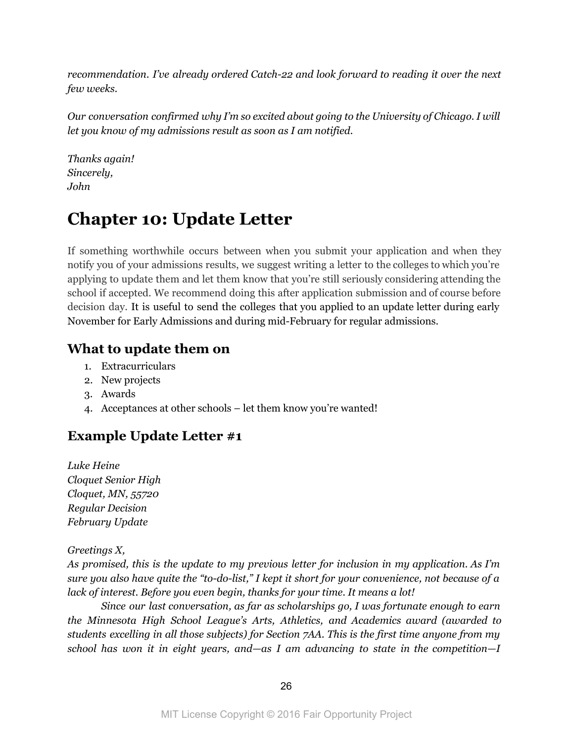*recommendation. I've already ordered Catch-22 and look forward to reading it over the next few weeks.*

*Our conversation confirmed why I'm so excited about going to the University of Chicago. I will let you know of my admissions result as soon as I am notified.*

*Thanks again!*
*Sincerely,*
*John*

# Chapter 10: Update Letter

If something worthwhile occurs between when you submit your application and when they notify you of your admissions results, we suggest writing a letter to the colleges to which you're applying to update them and let them know that you're still seriously considering attending the school if accepted. We recommend doing this after application submission and of course before decision day. It is useful to send the colleges that you applied to an update letter during early November for Early Admissions and during mid-February for regular admissions.

## What to update them on

1. Extracurriculars
2. New projects
3. Awards
4. Acceptances at other schools – let them know you're wanted!

## Example Update Letter #1

*Luke Heine*
*Cloquet Senior High*
*Cloquet, MN, 55720*
*Regular Decision*
*February Update*

*Greetings X,*
*As promised, this is the update to my previous letter for inclusion in my application. As I'm sure you also have quite the "to-do-list," I kept it short for your convenience, not because of a lack of interest. Before you even begin, thanks for your time. It means a lot!*

*Since our last conversation, as far as scholarships go, I was fortunate enough to earn the Minnesota High School League's Arts, Athletics, and Academics award (awarded to students excelling in all those subjects) for Section 7AA. This is the first time anyone from my school has won it in eight years, and—as I am advancing to state in the competition—I*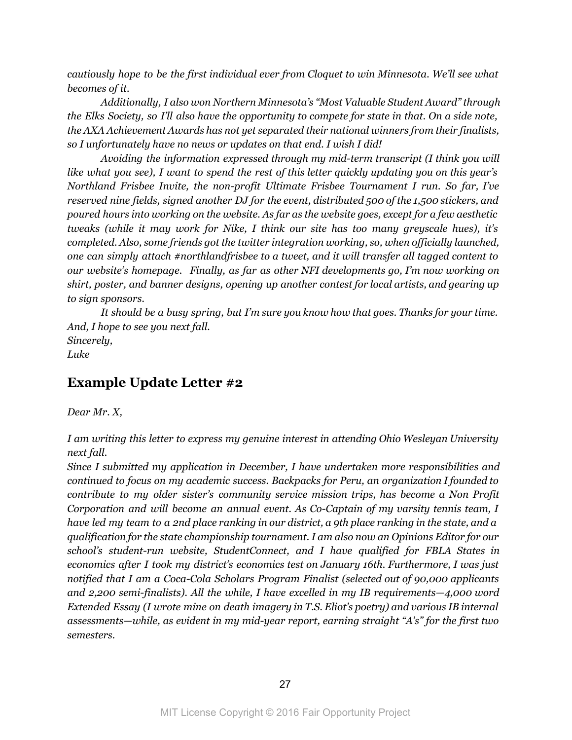*cautiously hope to be the first individual ever from Cloquet to win Minnesota. We'll see what becomes of it.*

*Additionally, I also won Northern Minnesota's "Most Valuable Student Award" through the Elks Society, so I'll also have the opportunity to compete for state in that. On a side note, the AXA Achievement Awards has not yet separated their national winners from their finalists, so I unfortunately have no news or updates on that end. I wish I did!*

*Avoiding the information expressed through my mid-term transcript (I think you will like what you see), I want to spend the rest of this letter quickly updating you on this year's Northland Frisbee Invite, the non-profit Ultimate Frisbee Tournament I run. So far, I've reserved nine fields, signed another DJ for the event, distributed 500 of the 1,500 stickers, and poured hours into working on the website. As far as the website goes, except for a few aesthetic tweaks (while it may work for Nike, I think our site has too many greyscale hues), it's completed. Also, some friends got the twitter integration working, so, when officially launched, one can simply attach #northlandfrisbee to a tweet, and it will transfer all tagged content to our website's homepage. Finally, as far as other NFI developments go, I'm now working on shirt, poster, and banner designs, opening up another contest for local artists, and gearing up to sign sponsors.*

*It should be a busy spring, but I'm sure you know how that goes. Thanks for your time. And, I hope to see you next fall.*
*Sincerely,*
*Luke*

## Example Update Letter #2

*Dear Mr. X,*

*I am writing this letter to express my genuine interest in attending Ohio Wesleyan University next fall.*
*Since I submitted my application in December, I have undertaken more responsibilities and continued to focus on my academic success. Backpacks for Peru, an organization I founded to contribute to my older sister's community service mission trips, has become a Non Profit Corporation and will become an annual event. As Co-Captain of my varsity tennis team, I have led my team to a 2nd place ranking in our district, a 9th place ranking in the state, and a qualification for the state championship tournament. I am also now an Opinions Editor for our school's student-run website, StudentConnect, and I have qualified for FBLA States in economics after I took my district's economics test on January 16th. Furthermore, I was just notified that I am a Coca-Cola Scholars Program Finalist (selected out of 90,000 applicants and 2,200 semi-finalists). All the while, I have excelled in my IB requirements—4,000 word Extended Essay (I wrote mine on death imagery in T.S. Eliot's poetry) and various IB internal assessments—while, as evident in my mid-year report, earning straight "A's" for the first two semesters.*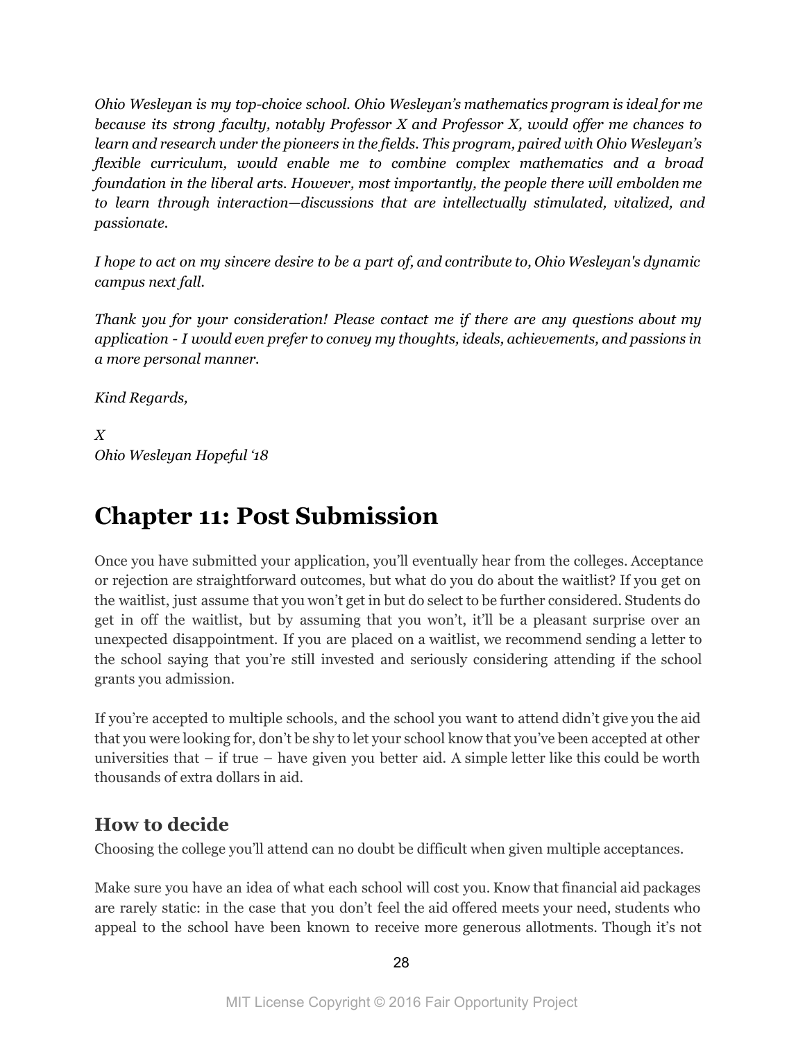*Ohio Wesleyan is my top-choice school. Ohio Wesleyan's mathematics program is ideal for me because its strong faculty, notably Professor X and Professor X, would offer me chances to learn and research under the pioneers in the fields. This program, paired with Ohio Wesleyan's flexible curriculum, would enable me to combine complex mathematics and a broad foundation in the liberal arts. However, most importantly, the people there will embolden me to learn through interaction—discussions that are intellectually stimulated, vitalized, and passionate.*

*I hope to act on my sincere desire to be a part of, and contribute to, Ohio Wesleyan's dynamic campus next fall.*

*Thank you for your consideration! Please contact me if there are any questions about my application - I would even prefer to convey my thoughts, ideals, achievements, and passions in a more personal manner.*

*Kind Regards,*

*X*
*Ohio Wesleyan Hopeful '18*

# Chapter 11: Post Submission

Once you have submitted your application, you'll eventually hear from the colleges. Acceptance or rejection are straightforward outcomes, but what do you do about the waitlist? If you get on the waitlist, just assume that you won't get in but do select to be further considered. Students do get in off the waitlist, but by assuming that you won't, it'll be a pleasant surprise over an unexpected disappointment. If you are placed on a waitlist, we recommend sending a letter to the school saying that you're still invested and seriously considering attending if the school grants you admission.

If you're accepted to multiple schools, and the school you want to attend didn't give you the aid that you were looking for, don't be shy to let your school know that you've been accepted at other universities that – if true – have given you better aid. A simple letter like this could be worth thousands of extra dollars in aid.

## How to decide

Choosing the college you'll attend can no doubt be difficult when given multiple acceptances.

Make sure you have an idea of what each school will cost you. Know that financial aid packages are rarely static: in the case that you don't feel the aid offered meets your need, students who appeal to the school have been known to receive more generous allotments. Though it's not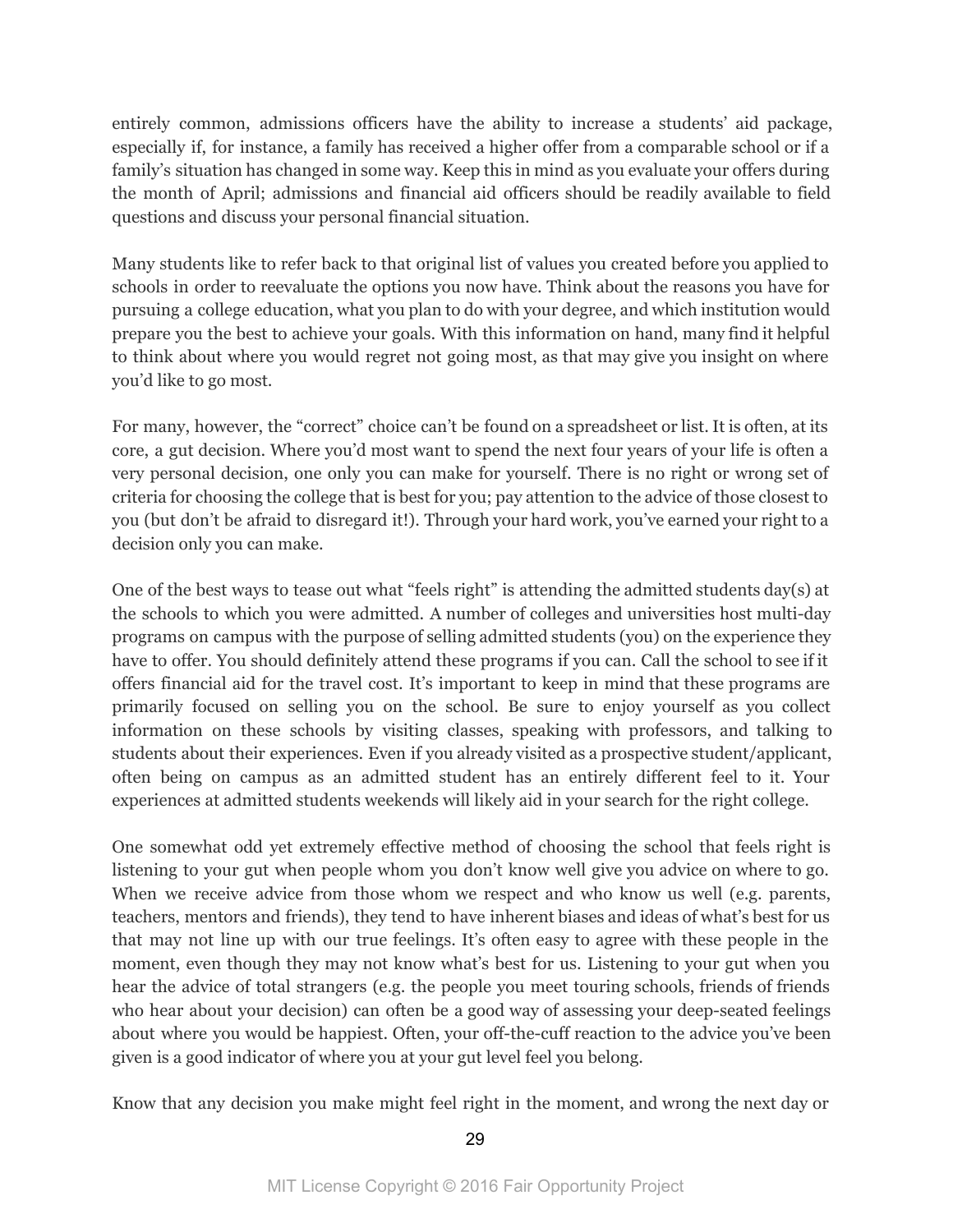entirely common, admissions officers have the ability to increase a students' aid package, especially if, for instance, a family has received a higher offer from a comparable school or if a family's situation has changed in some way. Keep this in mind as you evaluate your offers during the month of April; admissions and financial aid officers should be readily available to field questions and discuss your personal financial situation.

Many students like to refer back to that original list of values you created before you applied to schools in order to reevaluate the options you now have. Think about the reasons you have for pursuing a college education, what you plan to do with your degree, and which institution would prepare you the best to achieve your goals. With this information on hand, many find it helpful to think about where you would regret not going most, as that may give you insight on where you'd like to go most.

For many, however, the "correct" choice can't be found on a spreadsheet or list. It is often, at its core, a gut decision. Where you'd most want to spend the next four years of your life is often a very personal decision, one only you can make for yourself. There is no right or wrong set of criteria for choosing the college that is best for you; pay attention to the advice of those closest to you (but don't be afraid to disregard it!). Through your hard work, you've earned your right to a decision only you can make.

One of the best ways to tease out what "feels right" is attending the admitted students day(s) at the schools to which you were admitted. A number of colleges and universities host multi-day programs on campus with the purpose of selling admitted students (you) on the experience they have to offer. You should definitely attend these programs if you can. Call the school to see if it offers financial aid for the travel cost. It's important to keep in mind that these programs are primarily focused on selling you on the school. Be sure to enjoy yourself as you collect information on these schools by visiting classes, speaking with professors, and talking to students about their experiences. Even if you already visited as a prospective student/applicant, often being on campus as an admitted student has an entirely different feel to it. Your experiences at admitted students weekends will likely aid in your search for the right college.

One somewhat odd yet extremely effective method of choosing the school that feels right is listening to your gut when people whom you don't know well give you advice on where to go. When we receive advice from those whom we respect and who know us well (e.g. parents, teachers, mentors and friends), they tend to have inherent biases and ideas of what's best for us that may not line up with our true feelings. It's often easy to agree with these people in the moment, even though they may not know what's best for us. Listening to your gut when you hear the advice of total strangers (e.g. the people you meet touring schools, friends of friends who hear about your decision) can often be a good way of assessing your deep-seated feelings about where you would be happiest. Often, your off-the-cuff reaction to the advice you've been given is a good indicator of where you at your gut level feel you belong.

Know that any decision you make might feel right in the moment, and wrong the next day or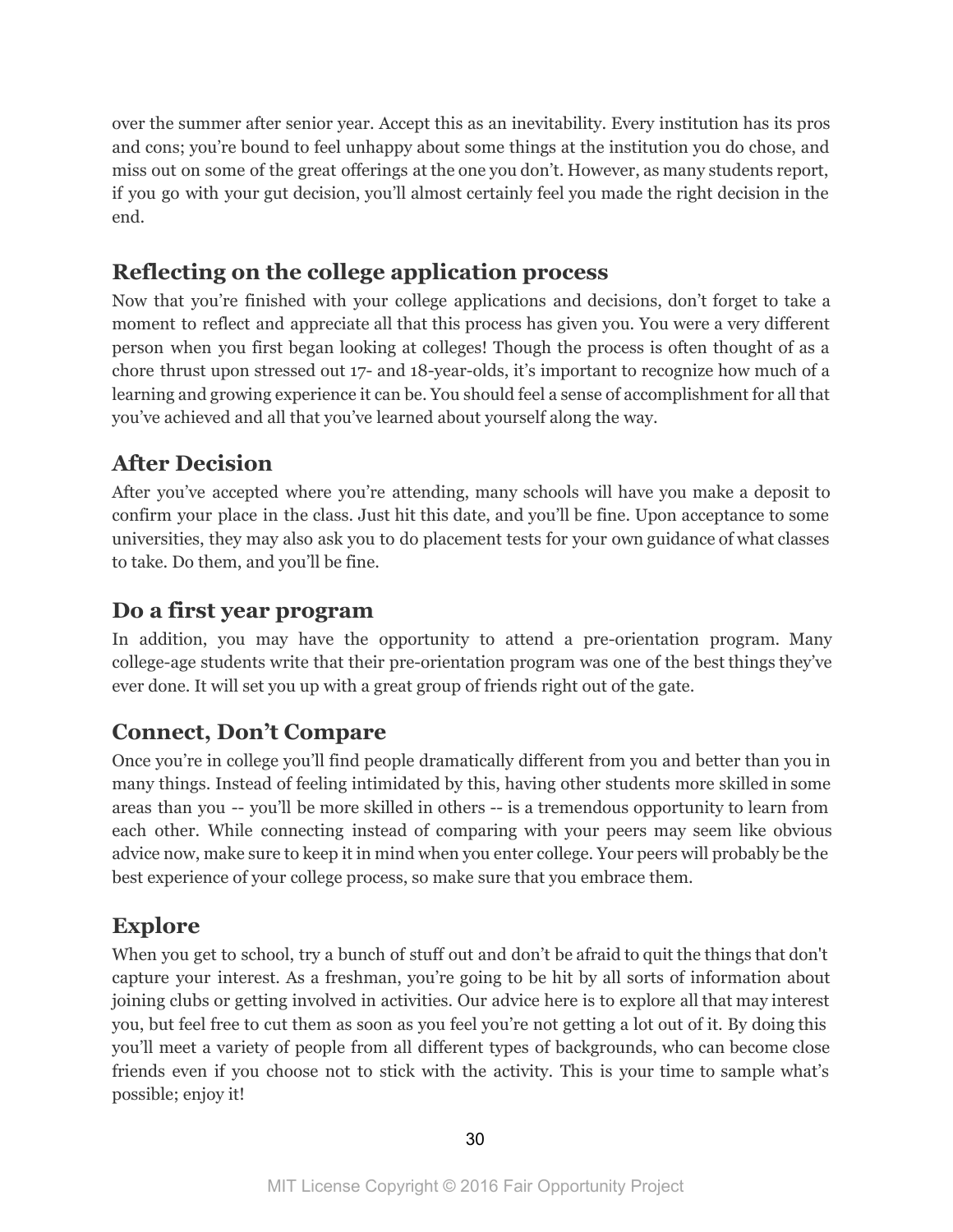over the summer after senior year. Accept this as an inevitability. Every institution has its pros and cons; you're bound to feel unhappy about some things at the institution you do chose, and miss out on some of the great offerings at the one you don't. However, as many students report, if you go with your gut decision, you'll almost certainly feel you made the right decision in the end.

## Reflecting on the college application process

Now that you're finished with your college applications and decisions, don't forget to take a moment to reflect and appreciate all that this process has given you. You were a very different person when you first began looking at colleges! Though the process is often thought of as a chore thrust upon stressed out 17- and 18-year-olds, it's important to recognize how much of a learning and growing experience it can be. You should feel a sense of accomplishment for all that you've achieved and all that you've learned about yourself along the way.

## After Decision

After you've accepted where you're attending, many schools will have you make a deposit to confirm your place in the class. Just hit this date, and you'll be fine. Upon acceptance to some universities, they may also ask you to do placement tests for your own guidance of what classes to take. Do them, and you'll be fine.

## Do a first year program

In addition, you may have the opportunity to attend a pre-orientation program. Many college-age students write that their pre-orientation program was one of the best things they've ever done. It will set you up with a great group of friends right out of the gate.

## Connect, Don't Compare

Once you're in college you'll find people dramatically different from you and better than you in many things. Instead of feeling intimidated by this, having other students more skilled in some areas than you -- you'll be more skilled in others -- is a tremendous opportunity to learn from each other. While connecting instead of comparing with your peers may seem like obvious advice now, make sure to keep it in mind when you enter college. Your peers will probably be the best experience of your college process, so make sure that you embrace them.

## Explore

When you get to school, try a bunch of stuff out and don't be afraid to quit the things that don't capture your interest. As a freshman, you're going to be hit by all sorts of information about joining clubs or getting involved in activities. Our advice here is to explore all that may interest you, but feel free to cut them as soon as you feel you're not getting a lot out of it. By doing this you'll meet a variety of people from all different types of backgrounds, who can become close friends even if you choose not to stick with the activity. This is your time to sample what's possible; enjoy it!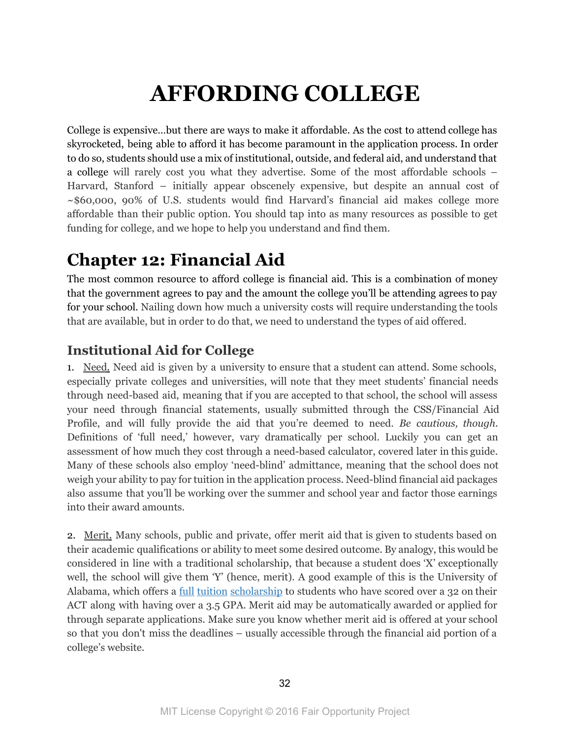# AFFORDING COLLEGE

College is expensive…but there are ways to make it affordable. As the cost to attend college has skyrocketed, being able to afford it has become paramount in the application process. In order to do so, students should use a mix of institutional, outside, and federal aid, and understand that a college will rarely cost you what they advertise. Some of the most affordable schools – Harvard, Stanford – initially appear obscenely expensive, but despite an annual cost of ~$60,000, 90% of U.S. students would find Harvard's financial aid makes college more affordable than their public option. You should tap into as many resources as possible to get funding for college, and we hope to help you understand and find them.

## Chapter 12: Financial Aid

The most common resource to afford college is financial aid. This is a combination of money that the government agrees to pay and the amount the college you'll be attending agrees to pay for your school. Nailing down how much a university costs will require understanding the tools that are available, but in order to do that, we need to understand the types of aid offered.

### Institutional Aid for College

1. Need. Need aid is given by a university to ensure that a student can attend. Some schools, especially private colleges and universities, will note that they meet students' financial needs through need-based aid, meaning that if you are accepted to that school, the school will assess your need through financial statements, usually submitted through the CSS/Financial Aid Profile, and will fully provide the aid that you're deemed to need. *Be cautious, though*. Definitions of 'full need,' however, vary dramatically per school. Luckily you can get an assessment of how much they cost through a need-based calculator, covered later in this guide. Many of these schools also employ 'need-blind' admittance, meaning that the school does not weigh your ability to pay for tuition in the application process. Need-blind financial aid packages also assume that you'll be working over the summer and school year and factor those earnings into their award amounts.

2. Merit. Many schools, public and private, offer merit aid that is given to students based on their academic qualifications or ability to meet some desired outcome. By analogy, this would be considered in line with a traditional scholarship, that because a student does 'X' exceptionally well, the school will give them 'Y' (hence, merit). A good example of this is the University of Alabama, which offers a full tuition scholarship to students who have scored over a 32 on their ACT along with having over a 3.5 GPA. Merit aid may be automatically awarded or applied for through separate applications. Make sure you know whether merit aid is offered at your school so that you don't miss the deadlines – usually accessible through the financial aid portion of a college's website.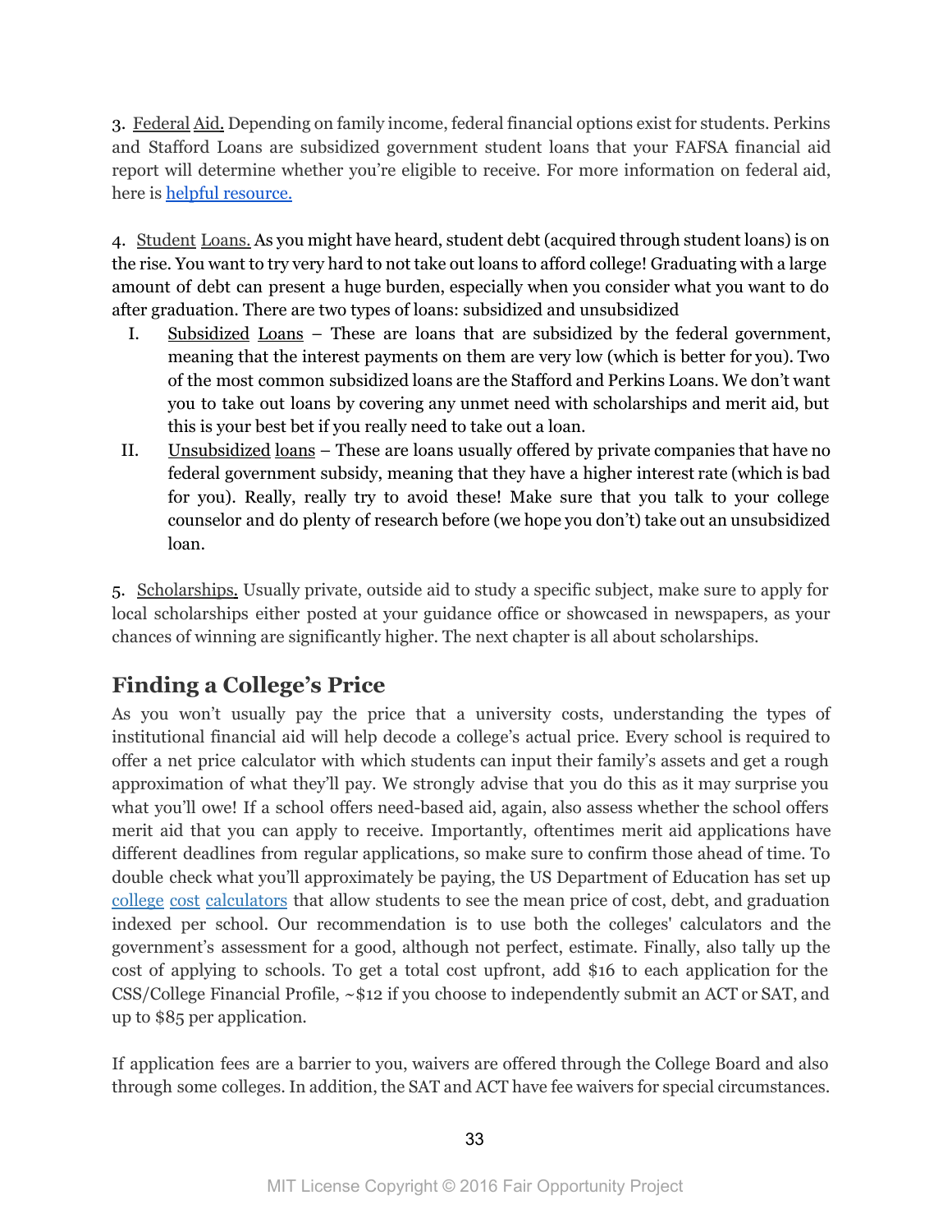3. Federal Aid. Depending on family income, federal financial options exist for students. Perkins and Stafford Loans are subsidized government student loans that your FAFSA financial aid report will determine whether you're eligible to receive. For more information on federal aid, here is helpful resource.

4. Student Loans. As you might have heard, student debt (acquired through student loans) is on the rise. You want to try very hard to not take out loans to afford college! Graduating with a large amount of debt can present a huge burden, especially when you consider what you want to do after graduation. There are two types of loans: subsidized and unsubsidized

   I. Subsidized Loans – These are loans that are subsidized by the federal government, meaning that the interest payments on them are very low (which is better for you). Two of the most common subsidized loans are the Stafford and Perkins Loans. We don't want you to take out loans by covering any unmet need with scholarships and merit aid, but this is your best bet if you really need to take out a loan.

   II. Unsubsidized loans – These are loans usually offered by private companies that have no federal government subsidy, meaning that they have a higher interest rate (which is bad for you). Really, really try to avoid these! Make sure that you talk to your college counselor and do plenty of research before (we hope you don't) take out an unsubsidized loan.

5. Scholarships. Usually private, outside aid to study a specific subject, make sure to apply for local scholarships either posted at your guidance office or showcased in newspapers, as your chances of winning are significantly higher. The next chapter is all about scholarships.

## Finding a College's Price

As you won't usually pay the price that a university costs, understanding the types of institutional financial aid will help decode a college's actual price. Every school is required to offer a net price calculator with which students can input their family's assets and get a rough approximation of what they'll pay. We strongly advise that you do this as it may surprise you what you'll owe! If a school offers need-based aid, again, also assess whether the school offers merit aid that you can apply to receive. Importantly, oftentimes merit aid applications have different deadlines from regular applications, so make sure to confirm those ahead of time. To double check what you'll approximately be paying, the US Department of Education has set up college cost calculators that allow students to see the mean price of cost, debt, and graduation indexed per school. Our recommendation is to use both the colleges' calculators and the government's assessment for a good, although not perfect, estimate. Finally, also tally up the cost of applying to schools. To get a total cost upfront, add $16 to each application for the CSS/College Financial Profile, ~$12 if you choose to independently submit an ACT or SAT, and up to $85 per application.

If application fees are a barrier to you, waivers are offered through the College Board and also through some colleges. In addition, the SAT and ACT have fee waivers for special circumstances.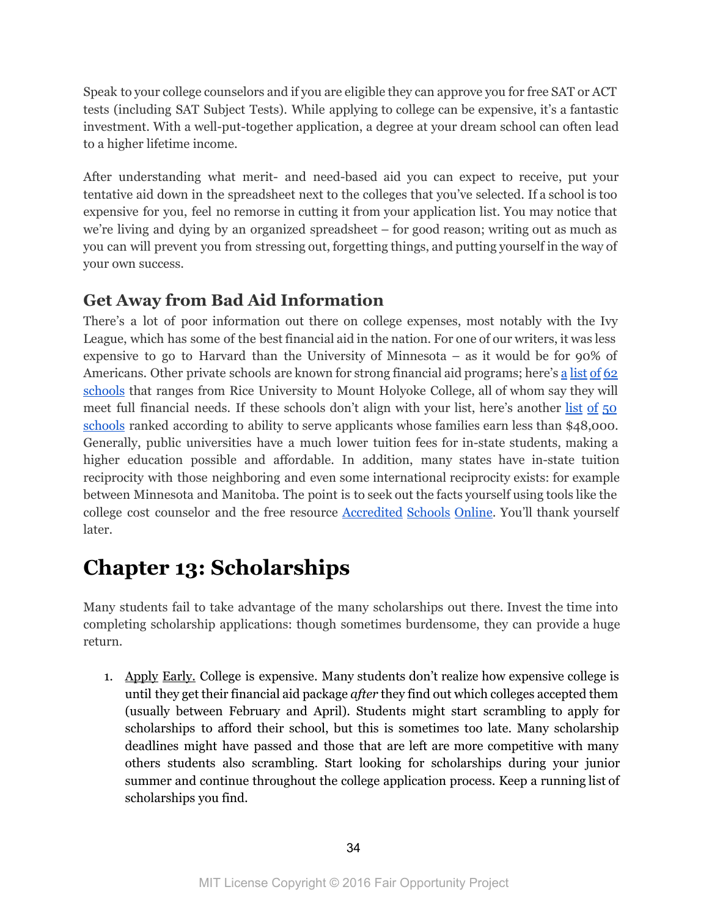Speak to your college counselors and if you are eligible they can approve you for free SAT or ACT tests (including SAT Subject Tests). While applying to college can be expensive, it's a fantastic investment. With a well-put-together application, a degree at your dream school can often lead to a higher lifetime income.

After understanding what merit- and need-based aid you can expect to receive, put your tentative aid down in the spreadsheet next to the colleges that you've selected. If a school is too expensive for you, feel no remorse in cutting it from your application list. You may notice that we're living and dying by an organized spreadsheet – for good reason; writing out as much as you can will prevent you from stressing out, forgetting things, and putting yourself in the way of your own success.

### Get Away from Bad Aid Information

There's a lot of poor information out there on college expenses, most notably with the Ivy League, which has some of the best financial aid in the nation. For one of our writers, it was less expensive to go to Harvard than the University of Minnesota – as it would be for 90% of Americans. Other private schools are known for strong financial aid programs; here's a list of 62 schools that ranges from Rice University to Mount Holyoke College, all of whom say they will meet full financial needs. If these schools don't align with your list, here's another list of 50 schools ranked according to ability to serve applicants whose families earn less than $48,000. Generally, public universities have a much lower tuition fees for in-state students, making a higher education possible and affordable. In addition, many states have in-state tuition reciprocity with those neighboring and even some international reciprocity exists: for example between Minnesota and Manitoba. The point is to seek out the facts yourself using tools like the college cost counselor and the free resource Accredited Schools Online. You'll thank yourself later.

## Chapter 13: Scholarships

Many students fail to take advantage of the many scholarships out there. Invest the time into completing scholarship applications: though sometimes burdensome, they can provide a huge return.

1. Apply Early. College is expensive. Many students don't realize how expensive college is until they get their financial aid package *after* they find out which colleges accepted them (usually between February and April). Students might start scrambling to apply for scholarships to afford their school, but this is sometimes too late. Many scholarship deadlines might have passed and those that are left are more competitive with many others students also scrambling. Start looking for scholarships during your junior summer and continue throughout the college application process. Keep a running list of scholarships you find.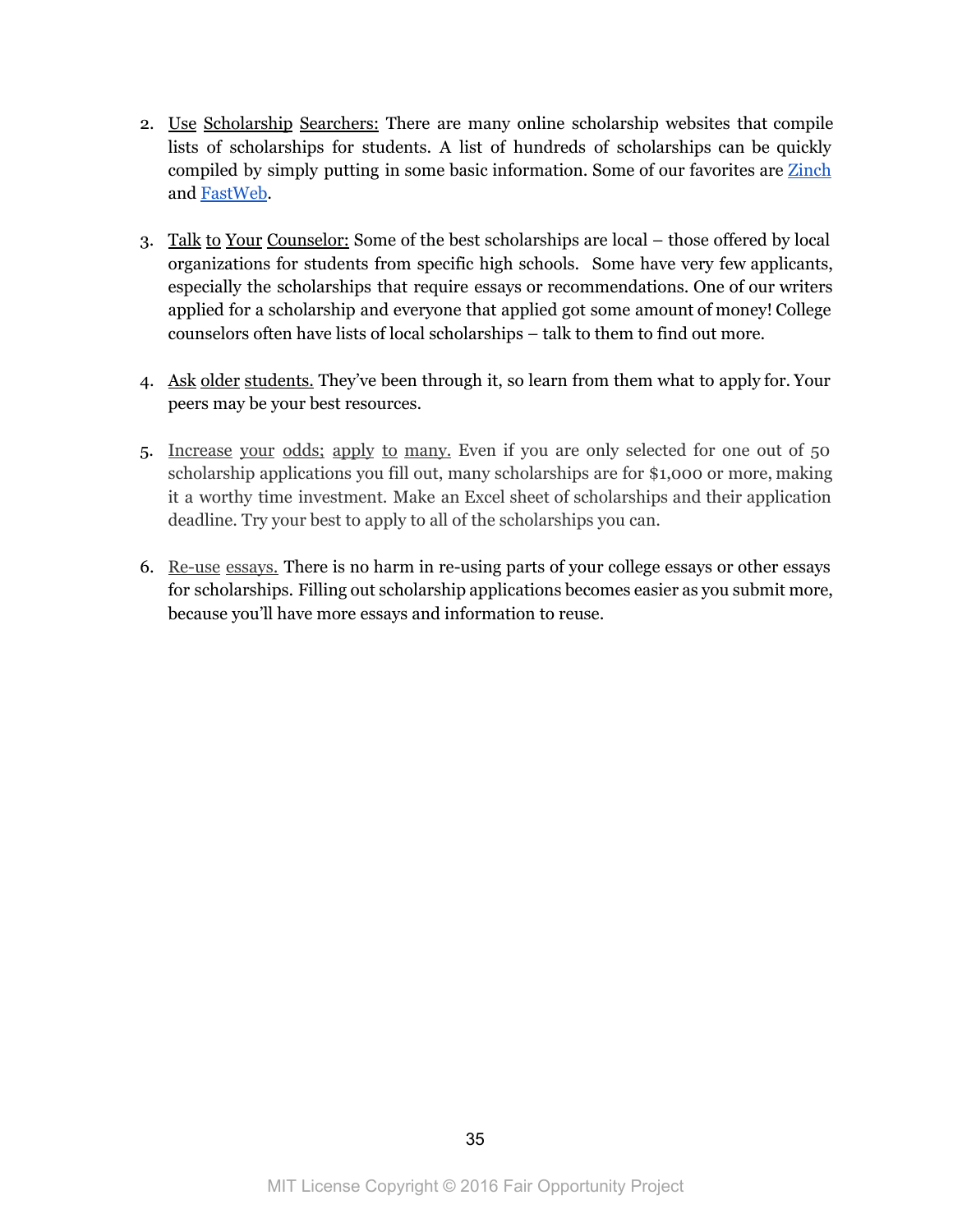2. Use Scholarship Searchers: There are many online scholarship websites that compile lists of scholarships for students. A list of hundreds of scholarships can be quickly compiled by simply putting in some basic information. Some of our favorites are [Zinch] and [FastWeb].

3. Talk to Your Counselor: Some of the best scholarships are local – those offered by local organizations for students from specific high schools. Some have very few applicants, especially the scholarships that require essays or recommendations. One of our writers applied for a scholarship and everyone that applied got some amount of money! College counselors often have lists of local scholarships – talk to them to find out more.

4. Ask older students. They've been through it, so learn from them what to apply for. Your peers may be your best resources.

5. Increase your odds; apply to many. Even if you are only selected for one out of 50 scholarship applications you fill out, many scholarships are for $1,000 or more, making it a worthy time investment. Make an Excel sheet of scholarships and their application deadline. Try your best to apply to all of the scholarships you can.

6. Re-use essays. There is no harm in re-using parts of your college essays or other essays for scholarships. Filling out scholarship applications becomes easier as you submit more, because you'll have more essays and information to reuse.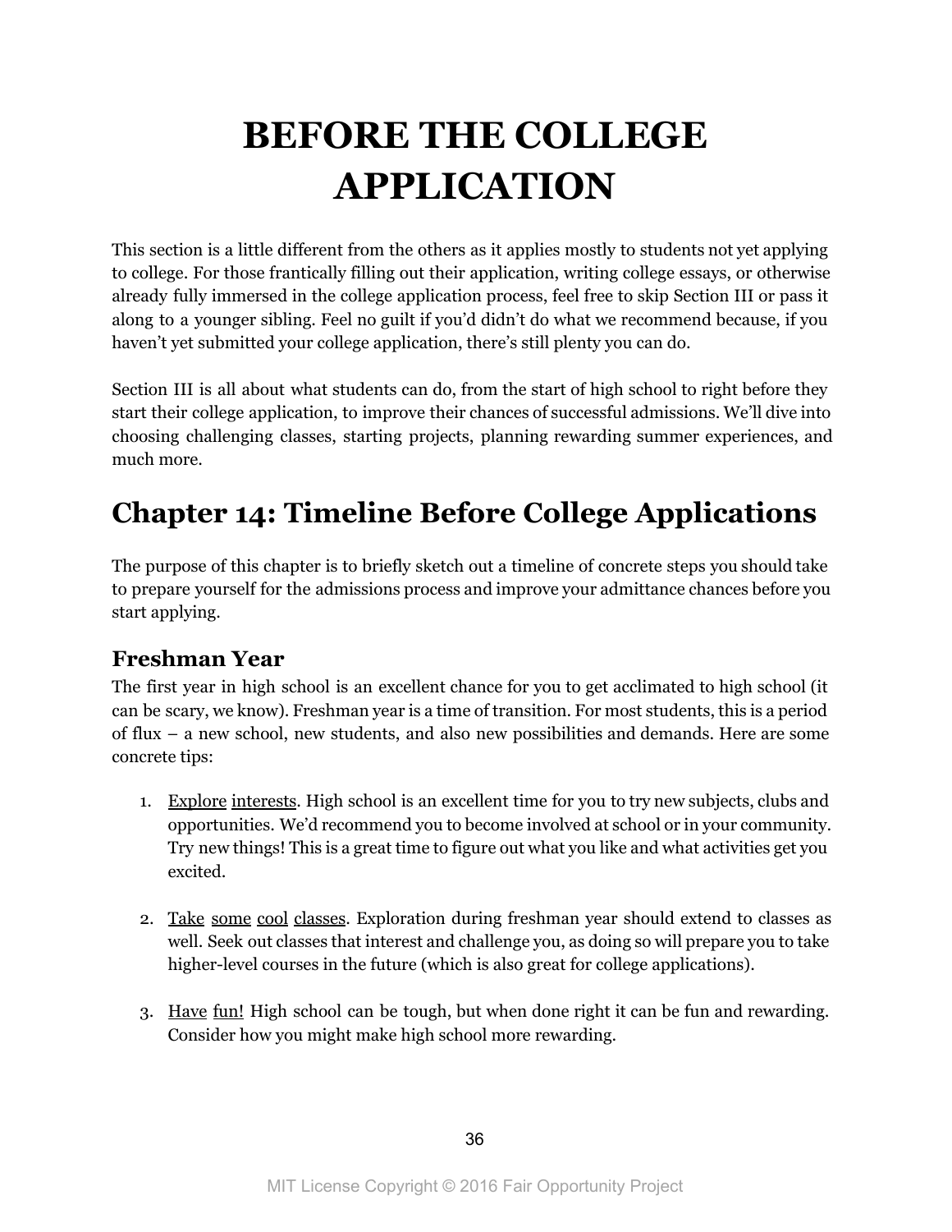# BEFORE THE COLLEGE APPLICATION

This section is a little different from the others as it applies mostly to students not yet applying to college. For those frantically filling out their application, writing college essays, or otherwise already fully immersed in the college application process, feel free to skip Section III or pass it along to a younger sibling. Feel no guilt if you'd didn't do what we recommend because, if you haven't yet submitted your college application, there's still plenty you can do.

Section III is all about what students can do, from the start of high school to right before they start their college application, to improve their chances of successful admissions. We'll dive into choosing challenging classes, starting projects, planning rewarding summer experiences, and much more.

## Chapter 14: Timeline Before College Applications

The purpose of this chapter is to briefly sketch out a timeline of concrete steps you should take to prepare yourself for the admissions process and improve your admittance chances before you start applying.

### Freshman Year

The first year in high school is an excellent chance for you to get acclimated to high school (it can be scary, we know). Freshman year is a time of transition. For most students, this is a period of flux – a new school, new students, and also new possibilities and demands. Here are some concrete tips:

1. Explore interests. High school is an excellent time for you to try new subjects, clubs and opportunities. We'd recommend you to become involved at school or in your community. Try new things! This is a great time to figure out what you like and what activities get you excited.

2. Take some cool classes. Exploration during freshman year should extend to classes as well. Seek out classes that interest and challenge you, as doing so will prepare you to take higher-level courses in the future (which is also great for college applications).

3. Have fun! High school can be tough, but when done right it can be fun and rewarding. Consider how you might make high school more rewarding.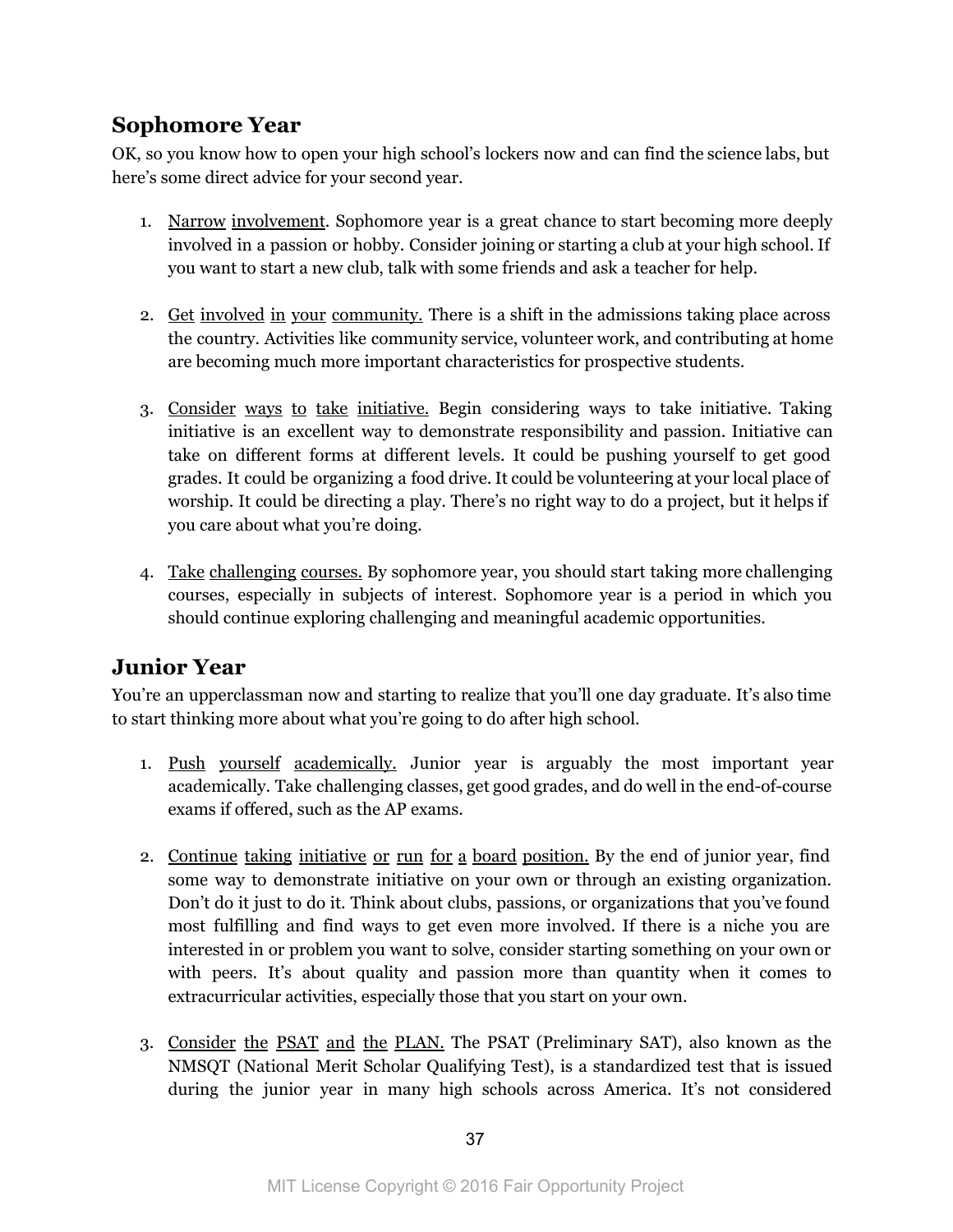## Sophomore Year

OK, so you know how to open your high school's lockers now and can find the science labs, but here's some direct advice for your second year.

1. Narrow involvement. Sophomore year is a great chance to start becoming more deeply involved in a passion or hobby. Consider joining or starting a club at your high school. If you want to start a new club, talk with some friends and ask a teacher for help.

2. Get involved in your community. There is a shift in the admissions taking place across the country. Activities like community service, volunteer work, and contributing at home are becoming much more important characteristics for prospective students.

3. Consider ways to take initiative. Begin considering ways to take initiative. Taking initiative is an excellent way to demonstrate responsibility and passion. Initiative can take on different forms at different levels. It could be pushing yourself to get good grades. It could be organizing a food drive. It could be volunteering at your local place of worship. It could be directing a play. There's no right way to do a project, but it helps if you care about what you're doing.

4. Take challenging courses. By sophomore year, you should start taking more challenging courses, especially in subjects of interest. Sophomore year is a period in which you should continue exploring challenging and meaningful academic opportunities.

## Junior Year

You're an upperclassman now and starting to realize that you'll one day graduate. It's also time to start thinking more about what you're going to do after high school.

1. Push yourself academically. Junior year is arguably the most important year academically. Take challenging classes, get good grades, and do well in the end-of-course exams if offered, such as the AP exams.

2. Continue taking initiative or run for a board position. By the end of junior year, find some way to demonstrate initiative on your own or through an existing organization. Don't do it just to do it. Think about clubs, passions, or organizations that you've found most fulfilling and find ways to get even more involved. If there is a niche you are interested in or problem you want to solve, consider starting something on your own or with peers. It's about quality and passion more than quantity when it comes to extracurricular activities, especially those that you start on your own.

3. Consider the PSAT and the PLAN. The PSAT (Preliminary SAT), also known as the NMSQT (National Merit Scholar Qualifying Test), is a standardized test that is issued during the junior year in many high schools across America. It's not considered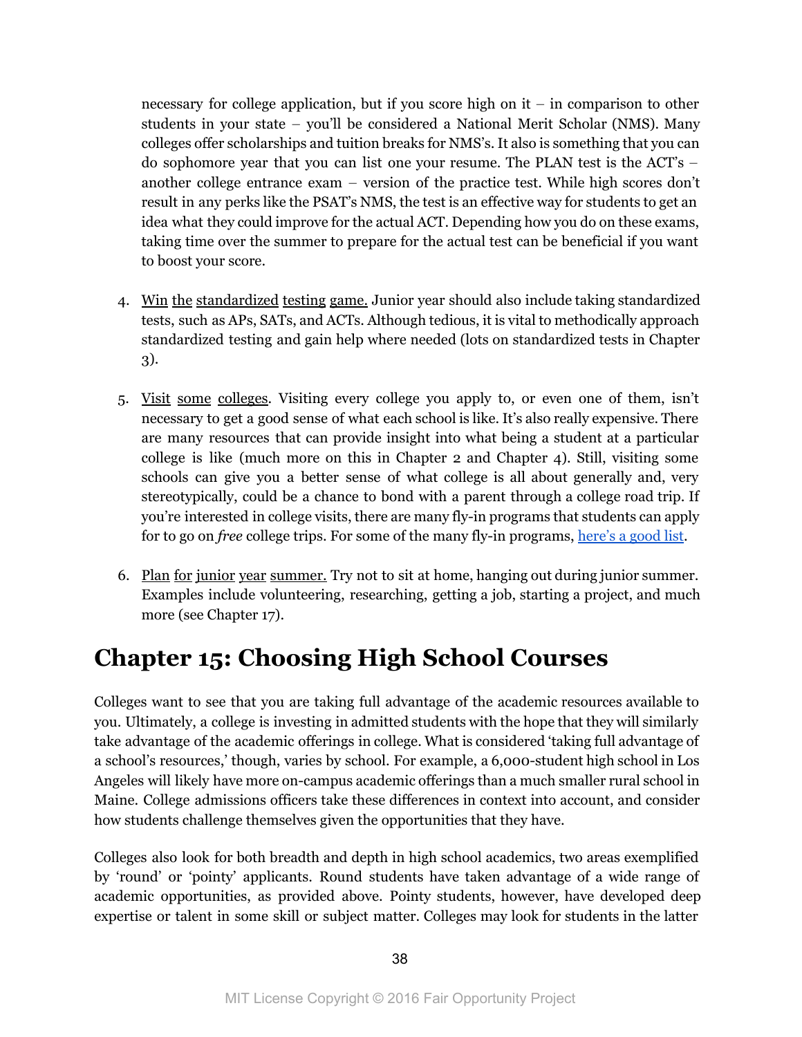necessary for college application, but if you score high on it – in comparison to other students in your state – you'll be considered a National Merit Scholar (NMS). Many colleges offer scholarships and tuition breaks for NMS's. It also is something that you can do sophomore year that you can list one your resume. The PLAN test is the ACT's – another college entrance exam – version of the practice test. While high scores don't result in any perks like the PSAT's NMS, the test is an effective way for students to get an idea what they could improve for the actual ACT. Depending how you do on these exams, taking time over the summer to prepare for the actual test can be beneficial if you want to boost your score.

4. Win the standardized testing game. Junior year should also include taking standardized tests, such as APs, SATs, and ACTs. Although tedious, it is vital to methodically approach standardized testing and gain help where needed (lots on standardized tests in Chapter 3).

5. Visit some colleges. Visiting every college you apply to, or even one of them, isn't necessary to get a good sense of what each school is like. It's also really expensive. There are many resources that can provide insight into what being a student at a particular college is like (much more on this in Chapter 2 and Chapter 4). Still, visiting some schools can give you a better sense of what college is all about generally and, very stereotypically, could be a chance to bond with a parent through a college road trip. If you're interested in college visits, there are many fly-in programs that students can apply for to go on *free* college trips. For some of the many fly-in programs, here's a good list.

6. Plan for junior year summer. Try not to sit at home, hanging out during junior summer. Examples include volunteering, researching, getting a job, starting a project, and much more (see Chapter 17).

# Chapter 15: Choosing High School Courses

Colleges want to see that you are taking full advantage of the academic resources available to you. Ultimately, a college is investing in admitted students with the hope that they will similarly take advantage of the academic offerings in college. What is considered 'taking full advantage of a school's resources,' though, varies by school. For example, a 6,000-student high school in Los Angeles will likely have more on-campus academic offerings than a much smaller rural school in Maine. College admissions officers take these differences in context into account, and consider how students challenge themselves given the opportunities that they have.

Colleges also look for both breadth and depth in high school academics, two areas exemplified by 'round' or 'pointy' applicants. Round students have taken advantage of a wide range of academic opportunities, as provided above. Pointy students, however, have developed deep expertise or talent in some skill or subject matter. Colleges may look for students in the latter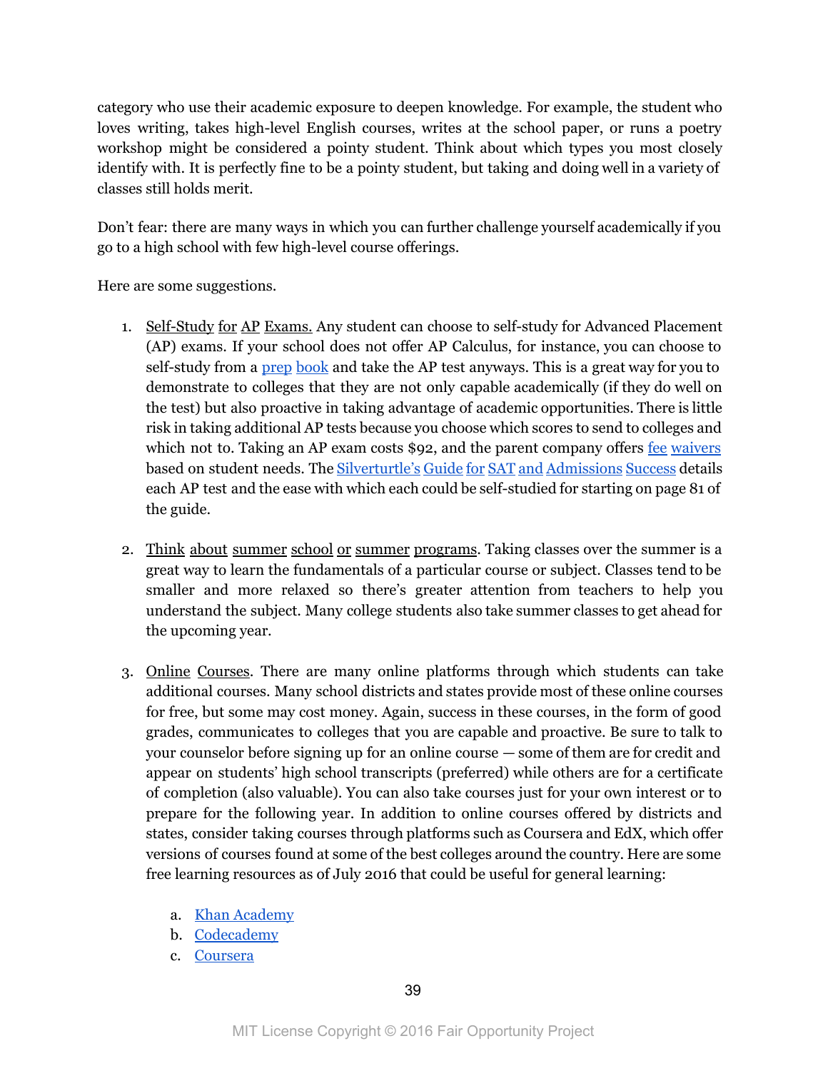category who use their academic exposure to deepen knowledge. For example, the student who loves writing, takes high-level English courses, writes at the school paper, or runs a poetry workshop might be considered a pointy student. Think about which types you most closely identify with. It is perfectly fine to be a pointy student, but taking and doing well in a variety of classes still holds merit.

Don't fear: there are many ways in which you can further challenge yourself academically if you go to a high school with few high-level course offerings.

Here are some suggestions.

1. Self-Study for AP Exams. Any student can choose to self-study for Advanced Placement (AP) exams. If your school does not offer AP Calculus, for instance, you can choose to self-study from a prep book and take the AP test anyways. This is a great way for you to demonstrate to colleges that they are not only capable academically (if they do well on the test) but also proactive in taking advantage of academic opportunities. There is little risk in taking additional AP tests because you choose which scores to send to colleges and which not to. Taking an AP exam costs $92, and the parent company offers fee waivers based on student needs. The Silverturtle's Guide for SAT and Admissions Success details each AP test and the ease with which each could be self-studied for starting on page 81 of the guide.

2. Think about summer school or summer programs. Taking classes over the summer is a great way to learn the fundamentals of a particular course or subject. Classes tend to be smaller and more relaxed so there's greater attention from teachers to help you understand the subject. Many college students also take summer classes to get ahead for the upcoming year.

3. Online Courses. There are many online platforms through which students can take additional courses. Many school districts and states provide most of these online courses for free, but some may cost money. Again, success in these courses, in the form of good grades, communicates to colleges that you are capable and proactive. Be sure to talk to your counselor before signing up for an online course — some of them are for credit and appear on students' high school transcripts (preferred) while others are for a certificate of completion (also valuable). You can also take courses just for your own interest or to prepare for the following year. In addition to online courses offered by districts and states, consider taking courses through platforms such as Coursera and EdX, which offer versions of courses found at some of the best colleges around the country. Here are some free learning resources as of July 2016 that could be useful for general learning:

   a. Khan Academy
   b. Codecademy
   c. Coursera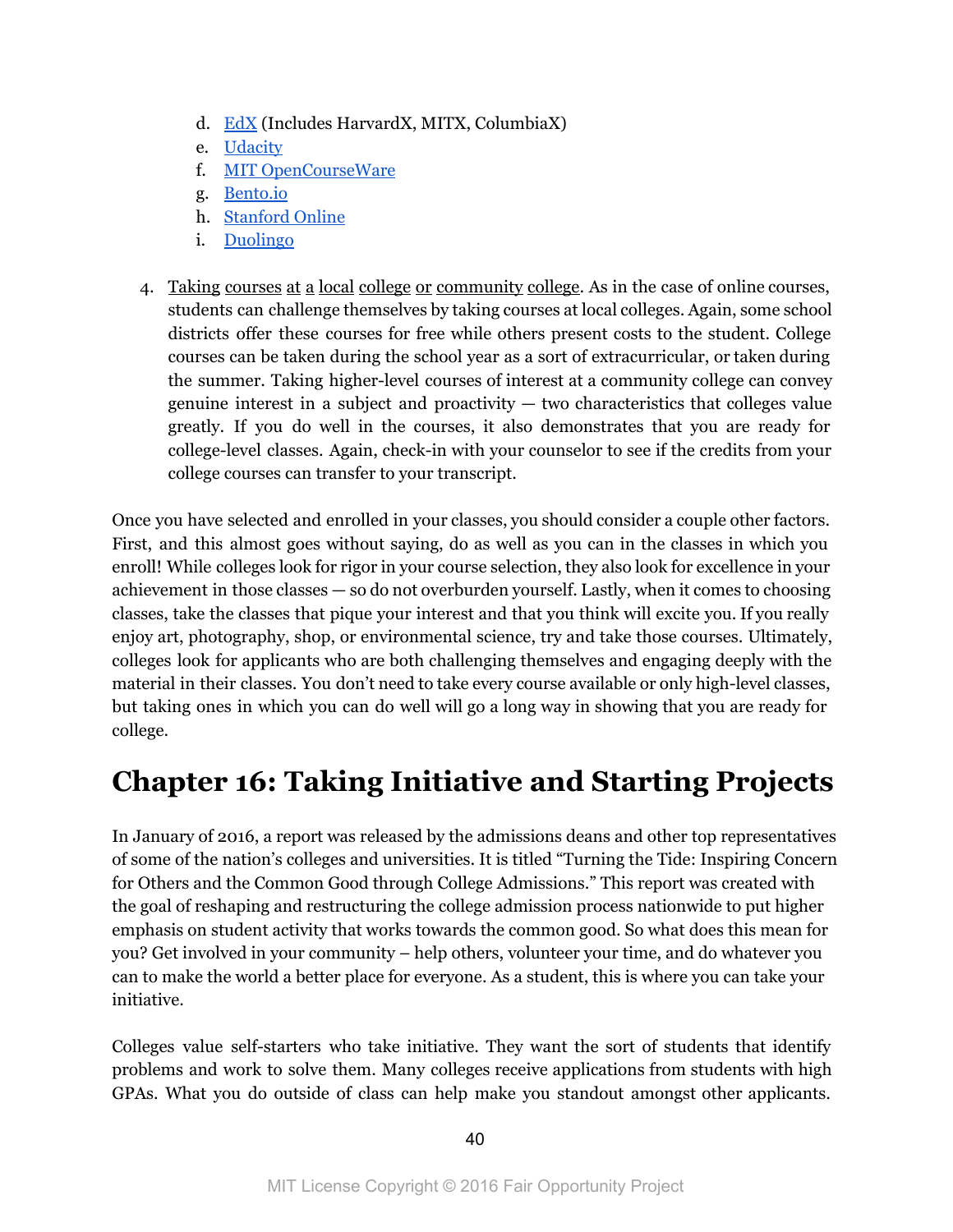d. [EdX](#) (Includes HarvardX, MITX, ColumbiaX)
   e. [Udacity](#)
   f. [MIT OpenCourseWare](#)
   g. [Bento.io](#)
   h. [Stanford Online](#)
   i. [Duolingo](#)

4. Taking courses at a local college or community college. As in the case of online courses, students can challenge themselves by taking courses at local colleges. Again, some school districts offer these courses for free while others present costs to the student. College courses can be taken during the school year as a sort of extracurricular, or taken during the summer. Taking higher-level courses of interest at a community college can convey genuine interest in a subject and proactivity — two characteristics that colleges value greatly. If you do well in the courses, it also demonstrates that you are ready for college-level classes. Again, check-in with your counselor to see if the credits from your college courses can transfer to your transcript.

Once you have selected and enrolled in your classes, you should consider a couple other factors. First, and this almost goes without saying, do as well as you can in the classes in which you enroll! While colleges look for rigor in your course selection, they also look for excellence in your achievement in those classes — so do not overburden yourself. Lastly, when it comes to choosing classes, take the classes that pique your interest and that you think will excite you. If you really enjoy art, photography, shop, or environmental science, try and take those courses. Ultimately, colleges look for applicants who are both challenging themselves and engaging deeply with the material in their classes. You don't need to take every course available or only high-level classes, but taking ones in which you can do well will go a long way in showing that you are ready for college.

# Chapter 16: Taking Initiative and Starting Projects

In January of 2016, a report was released by the admissions deans and other top representatives of some of the nation's colleges and universities. It is titled "Turning the Tide: Inspiring Concern for Others and the Common Good through College Admissions." This report was created with the goal of reshaping and restructuring the college admission process nationwide to put higher emphasis on student activity that works towards the common good. So what does this mean for you? Get involved in your community – help others, volunteer your time, and do whatever you can to make the world a better place for everyone. As a student, this is where you can take your initiative.

Colleges value self-starters who take initiative. They want the sort of students that identify problems and work to solve them. Many colleges receive applications from students with high GPAs. What you do outside of class can help make you standout amongst other applicants.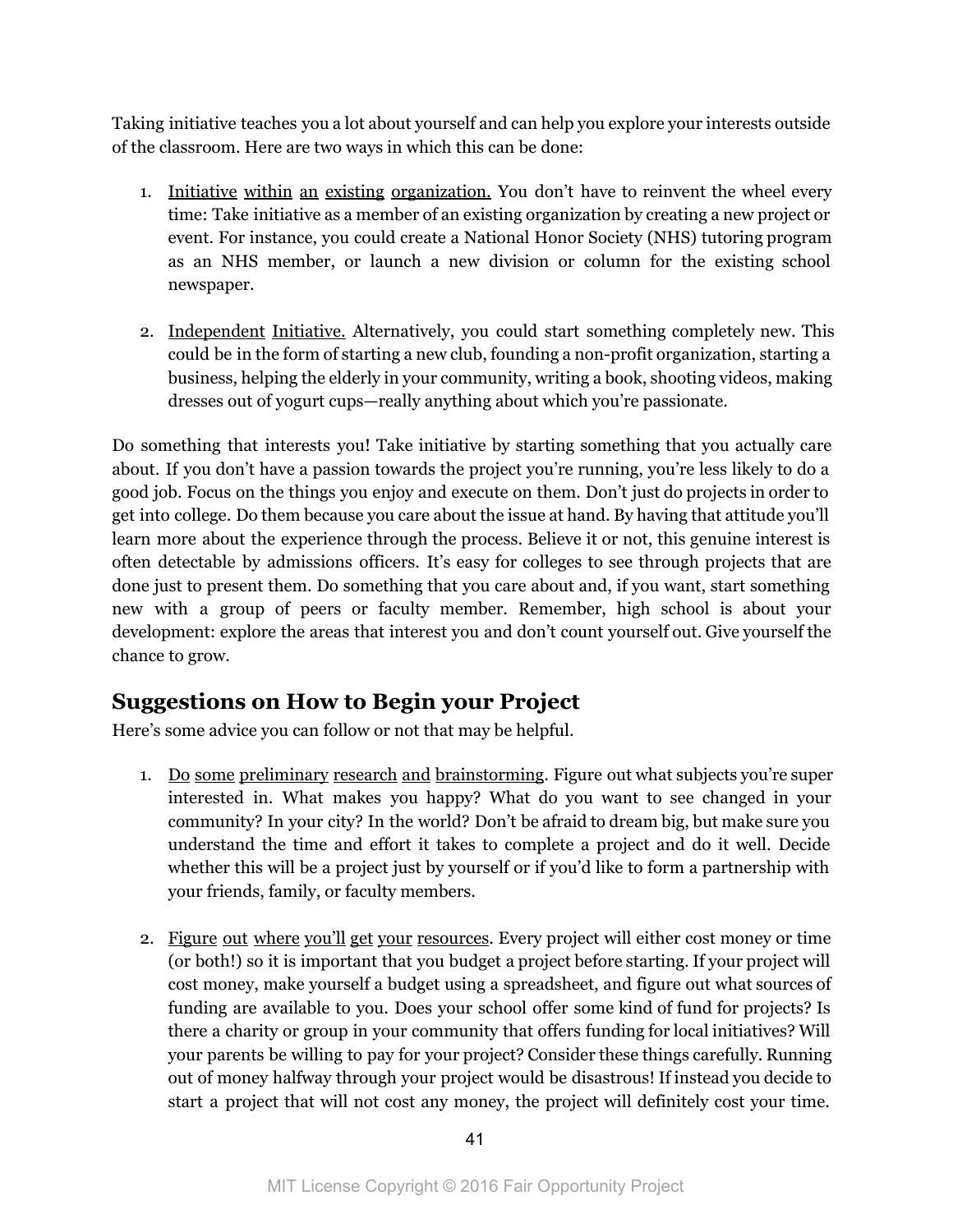Taking initiative teaches you a lot about yourself and can help you explore your interests outside of the classroom. Here are two ways in which this can be done:

1. Initiative within an existing organization. You don't have to reinvent the wheel every time: Take initiative as a member of an existing organization by creating a new project or event. For instance, you could create a National Honor Society (NHS) tutoring program as an NHS member, or launch a new division or column for the existing school newspaper.

2. Independent Initiative. Alternatively, you could start something completely new. This could be in the form of starting a new club, founding a non-profit organization, starting a business, helping the elderly in your community, writing a book, shooting videos, making dresses out of yogurt cups—really anything about which you're passionate.

Do something that interests you! Take initiative by starting something that you actually care about. If you don't have a passion towards the project you're running, you're less likely to do a good job. Focus on the things you enjoy and execute on them. Don't just do projects in order to get into college. Do them because you care about the issue at hand. By having that attitude you'll learn more about the experience through the process. Believe it or not, this genuine interest is often detectable by admissions officers. It's easy for colleges to see through projects that are done just to present them. Do something that you care about and, if you want, start something new with a group of peers or faculty member. Remember, high school is about your development: explore the areas that interest you and don't count yourself out. Give yourself the chance to grow.

## Suggestions on How to Begin your Project

Here's some advice you can follow or not that may be helpful.

1. Do some preliminary research and brainstorming. Figure out what subjects you're super interested in. What makes you happy? What do you want to see changed in your community? In your city? In the world? Don't be afraid to dream big, but make sure you understand the time and effort it takes to complete a project and do it well. Decide whether this will be a project just by yourself or if you'd like to form a partnership with your friends, family, or faculty members.

2. Figure out where you'll get your resources. Every project will either cost money or time (or both!) so it is important that you budget a project before starting. If your project will cost money, make yourself a budget using a spreadsheet, and figure out what sources of funding are available to you. Does your school offer some kind of fund for projects? Is there a charity or group in your community that offers funding for local initiatives? Will your parents be willing to pay for your project? Consider these things carefully. Running out of money halfway through your project would be disastrous! If instead you decide to start a project that will not cost any money, the project will definitely cost your time.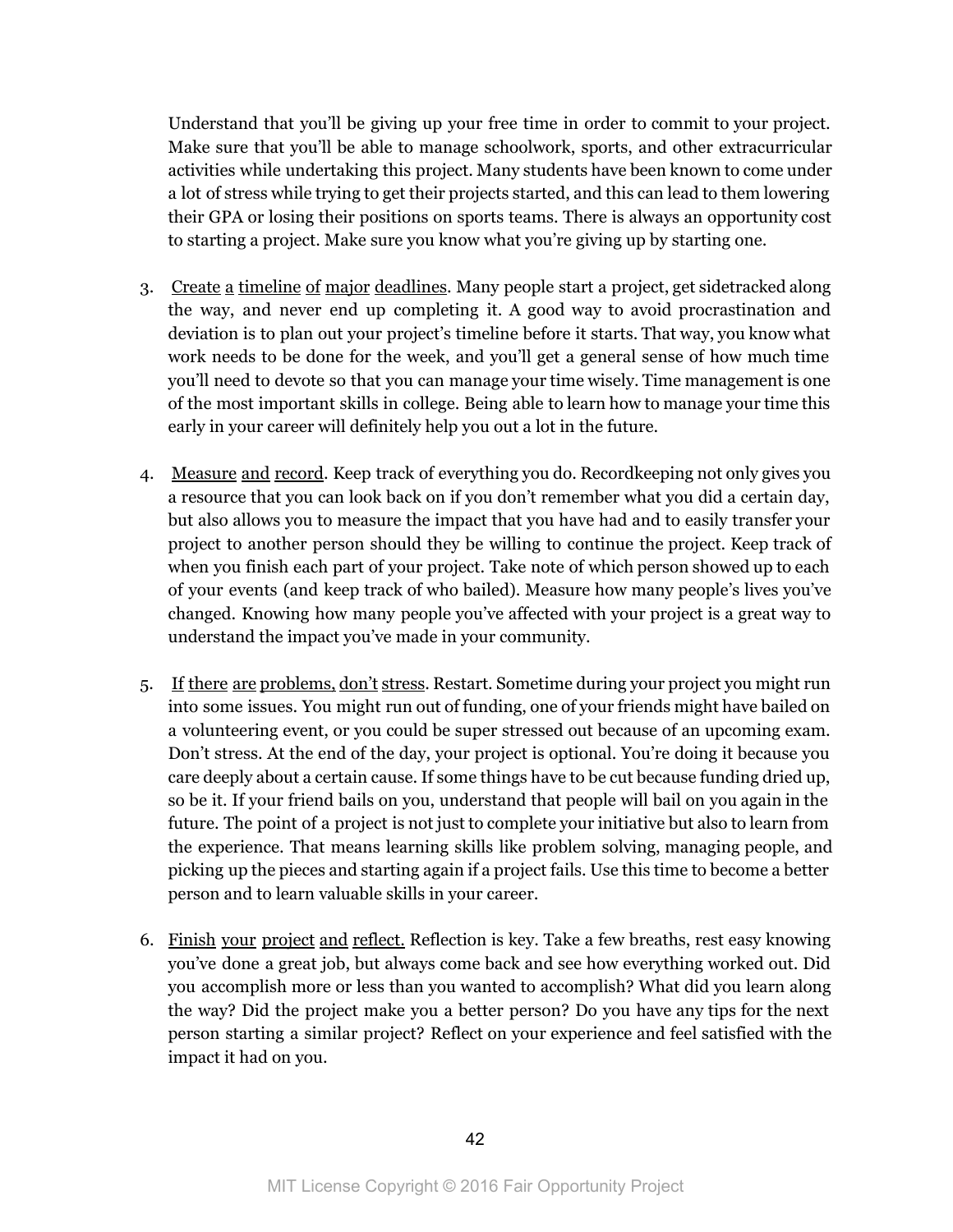Understand that you'll be giving up your free time in order to commit to your project. Make sure that you'll be able to manage schoolwork, sports, and other extracurricular activities while undertaking this project. Many students have been known to come under a lot of stress while trying to get their projects started, and this can lead to them lowering their GPA or losing their positions on sports teams. There is always an opportunity cost to starting a project. Make sure you know what you're giving up by starting one.

3. <u>Create a timeline of major deadlines</u>. Many people start a project, get sidetracked along the way, and never end up completing it. A good way to avoid procrastination and deviation is to plan out your project's timeline before it starts. That way, you know what work needs to be done for the week, and you'll get a general sense of how much time you'll need to devote so that you can manage your time wisely. Time management is one of the most important skills in college. Being able to learn how to manage your time this early in your career will definitely help you out a lot in the future.

4. <u>Measure and record</u>. Keep track of everything you do. Recordkeeping not only gives you a resource that you can look back on if you don't remember what you did a certain day, but also allows you to measure the impact that you have had and to easily transfer your project to another person should they be willing to continue the project. Keep track of when you finish each part of your project. Take note of which person showed up to each of your events (and keep track of who bailed). Measure how many people's lives you've changed. Knowing how many people you've affected with your project is a great way to understand the impact you've made in your community.

5. <u>If there are problems, don't stress</u>. Restart. Sometime during your project you might run into some issues. You might run out of funding, one of your friends might have bailed on a volunteering event, or you could be super stressed out because of an upcoming exam. Don't stress. At the end of the day, your project is optional. You're doing it because you care deeply about a certain cause. If some things have to be cut because funding dried up, so be it. If your friend bails on you, understand that people will bail on you again in the future. The point of a project is not just to complete your initiative but also to learn from the experience. That means learning skills like problem solving, managing people, and picking up the pieces and starting again if a project fails. Use this time to become a better person and to learn valuable skills in your career.

6. <u>Finish your project and reflect.</u> Reflection is key. Take a few breaths, rest easy knowing you've done a great job, but always come back and see how everything worked out. Did you accomplish more or less than you wanted to accomplish? What did you learn along the way? Did the project make you a better person? Do you have any tips for the next person starting a similar project? Reflect on your experience and feel satisfied with the impact it had on you.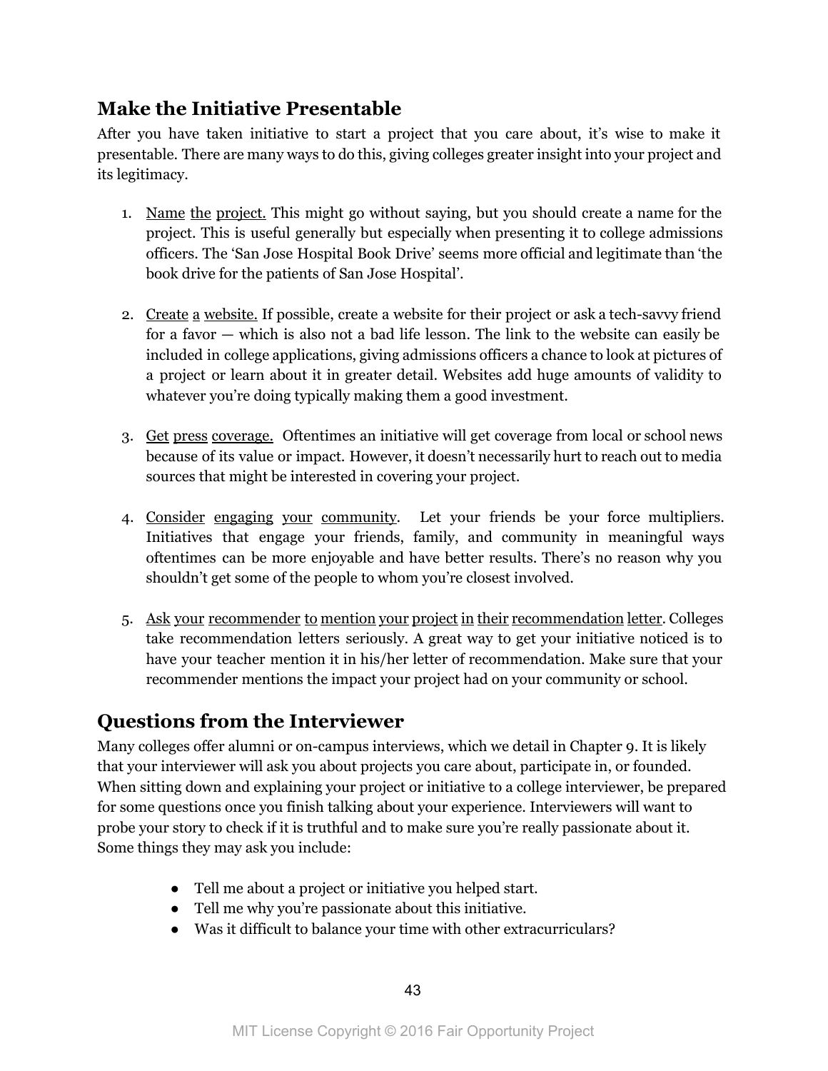## Make the Initiative Presentable

After you have taken initiative to start a project that you care about, it's wise to make it presentable. There are many ways to do this, giving colleges greater insight into your project and its legitimacy.

1. Name the project. This might go without saying, but you should create a name for the project. This is useful generally but especially when presenting it to college admissions officers. The 'San Jose Hospital Book Drive' seems more official and legitimate than 'the book drive for the patients of San Jose Hospital'.

2. Create a website. If possible, create a website for their project or ask a tech-savvy friend for a favor — which is also not a bad life lesson. The link to the website can easily be included in college applications, giving admissions officers a chance to look at pictures of a project or learn about it in greater detail. Websites add huge amounts of validity to whatever you're doing typically making them a good investment.

3. Get press coverage. Oftentimes an initiative will get coverage from local or school news because of its value or impact. However, it doesn't necessarily hurt to reach out to media sources that might be interested in covering your project.

4. Consider engaging your community. Let your friends be your force multipliers. Initiatives that engage your friends, family, and community in meaningful ways oftentimes can be more enjoyable and have better results. There's no reason why you shouldn't get some of the people to whom you're closest involved.

5. Ask your recommender to mention your project in their recommendation letter. Colleges take recommendation letters seriously. A great way to get your initiative noticed is to have your teacher mention it in his/her letter of recommendation. Make sure that your recommender mentions the impact your project had on your community or school.

## Questions from the Interviewer

Many colleges offer alumni or on-campus interviews, which we detail in Chapter 9. It is likely that your interviewer will ask you about projects you care about, participate in, or founded. When sitting down and explaining your project or initiative to a college interviewer, be prepared for some questions once you finish talking about your experience. Interviewers will want to probe your story to check if it is truthful and to make sure you're really passionate about it. Some things they may ask you include:

- Tell me about a project or initiative you helped start.
- Tell me why you're passionate about this initiative.
- Was it difficult to balance your time with other extracurriculars?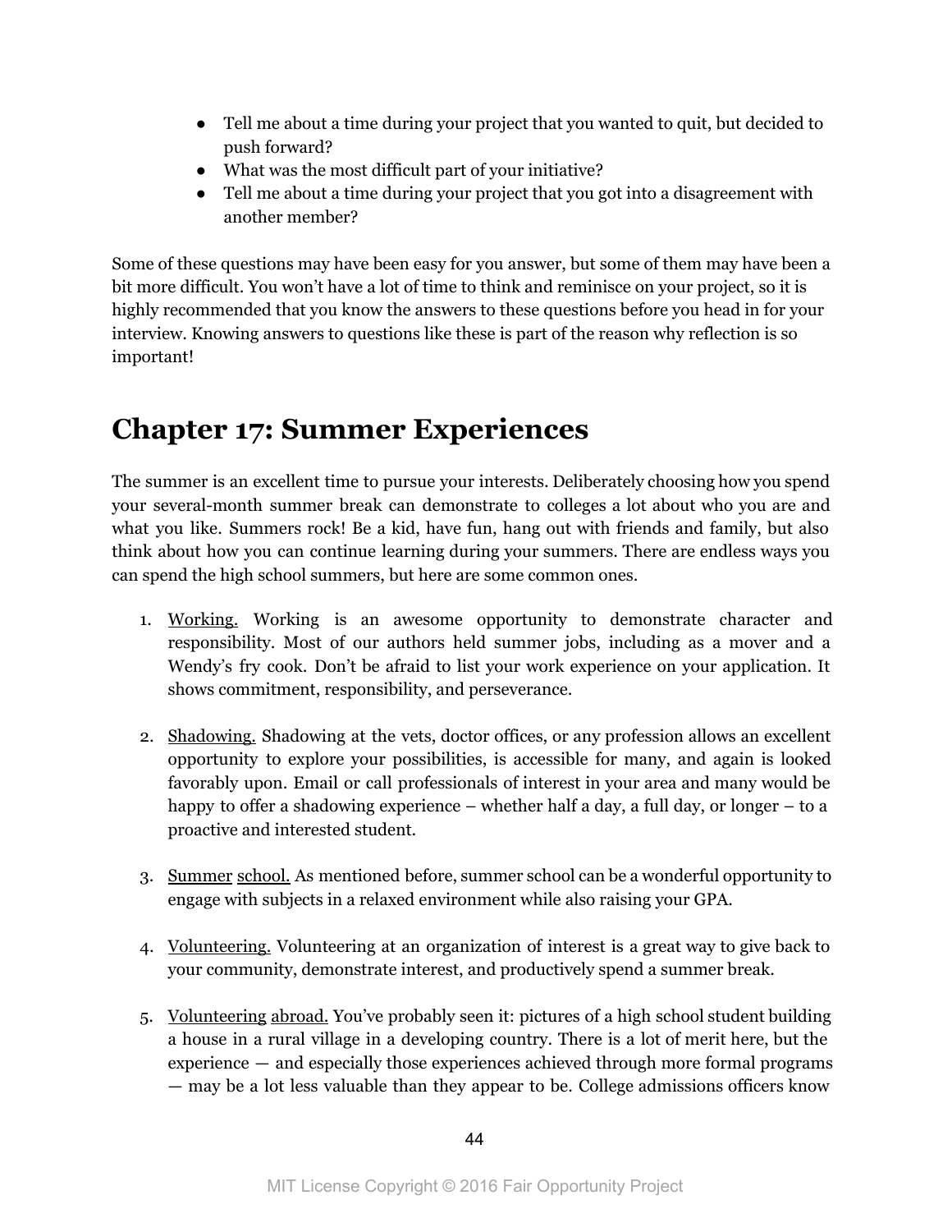- Tell me about a time during your project that you wanted to quit, but decided to push forward?
- What was the most difficult part of your initiative?
- Tell me about a time during your project that you got into a disagreement with another member?

Some of these questions may have been easy for you answer, but some of them may have been a bit more difficult. You won't have a lot of time to think and reminisce on your project, so it is highly recommended that you know the answers to these questions before you head in for your interview. Knowing answers to questions like these is part of the reason why reflection is so important!

# Chapter 17: Summer Experiences

The summer is an excellent time to pursue your interests. Deliberately choosing how you spend your several-month summer break can demonstrate to colleges a lot about who you are and what you like. Summers rock! Be a kid, have fun, hang out with friends and family, but also think about how you can continue learning during your summers. There are endless ways you can spend the high school summers, but here are some common ones.

1. Working. Working is an awesome opportunity to demonstrate character and responsibility. Most of our authors held summer jobs, including as a mover and a Wendy's fry cook. Don't be afraid to list your work experience on your application. It shows commitment, responsibility, and perseverance.

2. Shadowing. Shadowing at the vets, doctor offices, or any profession allows an excellent opportunity to explore your possibilities, is accessible for many, and again is looked favorably upon. Email or call professionals of interest in your area and many would be happy to offer a shadowing experience – whether half a day, a full day, or longer – to a proactive and interested student.

3. Summer school. As mentioned before, summer school can be a wonderful opportunity to engage with subjects in a relaxed environment while also raising your GPA.

4. Volunteering. Volunteering at an organization of interest is a great way to give back to your community, demonstrate interest, and productively spend a summer break.

5. Volunteering abroad. You've probably seen it: pictures of a high school student building a house in a rural village in a developing country. There is a lot of merit here, but the experience — and especially those experiences achieved through more formal programs — may be a lot less valuable than they appear to be. College admissions officers know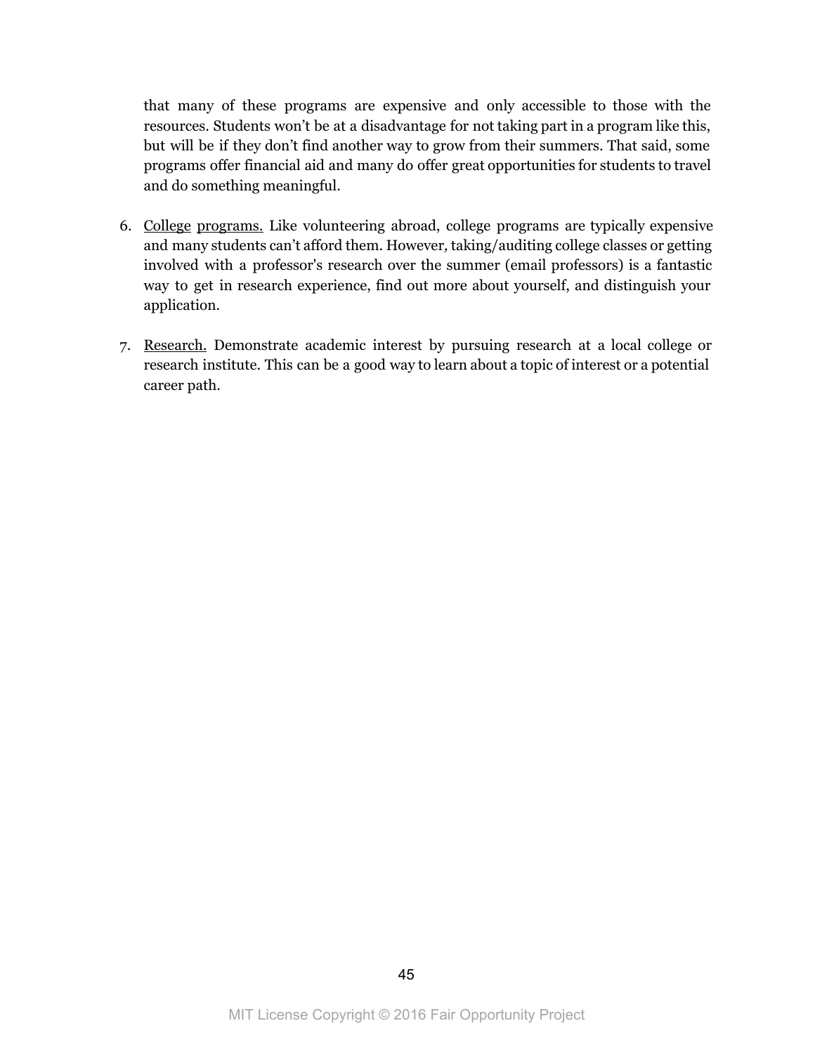that many of these programs are expensive and only accessible to those with the resources. Students won't be at a disadvantage for not taking part in a program like this, but will be if they don't find another way to grow from their summers. That said, some programs offer financial aid and many do offer great opportunities for students to travel and do something meaningful.

6. College programs. Like volunteering abroad, college programs are typically expensive and many students can't afford them. However, taking/auditing college classes or getting involved with a professor's research over the summer (email professors) is a fantastic way to get in research experience, find out more about yourself, and distinguish your application.

7. Research. Demonstrate academic interest by pursuing research at a local college or research institute. This can be a good way to learn about a topic of interest or a potential career path.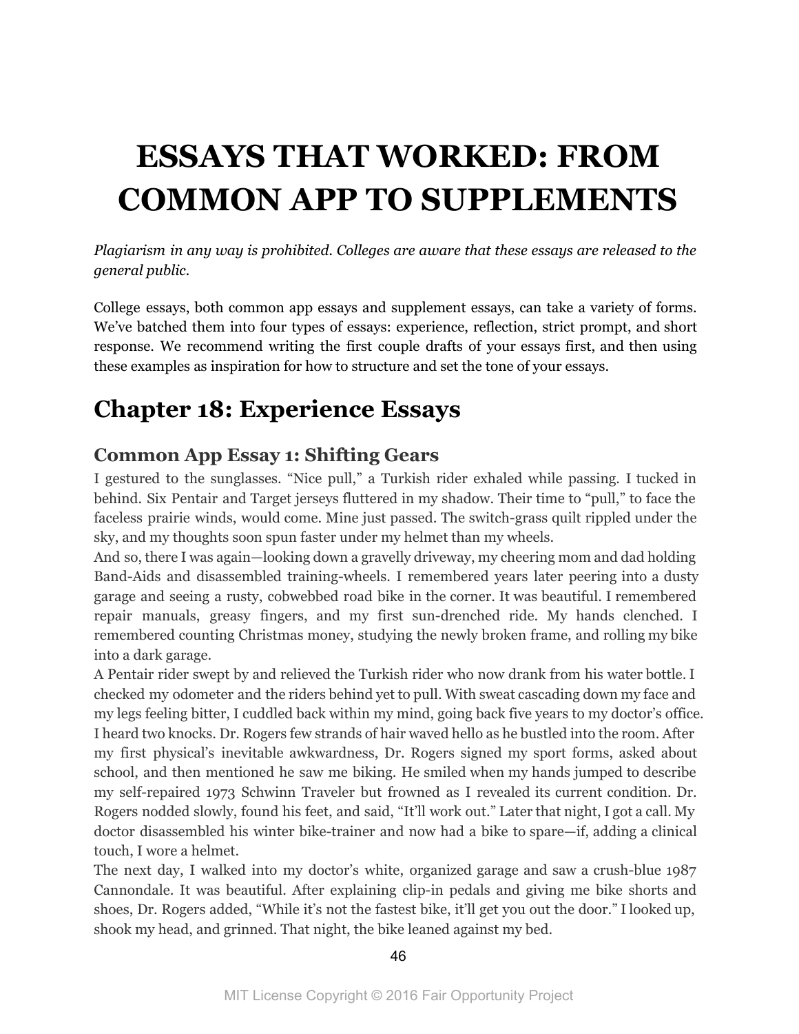# ESSAYS THAT WORKED: FROM COMMON APP TO SUPPLEMENTS

*Plagiarism in any way is prohibited. Colleges are aware that these essays are released to the general public.*

College essays, both common app essays and supplement essays, can take a variety of forms. We've batched them into four types of essays: experience, reflection, strict prompt, and short response. We recommend writing the first couple drafts of your essays first, and then using these examples as inspiration for how to structure and set the tone of your essays.

## Chapter 18: Experience Essays

### Common App Essay 1: Shifting Gears

I gestured to the sunglasses. "Nice pull," a Turkish rider exhaled while passing. I tucked in behind. Six Pentair and Target jerseys fluttered in my shadow. Their time to "pull," to face the faceless prairie winds, would come. Mine just passed. The switch-grass quilt rippled under the sky, and my thoughts soon spun faster under my helmet than my wheels.

And so, there I was again—looking down a gravelly driveway, my cheering mom and dad holding Band-Aids and disassembled training-wheels. I remembered years later peering into a dusty garage and seeing a rusty, cobwebbed road bike in the corner. It was beautiful. I remembered repair manuals, greasy fingers, and my first sun-drenched ride. My hands clenched. I remembered counting Christmas money, studying the newly broken frame, and rolling my bike into a dark garage.

A Pentair rider swept by and relieved the Turkish rider who now drank from his water bottle. I checked my odometer and the riders behind yet to pull. With sweat cascading down my face and my legs feeling bitter, I cuddled back within my mind, going back five years to my doctor's office. I heard two knocks. Dr. Rogers few strands of hair waved hello as he bustled into the room. After my first physical's inevitable awkwardness, Dr. Rogers signed my sport forms, asked about school, and then mentioned he saw me biking. He smiled when my hands jumped to describe my self-repaired 1973 Schwinn Traveler but frowned as I revealed its current condition. Dr. Rogers nodded slowly, found his feet, and said, "It'll work out." Later that night, I got a call. My doctor disassembled his winter bike-trainer and now had a bike to spare—if, adding a clinical touch, I wore a helmet.

The next day, I walked into my doctor's white, organized garage and saw a crush-blue 1987 Cannondale. It was beautiful. After explaining clip-in pedals and giving me bike shorts and shoes, Dr. Rogers added, "While it's not the fastest bike, it'll get you out the door." I looked up, shook my head, and grinned. That night, the bike leaned against my bed.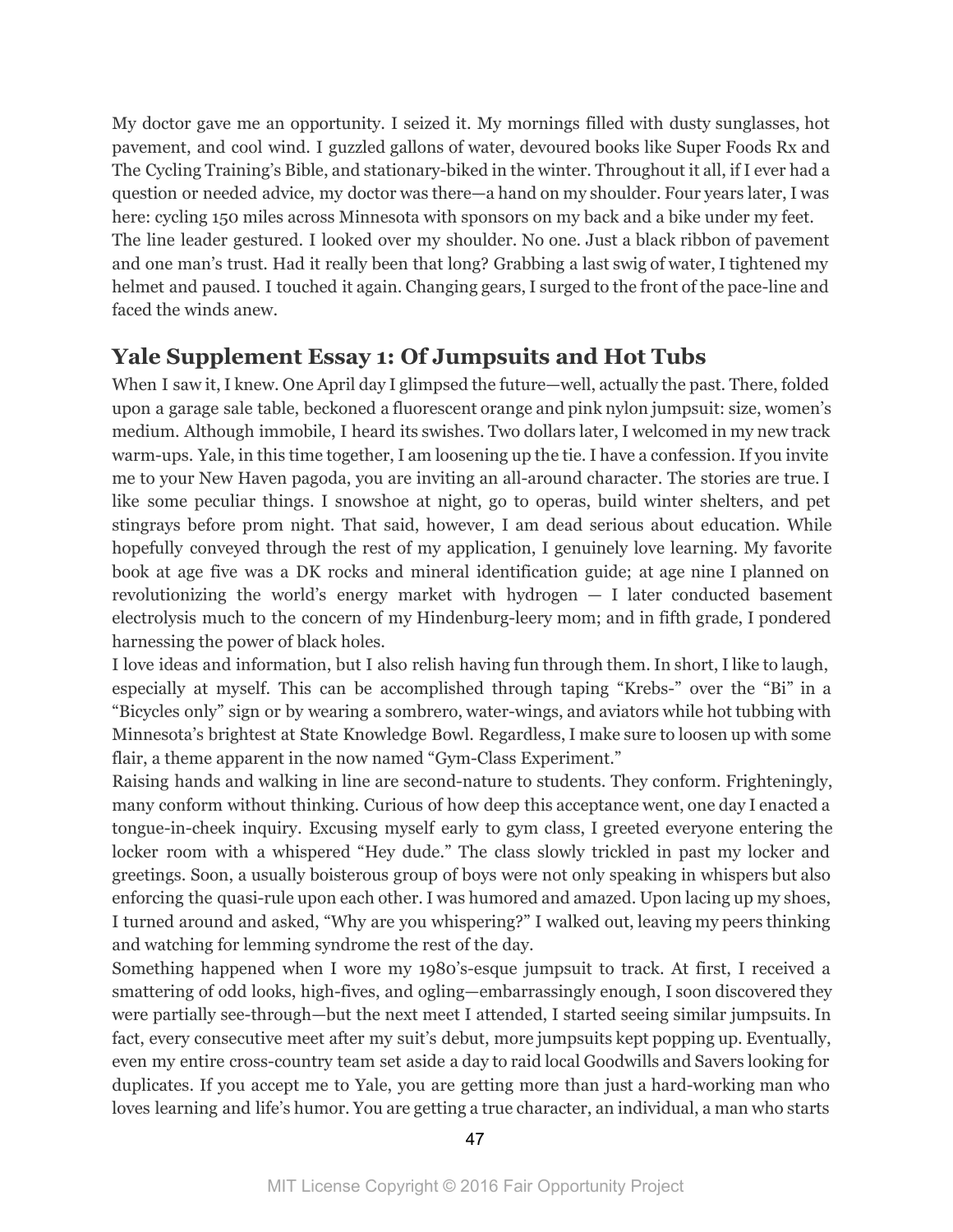My doctor gave me an opportunity. I seized it. My mornings filled with dusty sunglasses, hot pavement, and cool wind. I guzzled gallons of water, devoured books like Super Foods Rx and The Cycling Training's Bible, and stationary-biked in the winter. Throughout it all, if I ever had a question or needed advice, my doctor was there—a hand on my shoulder. Four years later, I was here: cycling 150 miles across Minnesota with sponsors on my back and a bike under my feet.

The line leader gestured. I looked over my shoulder. No one. Just a black ribbon of pavement and one man's trust. Had it really been that long? Grabbing a last swig of water, I tightened my helmet and paused. I touched it again. Changing gears, I surged to the front of the pace-line and faced the winds anew.

## Yale Supplement Essay 1: Of Jumpsuits and Hot Tubs

When I saw it, I knew. One April day I glimpsed the future—well, actually the past. There, folded upon a garage sale table, beckoned a fluorescent orange and pink nylon jumpsuit: size, women's medium. Although immobile, I heard its swishes. Two dollars later, I welcomed in my new track warm-ups. Yale, in this time together, I am loosening up the tie. I have a confession. If you invite me to your New Haven pagoda, you are inviting an all-around character. The stories are true. I like some peculiar things. I snowshoe at night, go to operas, build winter shelters, and pet stingrays before prom night. That said, however, I am dead serious about education. While hopefully conveyed through the rest of my application, I genuinely love learning. My favorite book at age five was a DK rocks and mineral identification guide; at age nine I planned on revolutionizing the world's energy market with hydrogen — I later conducted basement electrolysis much to the concern of my Hindenburg-leery mom; and in fifth grade, I pondered harnessing the power of black holes.

I love ideas and information, but I also relish having fun through them. In short, I like to laugh, especially at myself. This can be accomplished through taping "Krebs-" over the "Bi" in a "Bicycles only" sign or by wearing a sombrero, water-wings, and aviators while hot tubbing with Minnesota's brightest at State Knowledge Bowl. Regardless, I make sure to loosen up with some flair, a theme apparent in the now named "Gym-Class Experiment."

Raising hands and walking in line are second-nature to students. They conform. Frighteningly, many conform without thinking. Curious of how deep this acceptance went, one day I enacted a tongue-in-cheek inquiry. Excusing myself early to gym class, I greeted everyone entering the locker room with a whispered "Hey dude." The class slowly trickled in past my locker and greetings. Soon, a usually boisterous group of boys were not only speaking in whispers but also enforcing the quasi-rule upon each other. I was humored and amazed. Upon lacing up my shoes, I turned around and asked, "Why are you whispering?" I walked out, leaving my peers thinking and watching for lemming syndrome the rest of the day.

Something happened when I wore my 1980's-esque jumpsuit to track. At first, I received a smattering of odd looks, high-fives, and ogling—embarrassingly enough, I soon discovered they were partially see-through—but the next meet I attended, I started seeing similar jumpsuits. In fact, every consecutive meet after my suit's debut, more jumpsuits kept popping up. Eventually, even my entire cross-country team set aside a day to raid local Goodwills and Savers looking for duplicates. If you accept me to Yale, you are getting more than just a hard-working man who loves learning and life's humor. You are getting a true character, an individual, a man who starts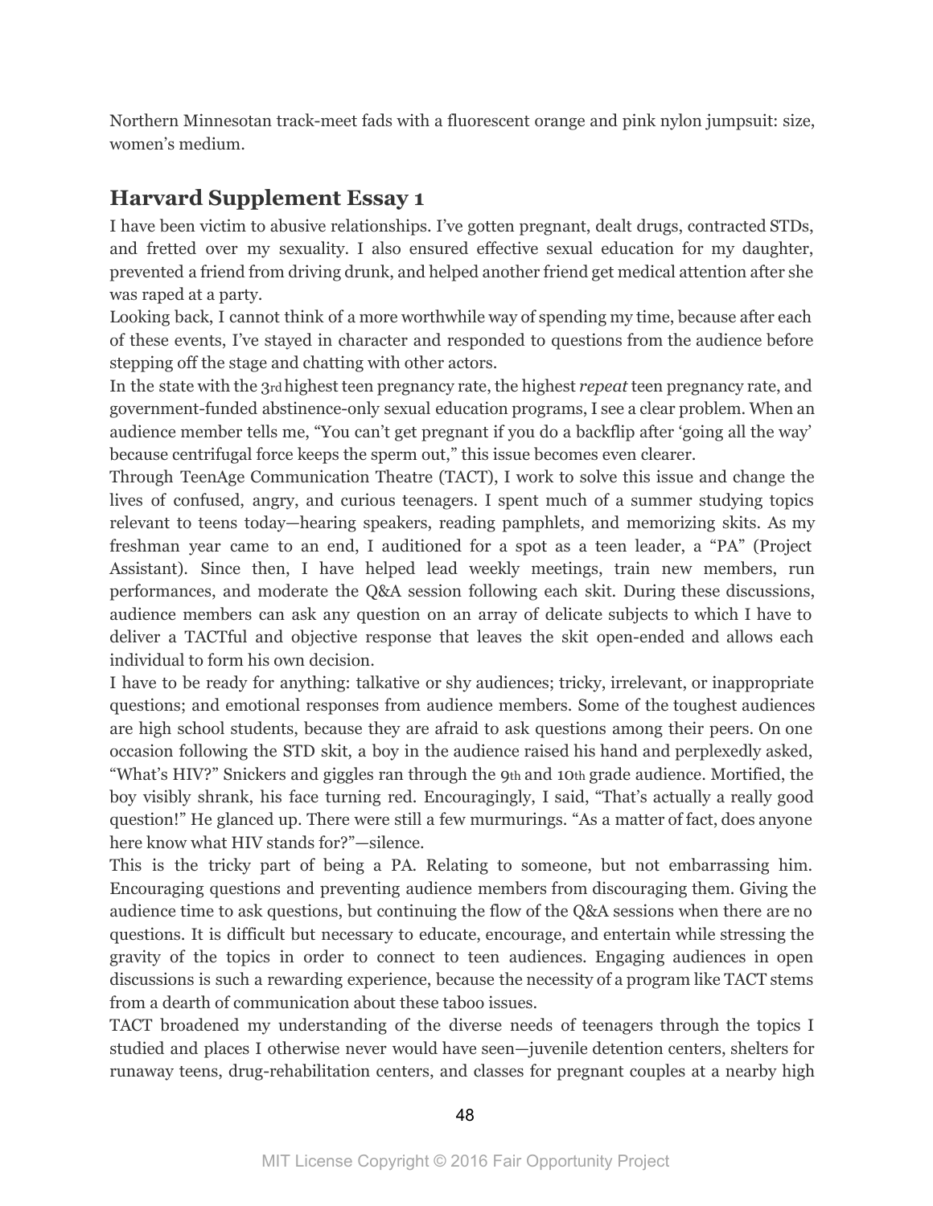Northern Minnesotan track-meet fads with a fluorescent orange and pink nylon jumpsuit: size, women's medium.

## Harvard Supplement Essay 1

I have been victim to abusive relationships. I've gotten pregnant, dealt drugs, contracted STDs, and fretted over my sexuality. I also ensured effective sexual education for my daughter, prevented a friend from driving drunk, and helped another friend get medical attention after she was raped at a party.

Looking back, I cannot think of a more worthwhile way of spending my time, because after each of these events, I've stayed in character and responded to questions from the audience before stepping off the stage and chatting with other actors.

In the state with the 3rd highest teen pregnancy rate, the highest *repeat* teen pregnancy rate, and government-funded abstinence-only sexual education programs, I see a clear problem. When an audience member tells me, "You can't get pregnant if you do a backflip after 'going all the way' because centrifugal force keeps the sperm out," this issue becomes even clearer.

Through TeenAge Communication Theatre (TACT), I work to solve this issue and change the lives of confused, angry, and curious teenagers. I spent much of a summer studying topics relevant to teens today—hearing speakers, reading pamphlets, and memorizing skits. As my freshman year came to an end, I auditioned for a spot as a teen leader, a "PA" (Project Assistant). Since then, I have helped lead weekly meetings, train new members, run performances, and moderate the Q&A session following each skit. During these discussions, audience members can ask any question on an array of delicate subjects to which I have to deliver a TACTful and objective response that leaves the skit open-ended and allows each individual to form his own decision.

I have to be ready for anything: talkative or shy audiences; tricky, irrelevant, or inappropriate questions; and emotional responses from audience members. Some of the toughest audiences are high school students, because they are afraid to ask questions among their peers. On one occasion following the STD skit, a boy in the audience raised his hand and perplexedly asked, "What's HIV?" Snickers and giggles ran through the 9th and 10th grade audience. Mortified, the boy visibly shrank, his face turning red. Encouragingly, I said, "That's actually a really good question!" He glanced up. There were still a few murmurings. "As a matter of fact, does anyone here know what HIV stands for?"—silence.

This is the tricky part of being a PA. Relating to someone, but not embarrassing him. Encouraging questions and preventing audience members from discouraging them. Giving the audience time to ask questions, but continuing the flow of the Q&A sessions when there are no questions. It is difficult but necessary to educate, encourage, and entertain while stressing the gravity of the topics in order to connect to teen audiences. Engaging audiences in open discussions is such a rewarding experience, because the necessity of a program like TACT stems from a dearth of communication about these taboo issues.

TACT broadened my understanding of the diverse needs of teenagers through the topics I studied and places I otherwise never would have seen—juvenile detention centers, shelters for runaway teens, drug-rehabilitation centers, and classes for pregnant couples at a nearby high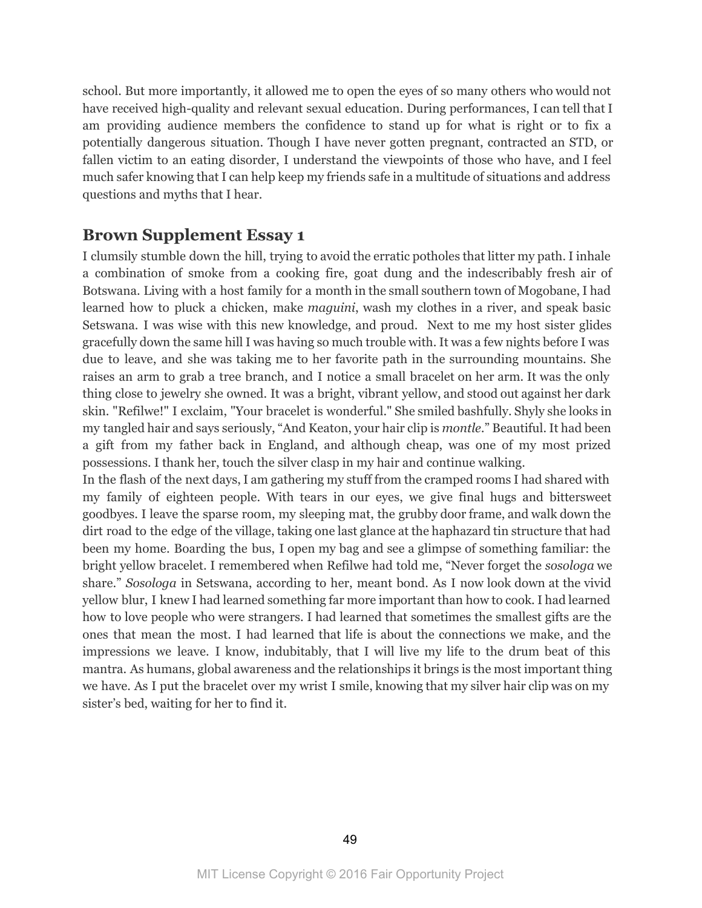school. But more importantly, it allowed me to open the eyes of so many others who would not have received high-quality and relevant sexual education. During performances, I can tell that I am providing audience members the confidence to stand up for what is right or to fix a potentially dangerous situation. Though I have never gotten pregnant, contracted an STD, or fallen victim to an eating disorder, I understand the viewpoints of those who have, and I feel much safer knowing that I can help keep my friends safe in a multitude of situations and address questions and myths that I hear.

## Brown Supplement Essay 1

I clumsily stumble down the hill, trying to avoid the erratic potholes that litter my path. I inhale a combination of smoke from a cooking fire, goat dung and the indescribably fresh air of Botswana. Living with a host family for a month in the small southern town of Mogobane, I had learned how to pluck a chicken, make *maguini*, wash my clothes in a river, and speak basic Setswana. I was wise with this new knowledge, and proud. Next to me my host sister glides gracefully down the same hill I was having so much trouble with. It was a few nights before I was due to leave, and she was taking me to her favorite path in the surrounding mountains. She raises an arm to grab a tree branch, and I notice a small bracelet on her arm. It was the only thing close to jewelry she owned. It was a bright, vibrant yellow, and stood out against her dark skin. "Refilwe!" I exclaim, "Your bracelet is wonderful." She smiled bashfully. Shyly she looks in my tangled hair and says seriously, "And Keaton, your hair clip is *montle*." Beautiful. It had been a gift from my father back in England, and although cheap, was one of my most prized possessions. I thank her, touch the silver clasp in my hair and continue walking.

In the flash of the next days, I am gathering my stuff from the cramped rooms I had shared with my family of eighteen people. With tears in our eyes, we give final hugs and bittersweet goodbyes. I leave the sparse room, my sleeping mat, the grubby door frame, and walk down the dirt road to the edge of the village, taking one last glance at the haphazard tin structure that had been my home. Boarding the bus, I open my bag and see a glimpse of something familiar: the bright yellow bracelet. I remembered when Refilwe had told me, "Never forget the *sosologa* we share." *Sosologa* in Setswana, according to her, meant bond. As I now look down at the vivid yellow blur, I knew I had learned something far more important than how to cook. I had learned how to love people who were strangers. I had learned that sometimes the smallest gifts are the ones that mean the most. I had learned that life is about the connections we make, and the impressions we leave. I know, indubitably, that I will live my life to the drum beat of this mantra. As humans, global awareness and the relationships it brings is the most important thing we have. As I put the bracelet over my wrist I smile, knowing that my silver hair clip was on my sister's bed, waiting for her to find it.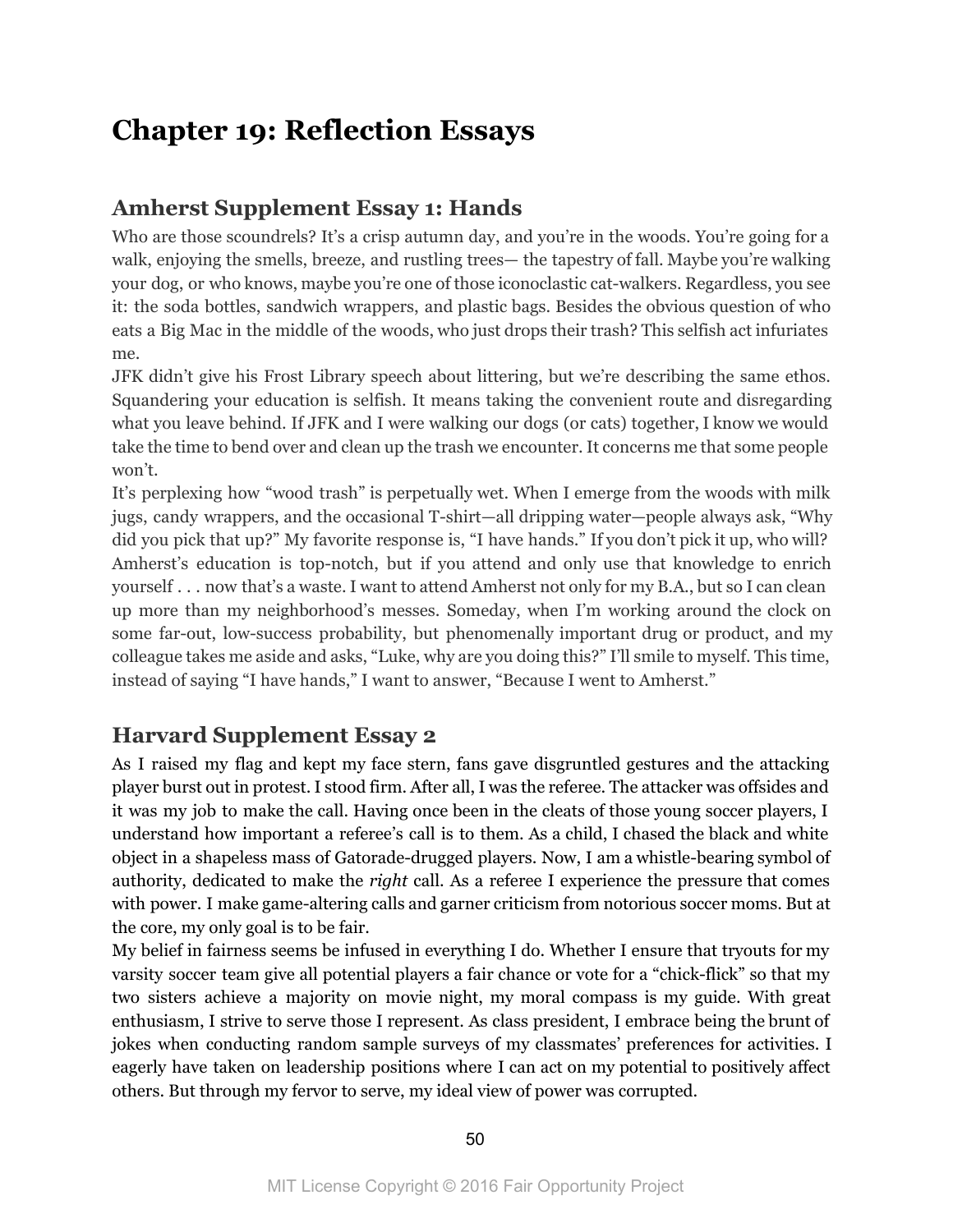# Chapter 19: Reflection Essays

## Amherst Supplement Essay 1: Hands

Who are those scoundrels? It's a crisp autumn day, and you're in the woods. You're going for a walk, enjoying the smells, breeze, and rustling trees— the tapestry of fall. Maybe you're walking your dog, or who knows, maybe you're one of those iconoclastic cat-walkers. Regardless, you see it: the soda bottles, sandwich wrappers, and plastic bags. Besides the obvious question of who eats a Big Mac in the middle of the woods, who just drops their trash? This selfish act infuriates me.

JFK didn't give his Frost Library speech about littering, but we're describing the same ethos. Squandering your education is selfish. It means taking the convenient route and disregarding what you leave behind. If JFK and I were walking our dogs (or cats) together, I know we would take the time to bend over and clean up the trash we encounter. It concerns me that some people won't.

It's perplexing how "wood trash" is perpetually wet. When I emerge from the woods with milk jugs, candy wrappers, and the occasional T-shirt—all dripping water—people always ask, "Why did you pick that up?" My favorite response is, "I have hands." If you don't pick it up, who will? Amherst's education is top-notch, but if you attend and only use that knowledge to enrich yourself . . . now that's a waste. I want to attend Amherst not only for my B.A., but so I can clean up more than my neighborhood's messes. Someday, when I'm working around the clock on some far-out, low-success probability, but phenomenally important drug or product, and my colleague takes me aside and asks, "Luke, why are you doing this?" I'll smile to myself. This time, instead of saying "I have hands," I want to answer, "Because I went to Amherst."

## Harvard Supplement Essay 2

As I raised my flag and kept my face stern, fans gave disgruntled gestures and the attacking player burst out in protest. I stood firm. After all, I was the referee. The attacker was offsides and it was my job to make the call. Having once been in the cleats of those young soccer players, I understand how important a referee's call is to them. As a child, I chased the black and white object in a shapeless mass of Gatorade-drugged players. Now, I am a whistle-bearing symbol of authority, dedicated to make the *right* call. As a referee I experience the pressure that comes with power. I make game-altering calls and garner criticism from notorious soccer moms. But at the core, my only goal is to be fair.

My belief in fairness seems be infused in everything I do. Whether I ensure that tryouts for my varsity soccer team give all potential players a fair chance or vote for a "chick-flick" so that my two sisters achieve a majority on movie night, my moral compass is my guide. With great enthusiasm, I strive to serve those I represent. As class president, I embrace being the brunt of jokes when conducting random sample surveys of my classmates' preferences for activities. I eagerly have taken on leadership positions where I can act on my potential to positively affect others. But through my fervor to serve, my ideal view of power was corrupted.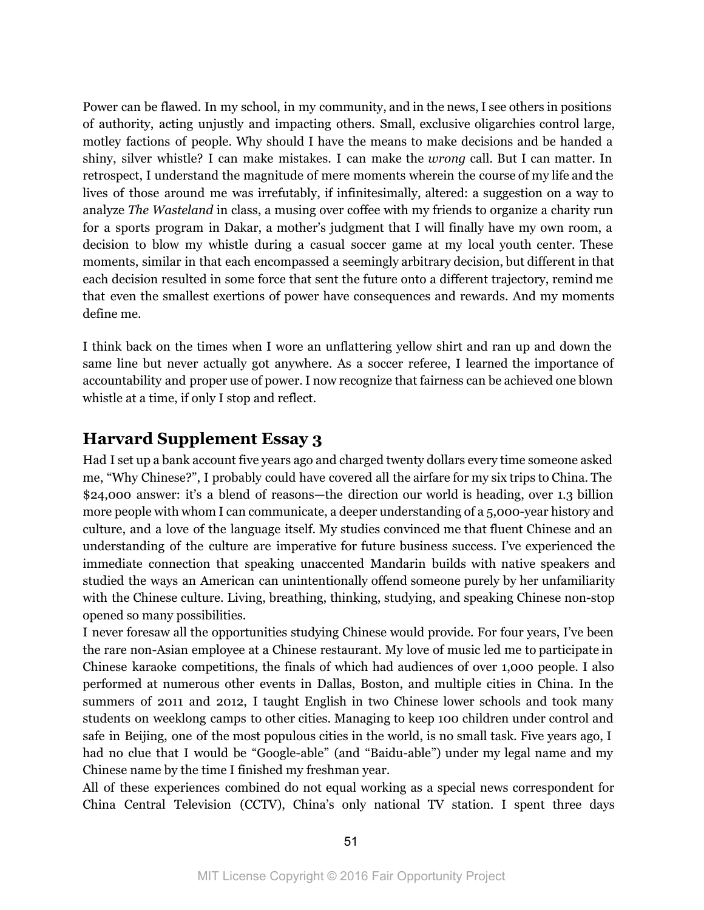Power can be flawed. In my school, in my community, and in the news, I see others in positions of authority, acting unjustly and impacting others. Small, exclusive oligarchies control large, motley factions of people. Why should I have the means to make decisions and be handed a shiny, silver whistle? I can make mistakes. I can make the *wrong* call. But I can matter. In retrospect, I understand the magnitude of mere moments wherein the course of my life and the lives of those around me was irrefutably, if infinitesimally, altered: a suggestion on a way to analyze *The Wasteland* in class, a musing over coffee with my friends to organize a charity run for a sports program in Dakar, a mother's judgment that I will finally have my own room, a decision to blow my whistle during a casual soccer game at my local youth center. These moments, similar in that each encompassed a seemingly arbitrary decision, but different in that each decision resulted in some force that sent the future onto a different trajectory, remind me that even the smallest exertions of power have consequences and rewards. And my moments define me.

I think back on the times when I wore an unflattering yellow shirt and ran up and down the same line but never actually got anywhere. As a soccer referee, I learned the importance of accountability and proper use of power. I now recognize that fairness can be achieved one blown whistle at a time, if only I stop and reflect.

## Harvard Supplement Essay 3

Had I set up a bank account five years ago and charged twenty dollars every time someone asked me, "Why Chinese?", I probably could have covered all the airfare for my six trips to China. The $24,000 answer: it's a blend of reasons—the direction our world is heading, over 1.3 billion more people with whom I can communicate, a deeper understanding of a 5,000-year history and culture, and a love of the language itself. My studies convinced me that fluent Chinese and an understanding of the culture are imperative for future business success. I've experienced the immediate connection that speaking unaccented Mandarin builds with native speakers and studied the ways an American can unintentionally offend someone purely by her unfamiliarity with the Chinese culture. Living, breathing, thinking, studying, and speaking Chinese non-stop opened so many possibilities.

I never foresaw all the opportunities studying Chinese would provide. For four years, I've been the rare non-Asian employee at a Chinese restaurant. My love of music led me to participate in Chinese karaoke competitions, the finals of which had audiences of over 1,000 people. I also performed at numerous other events in Dallas, Boston, and multiple cities in China. In the summers of 2011 and 2012, I taught English in two Chinese lower schools and took many students on weeklong camps to other cities. Managing to keep 100 children under control and safe in Beijing, one of the most populous cities in the world, is no small task. Five years ago, I had no clue that I would be "Google-able" (and "Baidu-able") under my legal name and my Chinese name by the time I finished my freshman year.

All of these experiences combined do not equal working as a special news correspondent for China Central Television (CCTV), China's only national TV station. I spent three days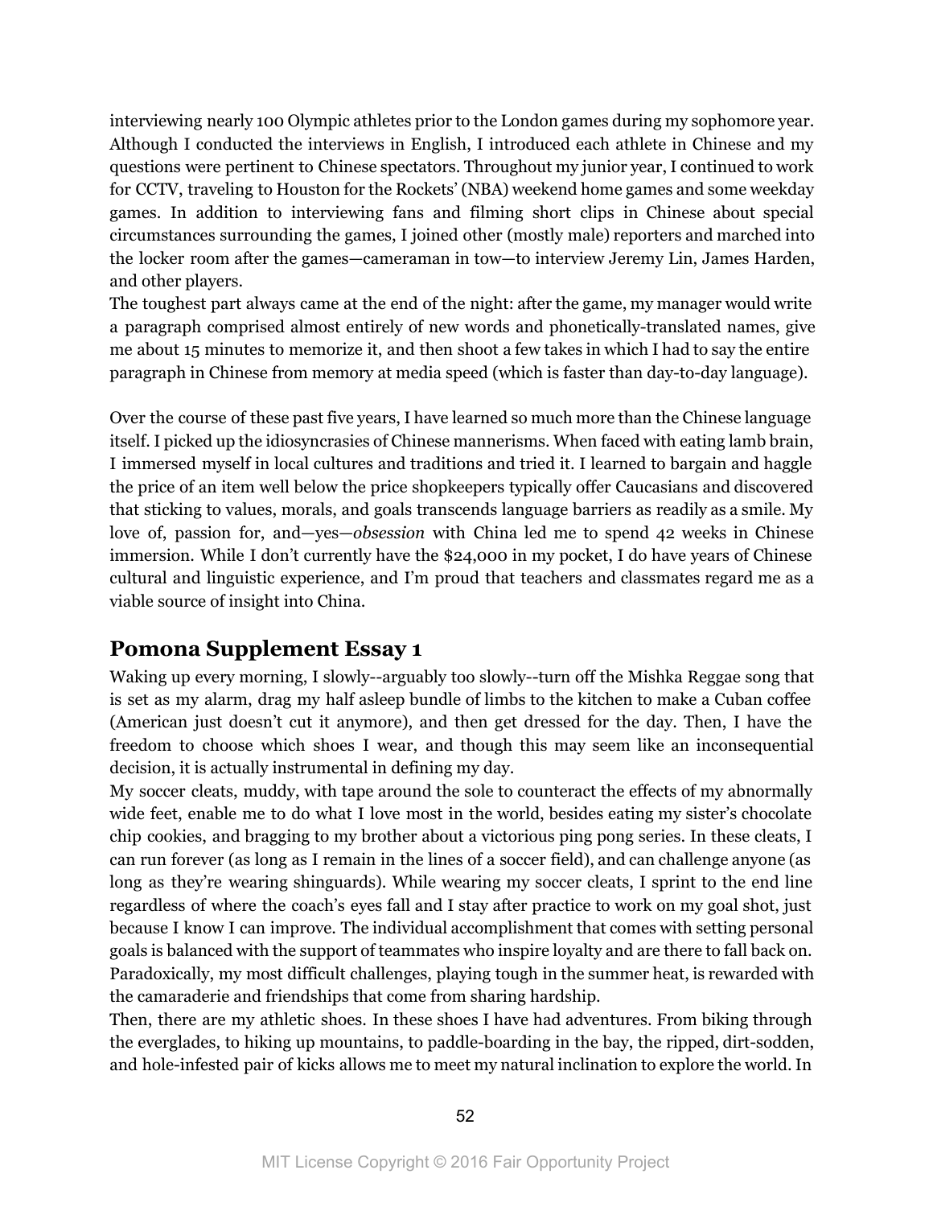interviewing nearly 100 Olympic athletes prior to the London games during my sophomore year. Although I conducted the interviews in English, I introduced each athlete in Chinese and my questions were pertinent to Chinese spectators. Throughout my junior year, I continued to work for CCTV, traveling to Houston for the Rockets' (NBA) weekend home games and some weekday games. In addition to interviewing fans and filming short clips in Chinese about special circumstances surrounding the games, I joined other (mostly male) reporters and marched into the locker room after the games—cameraman in tow—to interview Jeremy Lin, James Harden, and other players.

The toughest part always came at the end of the night: after the game, my manager would write a paragraph comprised almost entirely of new words and phonetically-translated names, give me about 15 minutes to memorize it, and then shoot a few takes in which I had to say the entire paragraph in Chinese from memory at media speed (which is faster than day-to-day language).

Over the course of these past five years, I have learned so much more than the Chinese language itself. I picked up the idiosyncrasies of Chinese mannerisms. When faced with eating lamb brain, I immersed myself in local cultures and traditions and tried it. I learned to bargain and haggle the price of an item well below the price shopkeepers typically offer Caucasians and discovered that sticking to values, morals, and goals transcends language barriers as readily as a smile. My love of, passion for, and—yes—*obsession* with China led me to spend 42 weeks in Chinese immersion. While I don't currently have the $24,000 in my pocket, I do have years of Chinese cultural and linguistic experience, and I'm proud that teachers and classmates regard me as a viable source of insight into China.

## Pomona Supplement Essay 1

Waking up every morning, I slowly--arguably too slowly--turn off the Mishka Reggae song that is set as my alarm, drag my half asleep bundle of limbs to the kitchen to make a Cuban coffee (American just doesn't cut it anymore), and then get dressed for the day. Then, I have the freedom to choose which shoes I wear, and though this may seem like an inconsequential decision, it is actually instrumental in defining my day.

My soccer cleats, muddy, with tape around the sole to counteract the effects of my abnormally wide feet, enable me to do what I love most in the world, besides eating my sister's chocolate chip cookies, and bragging to my brother about a victorious ping pong series. In these cleats, I can run forever (as long as I remain in the lines of a soccer field), and can challenge anyone (as long as they're wearing shinguards). While wearing my soccer cleats, I sprint to the end line regardless of where the coach's eyes fall and I stay after practice to work on my goal shot, just because I know I can improve. The individual accomplishment that comes with setting personal goals is balanced with the support of teammates who inspire loyalty and are there to fall back on. Paradoxically, my most difficult challenges, playing tough in the summer heat, is rewarded with the camaraderie and friendships that come from sharing hardship.

Then, there are my athletic shoes. In these shoes I have had adventures. From biking through the everglades, to hiking up mountains, to paddle-boarding in the bay, the ripped, dirt-sodden, and hole-infested pair of kicks allows me to meet my natural inclination to explore the world. In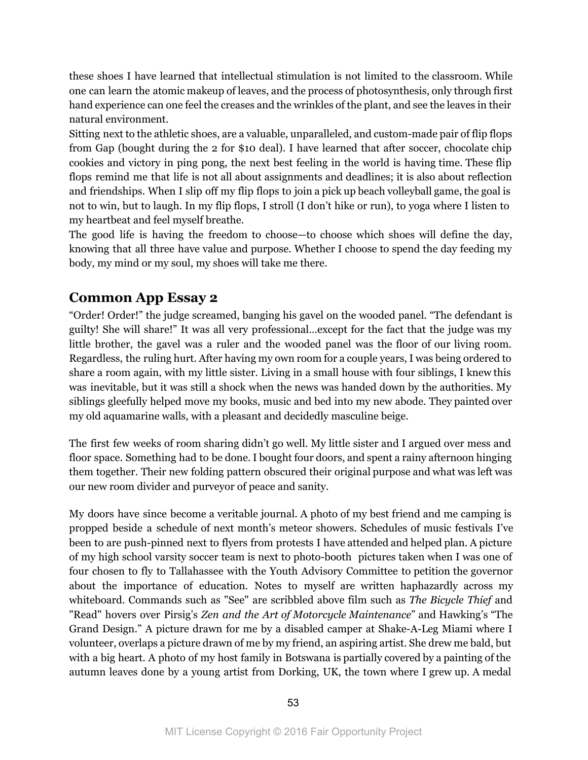these shoes I have learned that intellectual stimulation is not limited to the classroom. While one can learn the atomic makeup of leaves, and the process of photosynthesis, only through first hand experience can one feel the creases and the wrinkles of the plant, and see the leaves in their natural environment.

Sitting next to the athletic shoes, are a valuable, unparalleled, and custom-made pair of flip flops from Gap (bought during the 2 for $10 deal). I have learned that after soccer, chocolate chip cookies and victory in ping pong, the next best feeling in the world is having time. These flip flops remind me that life is not all about assignments and deadlines; it is also about reflection and friendships. When I slip off my flip flops to join a pick up beach volleyball game, the goal is not to win, but to laugh. In my flip flops, I stroll (I don't hike or run), to yoga where I listen to my heartbeat and feel myself breathe.

The good life is having the freedom to choose—to choose which shoes will define the day, knowing that all three have value and purpose. Whether I choose to spend the day feeding my body, my mind or my soul, my shoes will take me there.

## Common App Essay 2

"Order! Order!" the judge screamed, banging his gavel on the wooded panel. "The defendant is guilty! She will share!" It was all very professional…except for the fact that the judge was my little brother, the gavel was a ruler and the wooded panel was the floor of our living room. Regardless, the ruling hurt. After having my own room for a couple years, I was being ordered to share a room again, with my little sister. Living in a small house with four siblings, I knew this was inevitable, but it was still a shock when the news was handed down by the authorities. My siblings gleefully helped move my books, music and bed into my new abode. They painted over my old aquamarine walls, with a pleasant and decidedly masculine beige.

The first few weeks of room sharing didn't go well. My little sister and I argued over mess and floor space. Something had to be done. I bought four doors, and spent a rainy afternoon hinging them together. Their new folding pattern obscured their original purpose and what was left was our new room divider and purveyor of peace and sanity.

My doors have since become a veritable journal. A photo of my best friend and me camping is propped beside a schedule of next month's meteor showers. Schedules of music festivals I've been to are push-pinned next to flyers from protests I have attended and helped plan. A picture of my high school varsity soccer team is next to photo-booth pictures taken when I was one of four chosen to fly to Tallahassee with the Youth Advisory Committee to petition the governor about the importance of education. Notes to myself are written haphazardly across my whiteboard. Commands such as "See" are scribbled above film such as *The Bicycle Thief* and "Read" hovers over Pirsig's *Zen and the Art of Motorcycle Maintenance*" and Hawking's "The Grand Design." A picture drawn for me by a disabled camper at Shake-A-Leg Miami where I volunteer, overlaps a picture drawn of me by my friend, an aspiring artist. She drew me bald, but with a big heart. A photo of my host family in Botswana is partially covered by a painting of the autumn leaves done by a young artist from Dorking, UK, the town where I grew up. A medal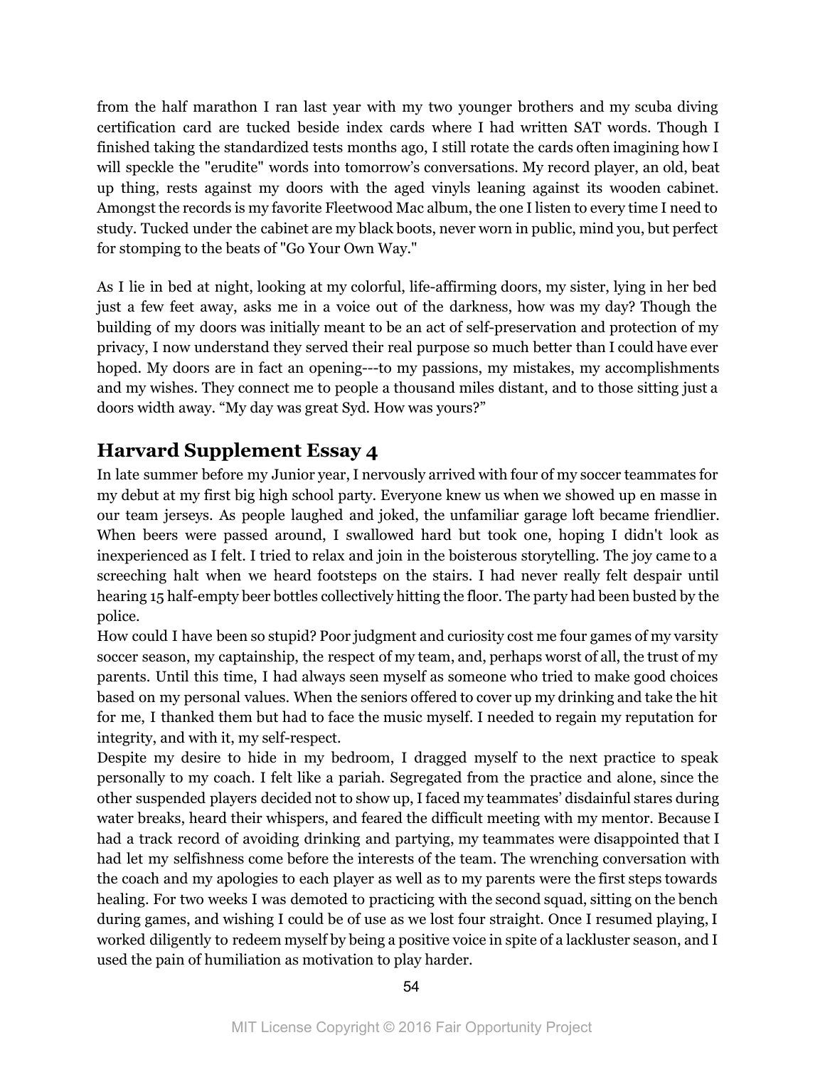from the half marathon I ran last year with my two younger brothers and my scuba diving certification card are tucked beside index cards where I had written SAT words. Though I finished taking the standardized tests months ago, I still rotate the cards often imagining how I will speckle the "erudite" words into tomorrow's conversations. My record player, an old, beat up thing, rests against my doors with the aged vinyls leaning against its wooden cabinet. Amongst the records is my favorite Fleetwood Mac album, the one I listen to every time I need to study. Tucked under the cabinet are my black boots, never worn in public, mind you, but perfect for stomping to the beats of "Go Your Own Way."

As I lie in bed at night, looking at my colorful, life-affirming doors, my sister, lying in her bed just a few feet away, asks me in a voice out of the darkness, how was my day? Though the building of my doors was initially meant to be an act of self-preservation and protection of my privacy, I now understand they served their real purpose so much better than I could have ever hoped. My doors are in fact an opening---to my passions, my mistakes, my accomplishments and my wishes. They connect me to people a thousand miles distant, and to those sitting just a doors width away. "My day was great Syd. How was yours?"

## Harvard Supplement Essay 4

In late summer before my Junior year, I nervously arrived with four of my soccer teammates for my debut at my first big high school party. Everyone knew us when we showed up en masse in our team jerseys. As people laughed and joked, the unfamiliar garage loft became friendlier. When beers were passed around, I swallowed hard but took one, hoping I didn't look as inexperienced as I felt. I tried to relax and join in the boisterous storytelling. The joy came to a screeching halt when we heard footsteps on the stairs. I had never really felt despair until hearing 15 half-empty beer bottles collectively hitting the floor. The party had been busted by the police.

How could I have been so stupid? Poor judgment and curiosity cost me four games of my varsity soccer season, my captainship, the respect of my team, and, perhaps worst of all, the trust of my parents. Until this time, I had always seen myself as someone who tried to make good choices based on my personal values. When the seniors offered to cover up my drinking and take the hit for me, I thanked them but had to face the music myself. I needed to regain my reputation for integrity, and with it, my self-respect.

Despite my desire to hide in my bedroom, I dragged myself to the next practice to speak personally to my coach. I felt like a pariah. Segregated from the practice and alone, since the other suspended players decided not to show up, I faced my teammates' disdainful stares during water breaks, heard their whispers, and feared the difficult meeting with my mentor. Because I had a track record of avoiding drinking and partying, my teammates were disappointed that I had let my selfishness come before the interests of the team. The wrenching conversation with the coach and my apologies to each player as well as to my parents were the first steps towards healing. For two weeks I was demoted to practicing with the second squad, sitting on the bench during games, and wishing I could be of use as we lost four straight. Once I resumed playing, I worked diligently to redeem myself by being a positive voice in spite of a lackluster season, and I used the pain of humiliation as motivation to play harder.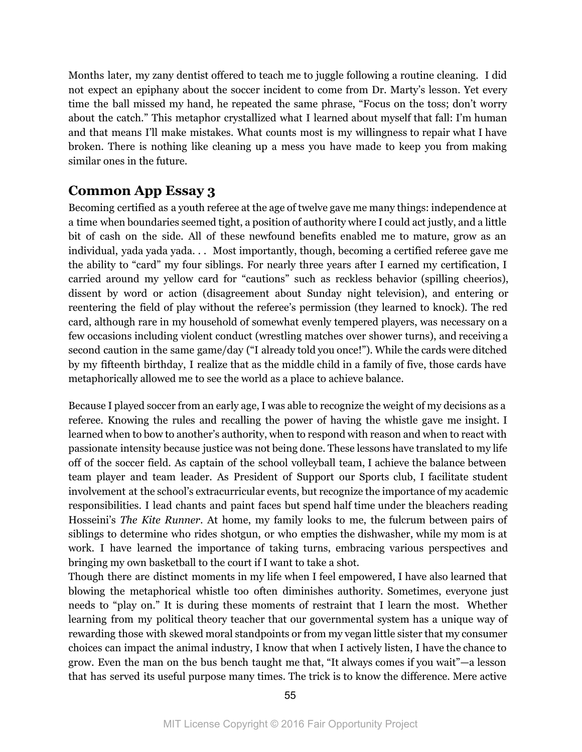Months later, my zany dentist offered to teach me to juggle following a routine cleaning. I did not expect an epiphany about the soccer incident to come from Dr. Marty's lesson. Yet every time the ball missed my hand, he repeated the same phrase, "Focus on the toss; don't worry about the catch." This metaphor crystallized what I learned about myself that fall: I'm human and that means I'll make mistakes. What counts most is my willingness to repair what I have broken. There is nothing like cleaning up a mess you have made to keep you from making similar ones in the future.

## Common App Essay 3

Becoming certified as a youth referee at the age of twelve gave me many things: independence at a time when boundaries seemed tight, a position of authority where I could act justly, and a little bit of cash on the side. All of these newfound benefits enabled me to mature, grow as an individual, yada yada yada. . . Most importantly, though, becoming a certified referee gave me the ability to "card" my four siblings. For nearly three years after I earned my certification, I carried around my yellow card for "cautions" such as reckless behavior (spilling cheerios), dissent by word or action (disagreement about Sunday night television), and entering or reentering the field of play without the referee's permission (they learned to knock). The red card, although rare in my household of somewhat evenly tempered players, was necessary on a few occasions including violent conduct (wrestling matches over shower turns), and receiving a second caution in the same game/day ("I already told you once!"). While the cards were ditched by my fifteenth birthday, I realize that as the middle child in a family of five, those cards have metaphorically allowed me to see the world as a place to achieve balance.

Because I played soccer from an early age, I was able to recognize the weight of my decisions as a referee. Knowing the rules and recalling the power of having the whistle gave me insight. I learned when to bow to another's authority, when to respond with reason and when to react with passionate intensity because justice was not being done. These lessons have translated to my life off of the soccer field. As captain of the school volleyball team, I achieve the balance between team player and team leader. As President of Support our Sports club, I facilitate student involvement at the school's extracurricular events, but recognize the importance of my academic responsibilities. I lead chants and paint faces but spend half time under the bleachers reading Hosseini's *The Kite Runner*. At home, my family looks to me, the fulcrum between pairs of siblings to determine who rides shotgun, or who empties the dishwasher, while my mom is at work. I have learned the importance of taking turns, embracing various perspectives and bringing my own basketball to the court if I want to take a shot.

Though there are distinct moments in my life when I feel empowered, I have also learned that blowing the metaphorical whistle too often diminishes authority. Sometimes, everyone just needs to "play on." It is during these moments of restraint that I learn the most. Whether learning from my political theory teacher that our governmental system has a unique way of rewarding those with skewed moral standpoints or from my vegan little sister that my consumer choices can impact the animal industry, I know that when I actively listen, I have the chance to grow. Even the man on the bus bench taught me that, "It always comes if you wait"—a lesson that has served its useful purpose many times. The trick is to know the difference. Mere active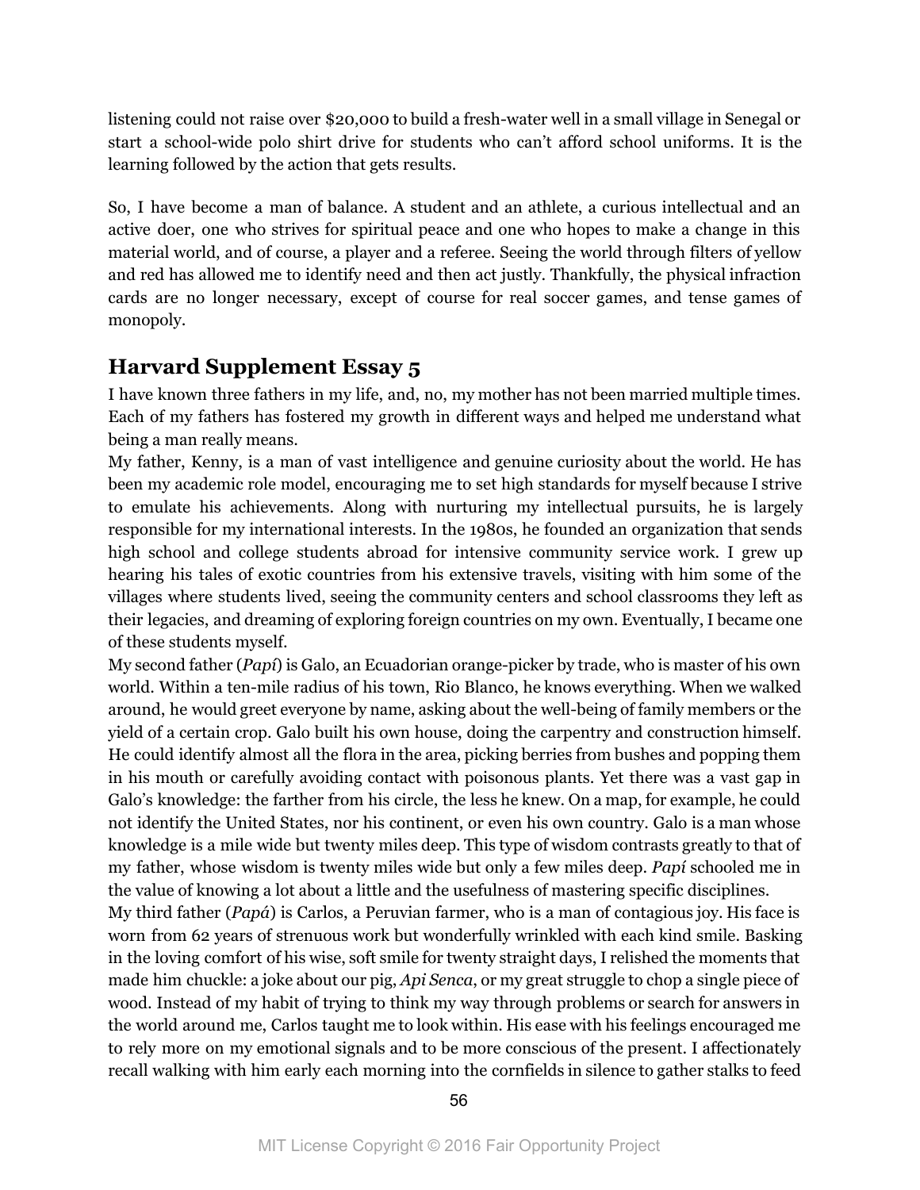listening could not raise over $20,000 to build a fresh-water well in a small village in Senegal or start a school-wide polo shirt drive for students who can't afford school uniforms. It is the learning followed by the action that gets results.

So, I have become a man of balance. A student and an athlete, a curious intellectual and an active doer, one who strives for spiritual peace and one who hopes to make a change in this material world, and of course, a player and a referee. Seeing the world through filters of yellow and red has allowed me to identify need and then act justly. Thankfully, the physical infraction cards are no longer necessary, except of course for real soccer games, and tense games of monopoly.

## Harvard Supplement Essay 5

I have known three fathers in my life, and, no, my mother has not been married multiple times. Each of my fathers has fostered my growth in different ways and helped me understand what being a man really means.

My father, Kenny, is a man of vast intelligence and genuine curiosity about the world. He has been my academic role model, encouraging me to set high standards for myself because I strive to emulate his achievements. Along with nurturing my intellectual pursuits, he is largely responsible for my international interests. In the 1980s, he founded an organization that sends high school and college students abroad for intensive community service work. I grew up hearing his tales of exotic countries from his extensive travels, visiting with him some of the villages where students lived, seeing the community centers and school classrooms they left as their legacies, and dreaming of exploring foreign countries on my own. Eventually, I became one of these students myself.

My second father (*Papí*) is Galo, an Ecuadorian orange-picker by trade, who is master of his own world. Within a ten-mile radius of his town, Rio Blanco, he knows everything. When we walked around, he would greet everyone by name, asking about the well-being of family members or the yield of a certain crop. Galo built his own house, doing the carpentry and construction himself. He could identify almost all the flora in the area, picking berries from bushes and popping them in his mouth or carefully avoiding contact with poisonous plants. Yet there was a vast gap in Galo's knowledge: the farther from his circle, the less he knew. On a map, for example, he could not identify the United States, nor his continent, or even his own country. Galo is a man whose knowledge is a mile wide but twenty miles deep. This type of wisdom contrasts greatly to that of my father, whose wisdom is twenty miles wide but only a few miles deep. *Papí* schooled me in the value of knowing a lot about a little and the usefulness of mastering specific disciplines.

My third father (*Papá*) is Carlos, a Peruvian farmer, who is a man of contagious joy. His face is worn from 62 years of strenuous work but wonderfully wrinkled with each kind smile. Basking in the loving comfort of his wise, soft smile for twenty straight days, I relished the moments that made him chuckle: a joke about our pig, *Api Senca*, or my great struggle to chop a single piece of wood. Instead of my habit of trying to think my way through problems or search for answers in the world around me, Carlos taught me to look within. His ease with his feelings encouraged me to rely more on my emotional signals and to be more conscious of the present. I affectionately recall walking with him early each morning into the cornfields in silence to gather stalks to feed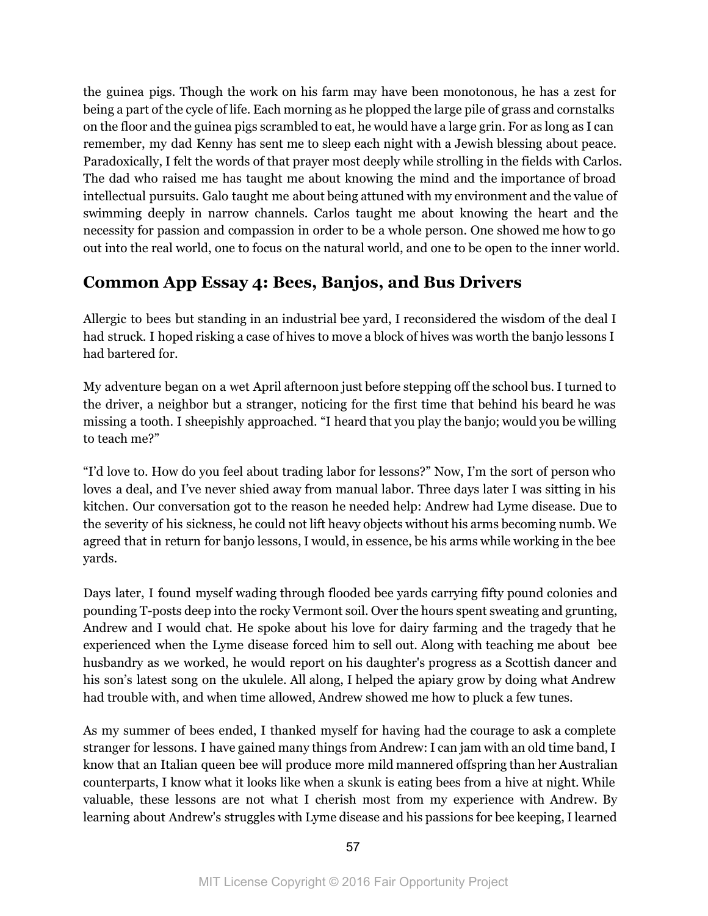the guinea pigs. Though the work on his farm may have been monotonous, he has a zest for being a part of the cycle of life. Each morning as he plopped the large pile of grass and cornstalks on the floor and the guinea pigs scrambled to eat, he would have a large grin. For as long as I can remember, my dad Kenny has sent me to sleep each night with a Jewish blessing about peace. Paradoxically, I felt the words of that prayer most deeply while strolling in the fields with Carlos. The dad who raised me has taught me about knowing the mind and the importance of broad intellectual pursuits. Galo taught me about being attuned with my environment and the value of swimming deeply in narrow channels. Carlos taught me about knowing the heart and the necessity for passion and compassion in order to be a whole person. One showed me how to go out into the real world, one to focus on the natural world, and one to be open to the inner world.

## Common App Essay 4: Bees, Banjos, and Bus Drivers

Allergic to bees but standing in an industrial bee yard, I reconsidered the wisdom of the deal I had struck. I hoped risking a case of hives to move a block of hives was worth the banjo lessons I had bartered for.

My adventure began on a wet April afternoon just before stepping off the school bus. I turned to the driver, a neighbor but a stranger, noticing for the first time that behind his beard he was missing a tooth. I sheepishly approached. "I heard that you play the banjo; would you be willing to teach me?"

"I'd love to. How do you feel about trading labor for lessons?" Now, I'm the sort of person who loves a deal, and I've never shied away from manual labor. Three days later I was sitting in his kitchen. Our conversation got to the reason he needed help: Andrew had Lyme disease. Due to the severity of his sickness, he could not lift heavy objects without his arms becoming numb. We agreed that in return for banjo lessons, I would, in essence, be his arms while working in the bee yards.

Days later, I found myself wading through flooded bee yards carrying fifty pound colonies and pounding T-posts deep into the rocky Vermont soil. Over the hours spent sweating and grunting, Andrew and I would chat. He spoke about his love for dairy farming and the tragedy that he experienced when the Lyme disease forced him to sell out. Along with teaching me about bee husbandry as we worked, he would report on his daughter's progress as a Scottish dancer and his son's latest song on the ukulele. All along, I helped the apiary grow by doing what Andrew had trouble with, and when time allowed, Andrew showed me how to pluck a few tunes.

As my summer of bees ended, I thanked myself for having had the courage to ask a complete stranger for lessons. I have gained many things from Andrew: I can jam with an old time band, I know that an Italian queen bee will produce more mild mannered offspring than her Australian counterparts, I know what it looks like when a skunk is eating bees from a hive at night. While valuable, these lessons are not what I cherish most from my experience with Andrew. By learning about Andrew's struggles with Lyme disease and his passions for bee keeping, I learned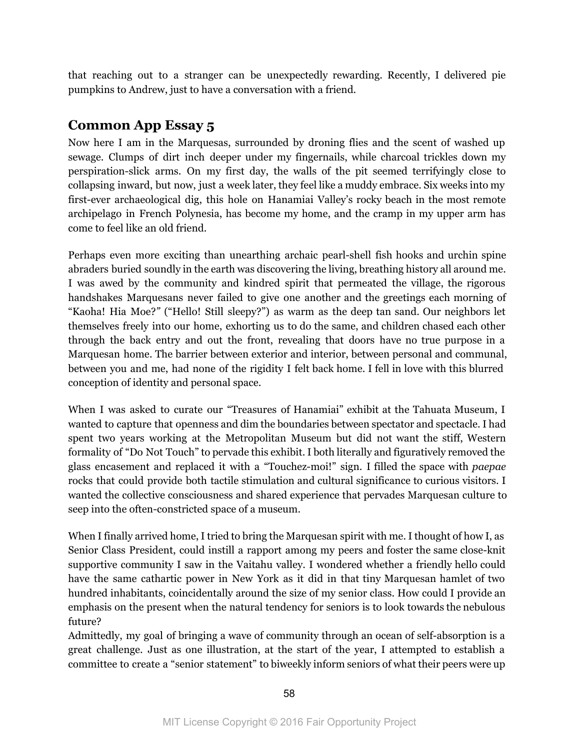that reaching out to a stranger can be unexpectedly rewarding. Recently, I delivered pie pumpkins to Andrew, just to have a conversation with a friend.

## Common App Essay 5

Now here I am in the Marquesas, surrounded by droning flies and the scent of washed up sewage. Clumps of dirt inch deeper under my fingernails, while charcoal trickles down my perspiration-slick arms. On my first day, the walls of the pit seemed terrifyingly close to collapsing inward, but now, just a week later, they feel like a muddy embrace. Six weeks into my first-ever archaeological dig, this hole on Hanamiai Valley's rocky beach in the most remote archipelago in French Polynesia, has become my home, and the cramp in my upper arm has come to feel like an old friend.

Perhaps even more exciting than unearthing archaic pearl-shell fish hooks and urchin spine abraders buried soundly in the earth was discovering the living, breathing history all around me. I was awed by the community and kindred spirit that permeated the village, the rigorous handshakes Marquesans never failed to give one another and the greetings each morning of "Kaoha! Hia Moe?" ("Hello! Still sleepy?") as warm as the deep tan sand. Our neighbors let themselves freely into our home, exhorting us to do the same, and children chased each other through the back entry and out the front, revealing that doors have no true purpose in a Marquesan home. The barrier between exterior and interior, between personal and communal, between you and me, had none of the rigidity I felt back home. I fell in love with this blurred conception of identity and personal space.

When I was asked to curate our "Treasures of Hanamiai" exhibit at the Tahuata Museum, I wanted to capture that openness and dim the boundaries between spectator and spectacle. I had spent two years working at the Metropolitan Museum but did not want the stiff, Western formality of "Do Not Touch" to pervade this exhibit. I both literally and figuratively removed the glass encasement and replaced it with a "Touchez-moi!" sign. I filled the space with *paepae* rocks that could provide both tactile stimulation and cultural significance to curious visitors. I wanted the collective consciousness and shared experience that pervades Marquesan culture to seep into the often-constricted space of a museum.

When I finally arrived home, I tried to bring the Marquesan spirit with me. I thought of how I, as Senior Class President, could instill a rapport among my peers and foster the same close-knit supportive community I saw in the Vaitahu valley. I wondered whether a friendly hello could have the same cathartic power in New York as it did in that tiny Marquesan hamlet of two hundred inhabitants, coincidentally around the size of my senior class. How could I provide an emphasis on the present when the natural tendency for seniors is to look towards the nebulous future?

Admittedly, my goal of bringing a wave of community through an ocean of self-absorption is a great challenge. Just as one illustration, at the start of the year, I attempted to establish a committee to create a "senior statement" to biweekly inform seniors of what their peers were up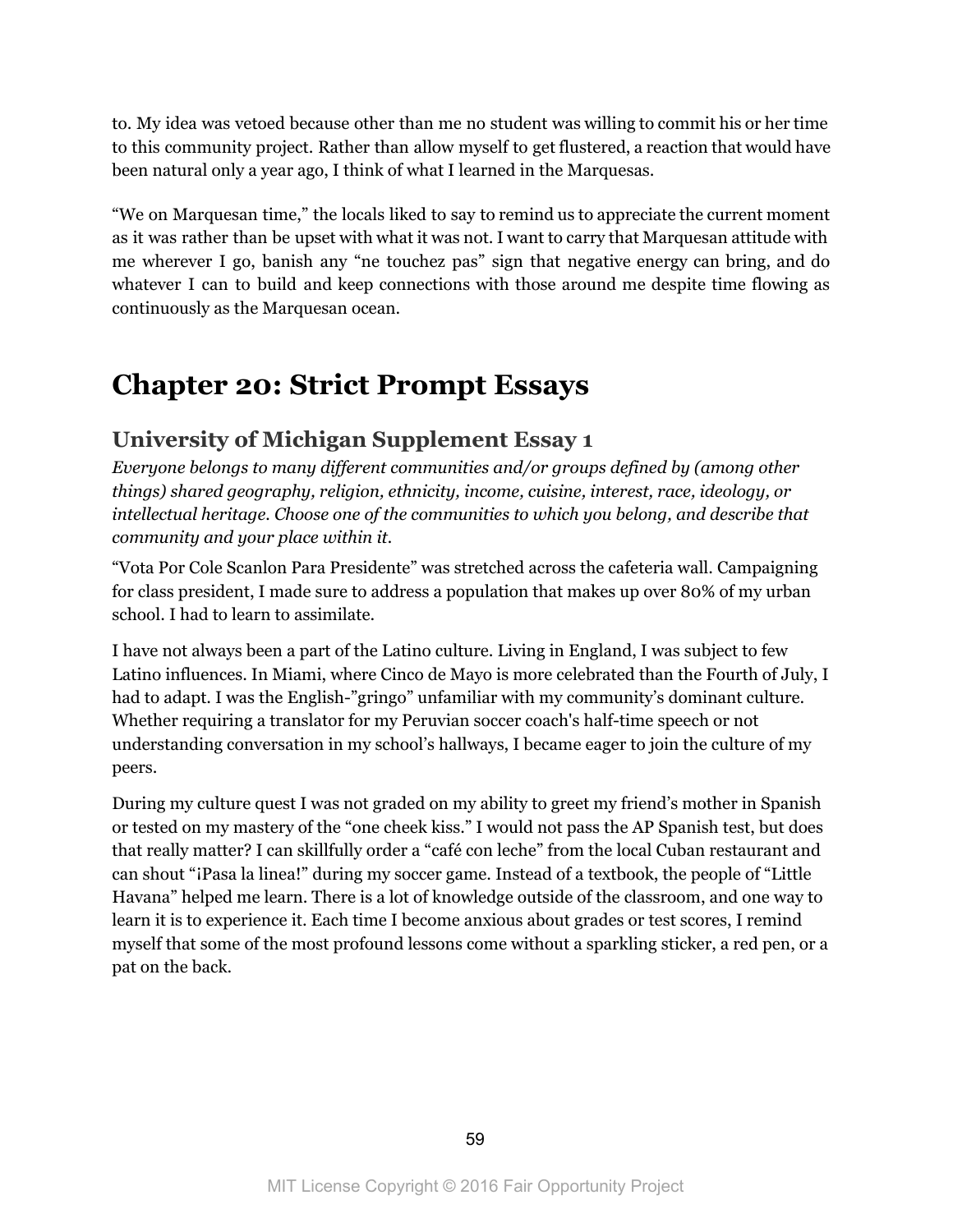to. My idea was vetoed because other than me no student was willing to commit his or her time to this community project. Rather than allow myself to get flustered, a reaction that would have been natural only a year ago, I think of what I learned in the Marquesas.

“We on Marquesan time,” the locals liked to say to remind us to appreciate the current moment as it was rather than be upset with what it was not. I want to carry that Marquesan attitude with me wherever I go, banish any “ne touchez pas” sign that negative energy can bring, and do whatever I can to build and keep connections with those around me despite time flowing as continuously as the Marquesan ocean.

# Chapter 20: Strict Prompt Essays

## University of Michigan Supplement Essay 1

*Everyone belongs to many different communities and/or groups defined by (among other things) shared geography, religion, ethnicity, income, cuisine, interest, race, ideology, or intellectual heritage. Choose one of the communities to which you belong, and describe that community and your place within it.*

“Vota Por Cole Scanlon Para Presidente” was stretched across the cafeteria wall. Campaigning for class president, I made sure to address a population that makes up over 80% of my urban school. I had to learn to assimilate.

I have not always been a part of the Latino culture. Living in England, I was subject to few Latino influences. In Miami, where Cinco de Mayo is more celebrated than the Fourth of July, I had to adapt. I was the English-”gringo” unfamiliar with my community’s dominant culture. Whether requiring a translator for my Peruvian soccer coach's half-time speech or not understanding conversation in my school’s hallways, I became eager to join the culture of my peers.

During my culture quest I was not graded on my ability to greet my friend’s mother in Spanish or tested on my mastery of the “one cheek kiss.” I would not pass the AP Spanish test, but does that really matter? I can skillfully order a “café con leche” from the local Cuban restaurant and can shout “¡Pasa la linea!” during my soccer game. Instead of a textbook, the people of “Little Havana” helped me learn. There is a lot of knowledge outside of the classroom, and one way to learn it is to experience it. Each time I become anxious about grades or test scores, I remind myself that some of the most profound lessons come without a sparkling sticker, a red pen, or a pat on the back.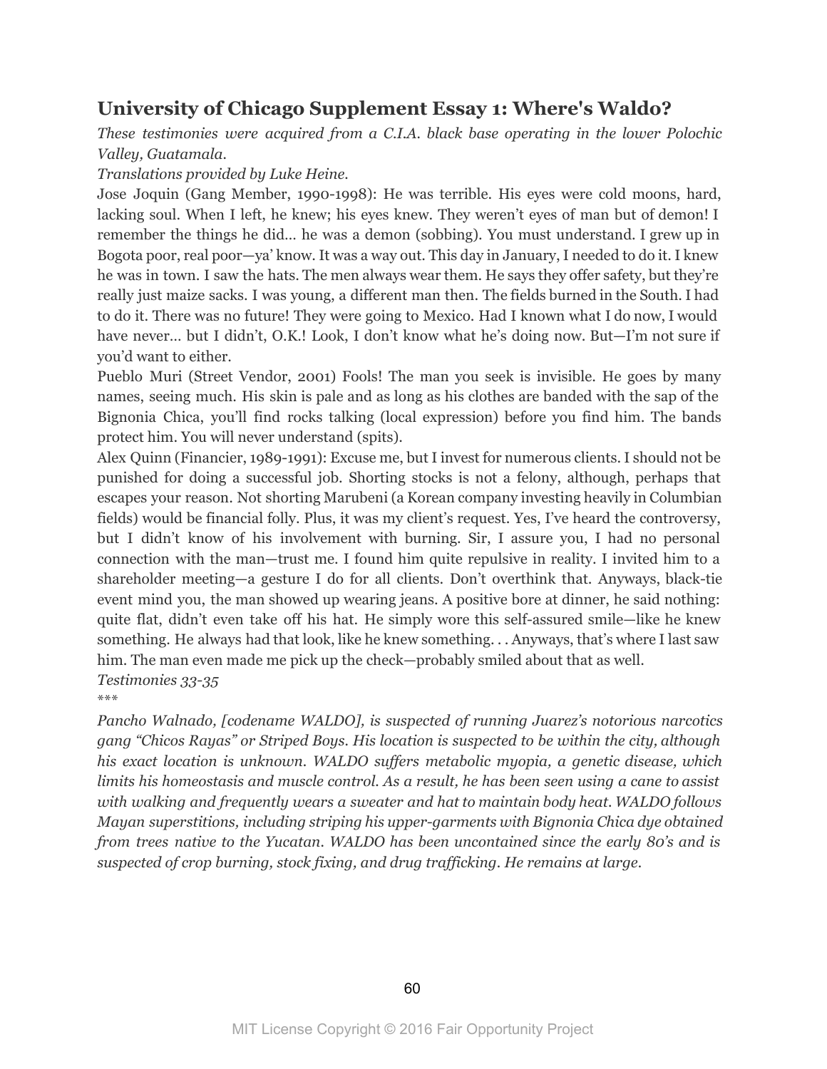## University of Chicago Supplement Essay 1: Where's Waldo?

*These testimonies were acquired from a C.I.A. black base operating in the lower Polochic Valley, Guatamala.*

*Translations provided by Luke Heine.*

Jose Joquin (Gang Member, 1990-1998): He was terrible. His eyes were cold moons, hard, lacking soul. When I left, he knew; his eyes knew. They weren't eyes of man but of demon! I remember the things he did… he was a demon (sobbing). You must understand. I grew up in Bogota poor, real poor—ya' know. It was a way out. This day in January, I needed to do it. I knew he was in town. I saw the hats. The men always wear them. He says they offer safety, but they're really just maize sacks. I was young, a different man then. The fields burned in the South. I had to do it. There was no future! They were going to Mexico. Had I known what I do now, I would have never… but I didn't, O.K.! Look, I don't know what he's doing now. But—I'm not sure if you'd want to either.

Pueblo Muri (Street Vendor, 2001) Fools! The man you seek is invisible. He goes by many names, seeing much. His skin is pale and as long as his clothes are banded with the sap of the Bignonia Chica, you'll find rocks talking (local expression) before you find him. The bands protect him. You will never understand (spits).

Alex Quinn (Financier, 1989-1991): Excuse me, but I invest for numerous clients. I should not be punished for doing a successful job. Shorting stocks is not a felony, although, perhaps that escapes your reason. Not shorting Marubeni (a Korean company investing heavily in Columbian fields) would be financial folly. Plus, it was my client's request. Yes, I've heard the controversy, but I didn't know of his involvement with burning. Sir, I assure you, I had no personal connection with the man—trust me. I found him quite repulsive in reality. I invited him to a shareholder meeting—a gesture I do for all clients. Don't overthink that. Anyways, black-tie event mind you, the man showed up wearing jeans. A positive bore at dinner, he said nothing: quite flat, didn't even take off his hat. He simply wore this self-assured smile—like he knew something. He always had that look, like he knew something. . . Anyways, that's where I last saw him. The man even made me pick up the check—probably smiled about that as well.

*Testimonies 33-35*

\*\*\*

*Pancho Walnado, [codename WALDO], is suspected of running Juarez's notorious narcotics gang "Chicos Rayas" or Striped Boys. His location is suspected to be within the city, although his exact location is unknown. WALDO suffers metabolic myopia, a genetic disease, which limits his homeostasis and muscle control. As a result, he has been seen using a cane to assist with walking and frequently wears a sweater and hat to maintain body heat. WALDO follows Mayan superstitions, including striping his upper-garments with Bignonia Chica dye obtained from trees native to the Yucatan. WALDO has been uncontained since the early 80's and is suspected of crop burning, stock fixing, and drug trafficking. He remains at large.*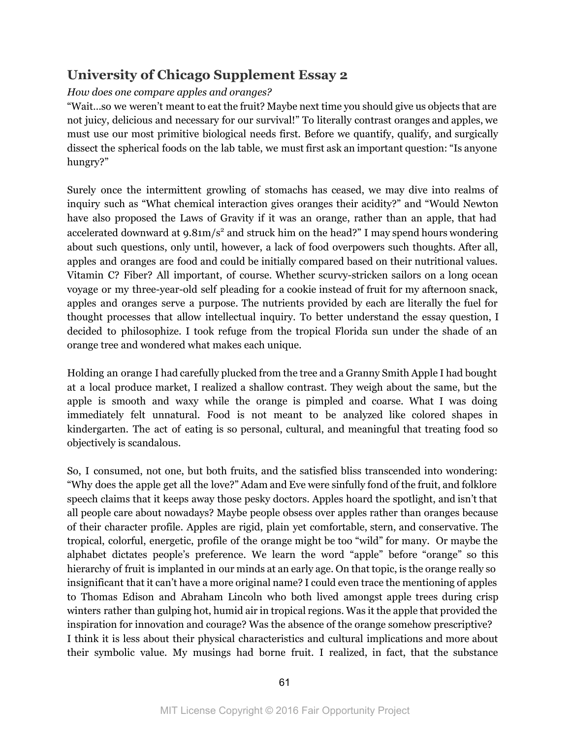## University of Chicago Supplement Essay 2

*How does one compare apples and oranges?*

"Wait…so we weren't meant to eat the fruit? Maybe next time you should give us objects that are not juicy, delicious and necessary for our survival!" To literally contrast oranges and apples, we must use our most primitive biological needs first. Before we quantify, qualify, and surgically dissect the spherical foods on the lab table, we must first ask an important question: "Is anyone hungry?"

Surely once the intermittent growling of stomachs has ceased, we may dive into realms of inquiry such as "What chemical interaction gives oranges their acidity?" and "Would Newton have also proposed the Laws of Gravity if it was an orange, rather than an apple, that had accelerated downward at $9.81 m/s^2$ and struck him on the head?" I may spend hours wondering about such questions, only until, however, a lack of food overpowers such thoughts. After all, apples and oranges are food and could be initially compared based on their nutritional values. Vitamin C? Fiber? All important, of course. Whether scurvy-stricken sailors on a long ocean voyage or my three-year-old self pleading for a cookie instead of fruit for my afternoon snack, apples and oranges serve a purpose. The nutrients provided by each are literally the fuel for thought processes that allow intellectual inquiry. To better understand the essay question, I decided to philosophize. I took refuge from the tropical Florida sun under the shade of an orange tree and wondered what makes each unique.

Holding an orange I had carefully plucked from the tree and a Granny Smith Apple I had bought at a local produce market, I realized a shallow contrast. They weigh about the same, but the apple is smooth and waxy while the orange is pimpled and coarse. What I was doing immediately felt unnatural. Food is not meant to be analyzed like colored shapes in kindergarten. The act of eating is so personal, cultural, and meaningful that treating food so objectively is scandalous.

So, I consumed, not one, but both fruits, and the satisfied bliss transcended into wondering: "Why does the apple get all the love?" Adam and Eve were sinfully fond of the fruit, and folklore speech claims that it keeps away those pesky doctors. Apples hoard the spotlight, and isn't that all people care about nowadays? Maybe people obsess over apples rather than oranges because of their character profile. Apples are rigid, plain yet comfortable, stern, and conservative. The tropical, colorful, energetic, profile of the orange might be too "wild" for many. Or maybe the alphabet dictates people's preference. We learn the word "apple" before "orange" so this hierarchy of fruit is implanted in our minds at an early age. On that topic, is the orange really so insignificant that it can't have a more original name? I could even trace the mentioning of apples to Thomas Edison and Abraham Lincoln who both lived amongst apple trees during crisp winters rather than gulping hot, humid air in tropical regions. Was it the apple that provided the inspiration for innovation and courage? Was the absence of the orange somehow prescriptive?

I think it is less about their physical characteristics and cultural implications and more about their symbolic value. My musings had borne fruit. I realized, in fact, that the substance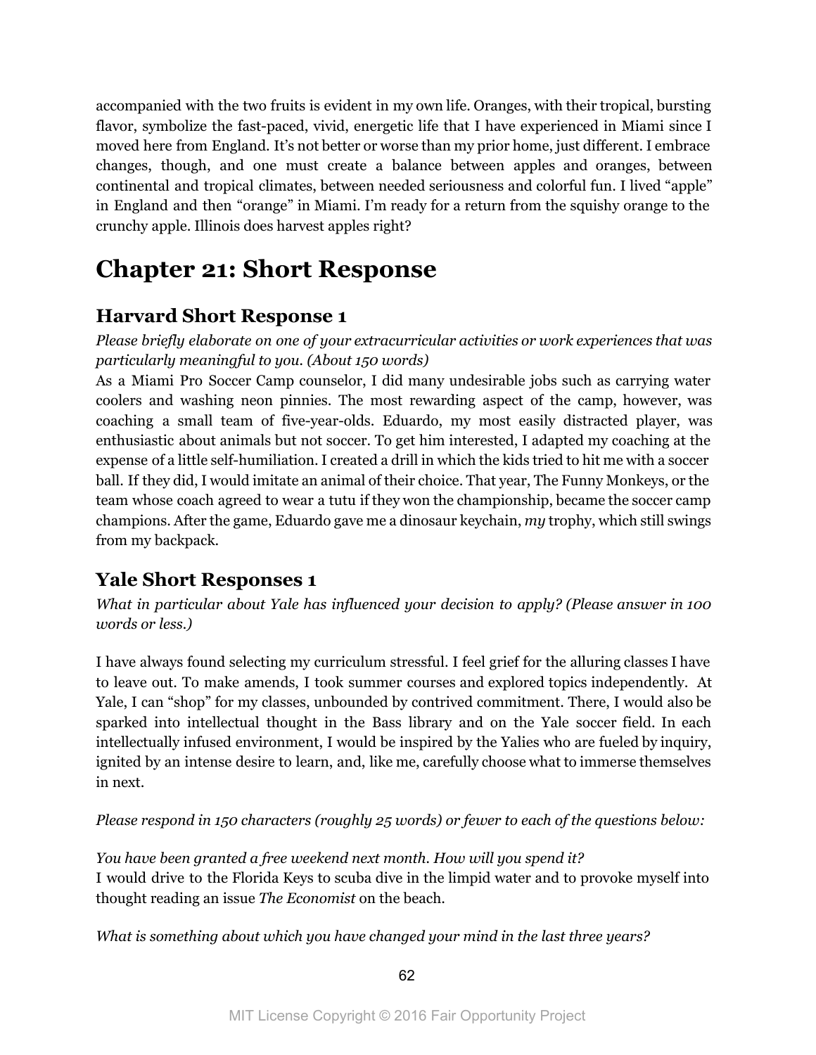accompanied with the two fruits is evident in my own life. Oranges, with their tropical, bursting flavor, symbolize the fast-paced, vivid, energetic life that I have experienced in Miami since I moved here from England. It's not better or worse than my prior home, just different. I embrace changes, though, and one must create a balance between apples and oranges, between continental and tropical climates, between needed seriousness and colorful fun. I lived "apple" in England and then "orange" in Miami. I'm ready for a return from the squishy orange to the crunchy apple. Illinois does harvest apples right?

# Chapter 21: Short Response

## Harvard Short Response 1

*Please briefly elaborate on one of your extracurricular activities or work experiences that was particularly meaningful to you. (About 150 words)*

As a Miami Pro Soccer Camp counselor, I did many undesirable jobs such as carrying water coolers and washing neon pinnies. The most rewarding aspect of the camp, however, was coaching a small team of five-year-olds. Eduardo, my most easily distracted player, was enthusiastic about animals but not soccer. To get him interested, I adapted my coaching at the expense of a little self-humiliation. I created a drill in which the kids tried to hit me with a soccer ball. If they did, I would imitate an animal of their choice. That year, The Funny Monkeys, or the team whose coach agreed to wear a tutu if they won the championship, became the soccer camp champions. After the game, Eduardo gave me a dinosaur keychain, *my* trophy, which still swings from my backpack.

## Yale Short Responses 1

*What in particular about Yale has influenced your decision to apply? (Please answer in 100 words or less.)*

I have always found selecting my curriculum stressful. I feel grief for the alluring classes I have to leave out. To make amends, I took summer courses and explored topics independently. At Yale, I can "shop" for my classes, unbounded by contrived commitment. There, I would also be sparked into intellectual thought in the Bass library and on the Yale soccer field. In each intellectually infused environment, I would be inspired by the Yalies who are fueled by inquiry, ignited by an intense desire to learn, and, like me, carefully choose what to immerse themselves in next.

*Please respond in 150 characters (roughly 25 words) or fewer to each of the questions below:*

*You have been granted a free weekend next month. How will you spend it?*

I would drive to the Florida Keys to scuba dive in the limpid water and to provoke myself into thought reading an issue *The Economist* on the beach.

*What is something about which you have changed your mind in the last three years?*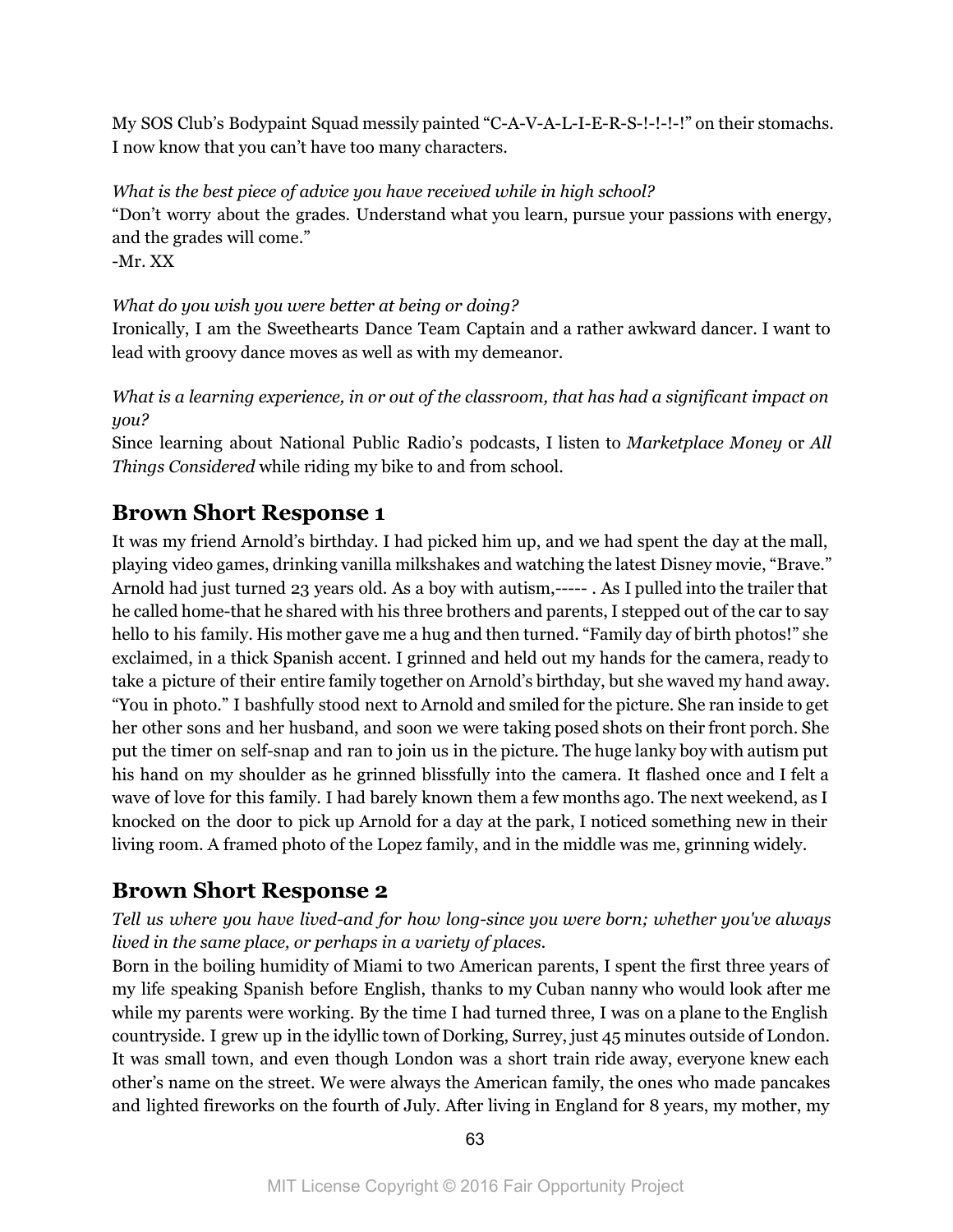My SOS Club's Bodypaint Squad messily painted "C-A-V-A-L-I-E-R-S-!-!-!-!" on their stomachs. I now know that you can't have too many characters.

*What is the best piece of advice you have received while in high school?*

"Don't worry about the grades. Understand what you learn, pursue your passions with energy, and the grades will come."

-Mr. XX

*What do you wish you were better at being or doing?*

Ironically, I am the Sweethearts Dance Team Captain and a rather awkward dancer. I want to lead with groovy dance moves as well as with my demeanor.

*What is a learning experience, in or out of the classroom, that has had a significant impact on you?*

Since learning about National Public Radio's podcasts, I listen to *Marketplace Money* or *All Things Considered* while riding my bike to and from school.

## Brown Short Response 1

It was my friend Arnold's birthday. I had picked him up, and we had spent the day at the mall, playing video games, drinking vanilla milkshakes and watching the latest Disney movie, "Brave." Arnold had just turned 23 years old. As a boy with autism,----- . As I pulled into the trailer that he called home-that he shared with his three brothers and parents, I stepped out of the car to say hello to his family. His mother gave me a hug and then turned. "Family day of birth photos!" she exclaimed, in a thick Spanish accent. I grinned and held out my hands for the camera, ready to take a picture of their entire family together on Arnold's birthday, but she waved my hand away. "You in photo." I bashfully stood next to Arnold and smiled for the picture. She ran inside to get her other sons and her husband, and soon we were taking posed shots on their front porch. She put the timer on self-snap and ran to join us in the picture. The huge lanky boy with autism put his hand on my shoulder as he grinned blissfully into the camera. It flashed once and I felt a wave of love for this family. I had barely known them a few months ago. The next weekend, as I knocked on the door to pick up Arnold for a day at the park, I noticed something new in their living room. A framed photo of the Lopez family, and in the middle was me, grinning widely.

## Brown Short Response 2

*Tell us where you have lived-and for how long-since you were born; whether you've always lived in the same place, or perhaps in a variety of places.*

Born in the boiling humidity of Miami to two American parents, I spent the first three years of my life speaking Spanish before English, thanks to my Cuban nanny who would look after me while my parents were working. By the time I had turned three, I was on a plane to the English countryside. I grew up in the idyllic town of Dorking, Surrey, just 45 minutes outside of London. It was small town, and even though London was a short train ride away, everyone knew each other's name on the street. We were always the American family, the ones who made pancakes and lighted fireworks on the fourth of July. After living in England for 8 years, my mother, my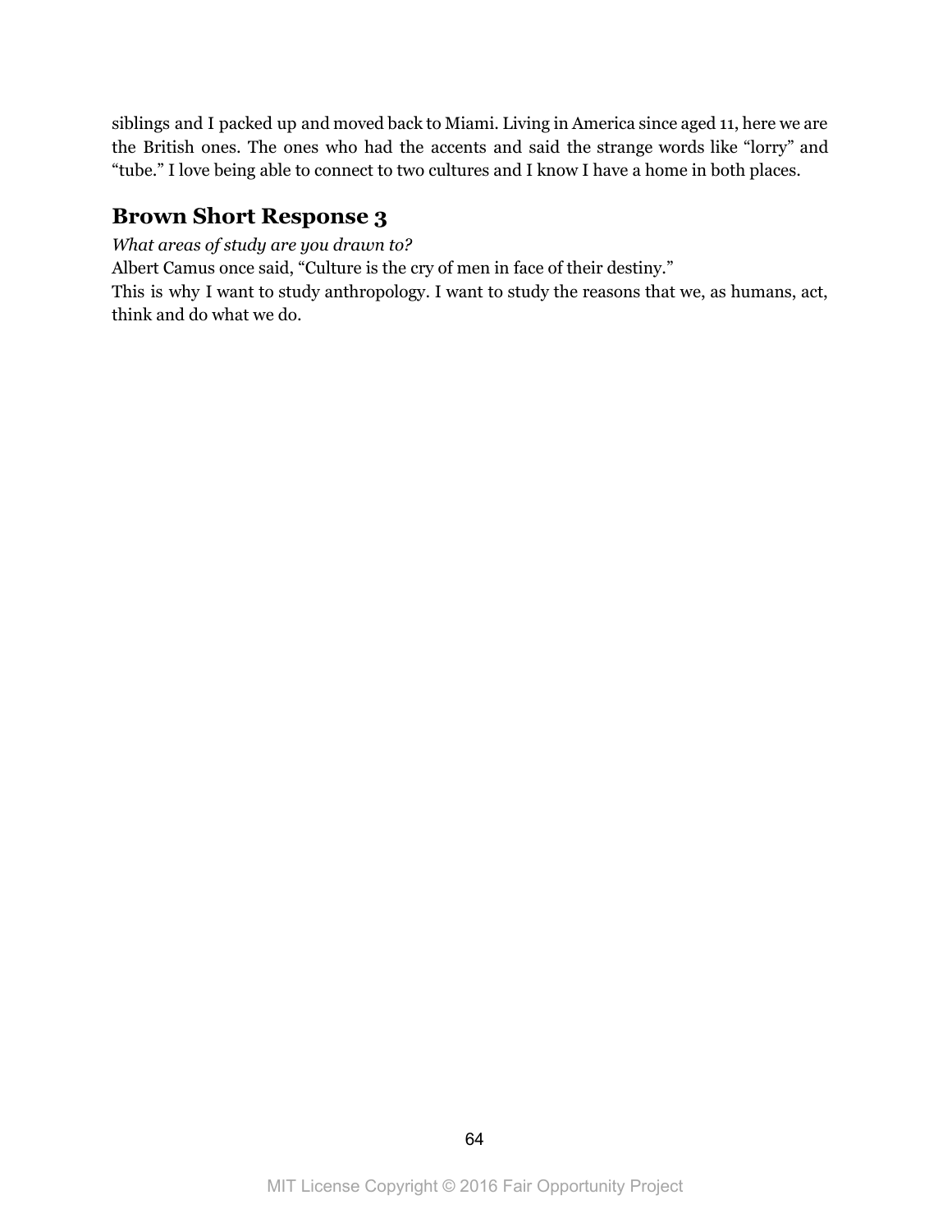siblings and I packed up and moved back to Miami. Living in America since aged 11, here we are the British ones. The ones who had the accents and said the strange words like "lorry" and "tube." I love being able to connect to two cultures and I know I have a home in both places.

## Brown Short Response 3

*What areas of study are you drawn to?*

Albert Camus once said, "Culture is the cry of men in face of their destiny."

This is why I want to study anthropology. I want to study the reasons that we, as humans, act, think and do what we do.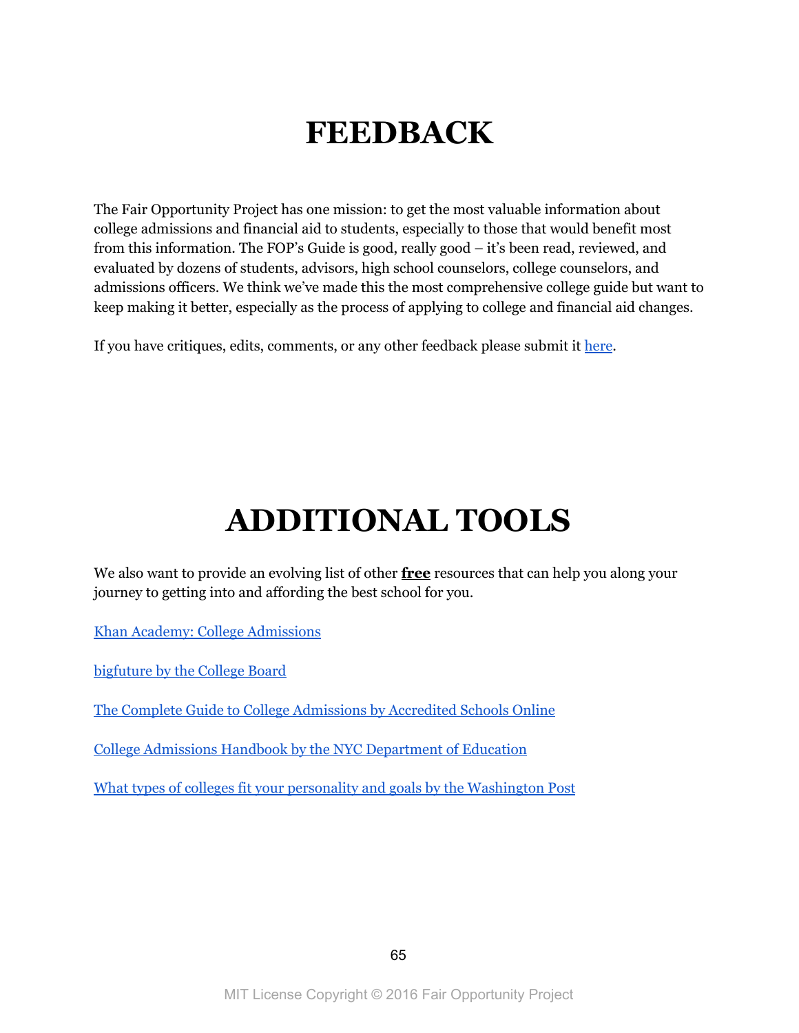# FEEDBACK

The Fair Opportunity Project has one mission: to get the most valuable information about college admissions and financial aid to students, especially to those that would benefit most from this information. The FOP's Guide is good, really good – it's been read, reviewed, and evaluated by dozens of students, advisors, high school counselors, college counselors, and admissions officers. We think we've made this the most comprehensive college guide but want to keep making it better, especially as the process of applying to college and financial aid changes.

If you have critiques, edits, comments, or any other feedback please submit it here.

# ADDITIONAL TOOLS

We also want to provide an evolving list of other **free** resources that can help you along your journey to getting into and affording the best school for you.

Khan Academy: College Admissions

bigfuture by the College Board

The Complete Guide to College Admissions by Accredited Schools Online

College Admissions Handbook by the NYC Department of Education

What types of colleges fit your personality and goals by the Washington Post

MIT License Copyright © 2016 Fair Opportunity Project